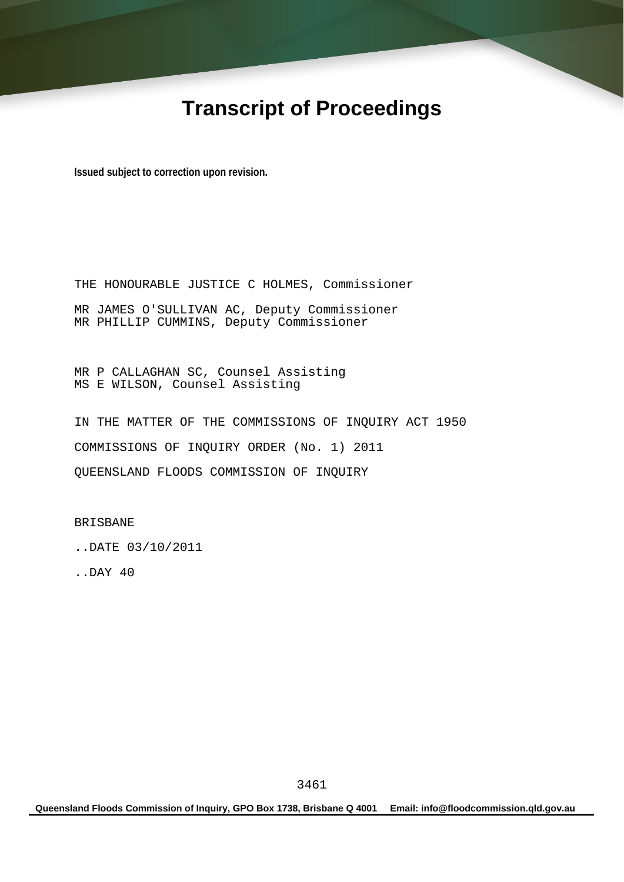# Transcript of Proceedings

**Issued subject to correction upon revision.**

THE HONOURABLE JUSTICE C HOLMES, Commissioner

MR JAMES O'SULLIVAN AC, Deputy Commissioner
MR PHILLIP CUMMINS, Deputy Commissioner

MR P CALLAGHAN SC, Counsel Assisting
MS E WILSON, Counsel Assisting

IN THE MATTER OF THE COMMISSIONS OF INQUIRY ACT 1950

COMMISSIONS OF INQUIRY ORDER (No. 1) 2011

QUEENSLAND FLOODS COMMISSION OF INQUIRY

BRISBANE

..DATE 03/10/2011

..DAY 40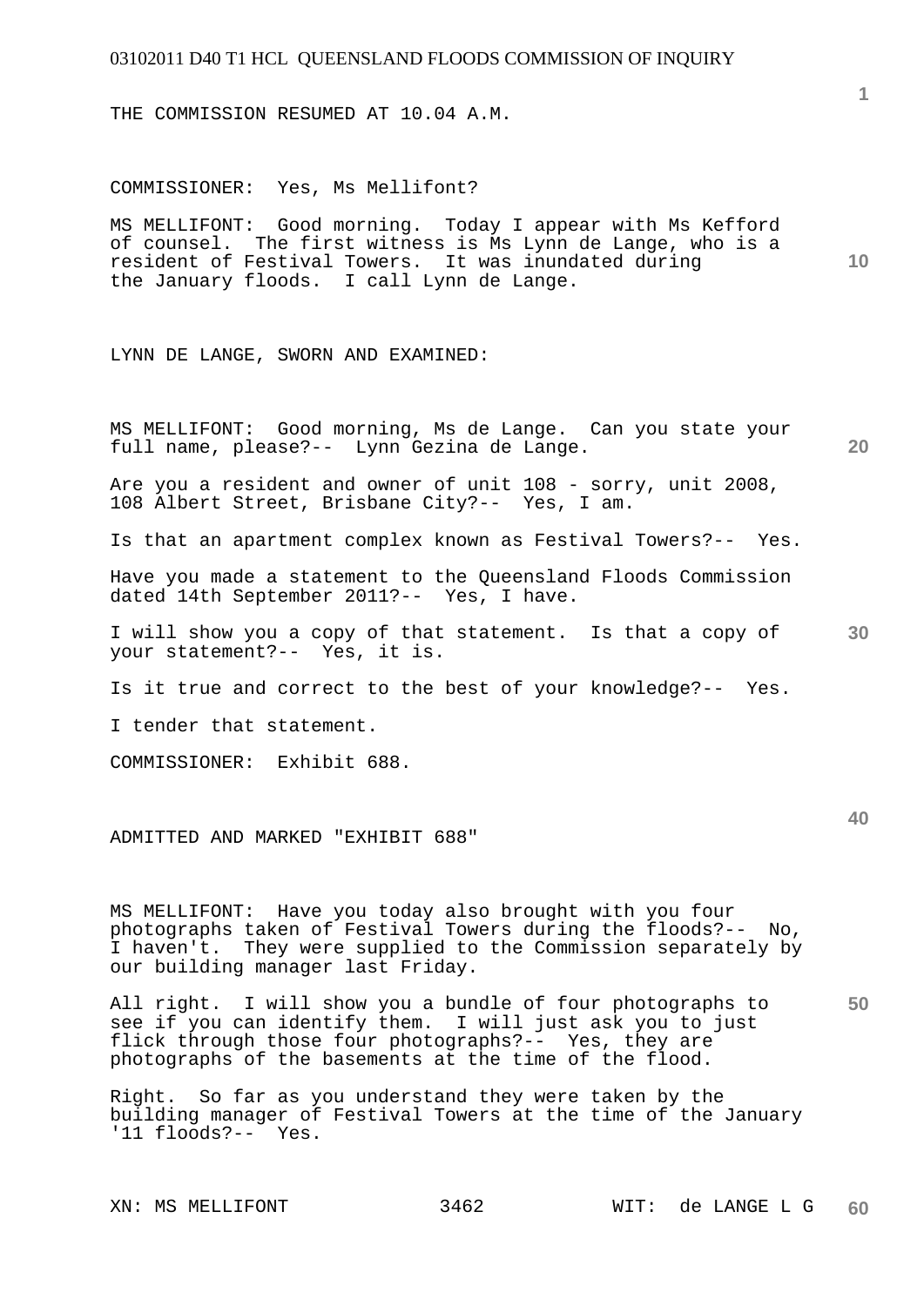THE COMMISSION RESUMED AT 10.04 A.M.

COMMISSIONER: Yes, Ms Mellifont?

MS MELLIFONT: Good morning. Today I appear with Ms Kefford of counsel. The first witness is Ms Lynn de Lange, who is a resident of Festival Towers. It was inundated during the January floods. I call Lynn de Lange.

LYNN DE LANGE, SWORN AND EXAMINED:

MS MELLIFONT: Good morning, Ms de Lange. Can you state your full name, please?-- Lynn Gezina de Lange.

Are you a resident and owner of unit 108 - sorry, unit 2008, 108 Albert Street, Brisbane City?-- Yes, I am.

Is that an apartment complex known as Festival Towers?-- Yes.

Have you made a statement to the Queensland Floods Commission dated 14th September 2011?-- Yes, I have.

I will show you a copy of that statement. Is that a copy of your statement?-- Yes, it is.

Is it true and correct to the best of your knowledge?-- Yes.

I tender that statement.

COMMISSIONER: Exhibit 688.

ADMITTED AND MARKED "EXHIBIT 688"

MS MELLIFONT: Have you today also brought with you four photographs taken of Festival Towers during the floods?-- No, I haven't. They were supplied to the Commission separately by our building manager last Friday.

All right. I will show you a bundle of four photographs to see if you can identify them. I will just ask you to just flick through those four photographs?-- Yes, they are photographs of the basements at the time of the flood.

Right. So far as you understand they were taken by the building manager of Festival Towers at the time of the January '11 floods?-- Yes.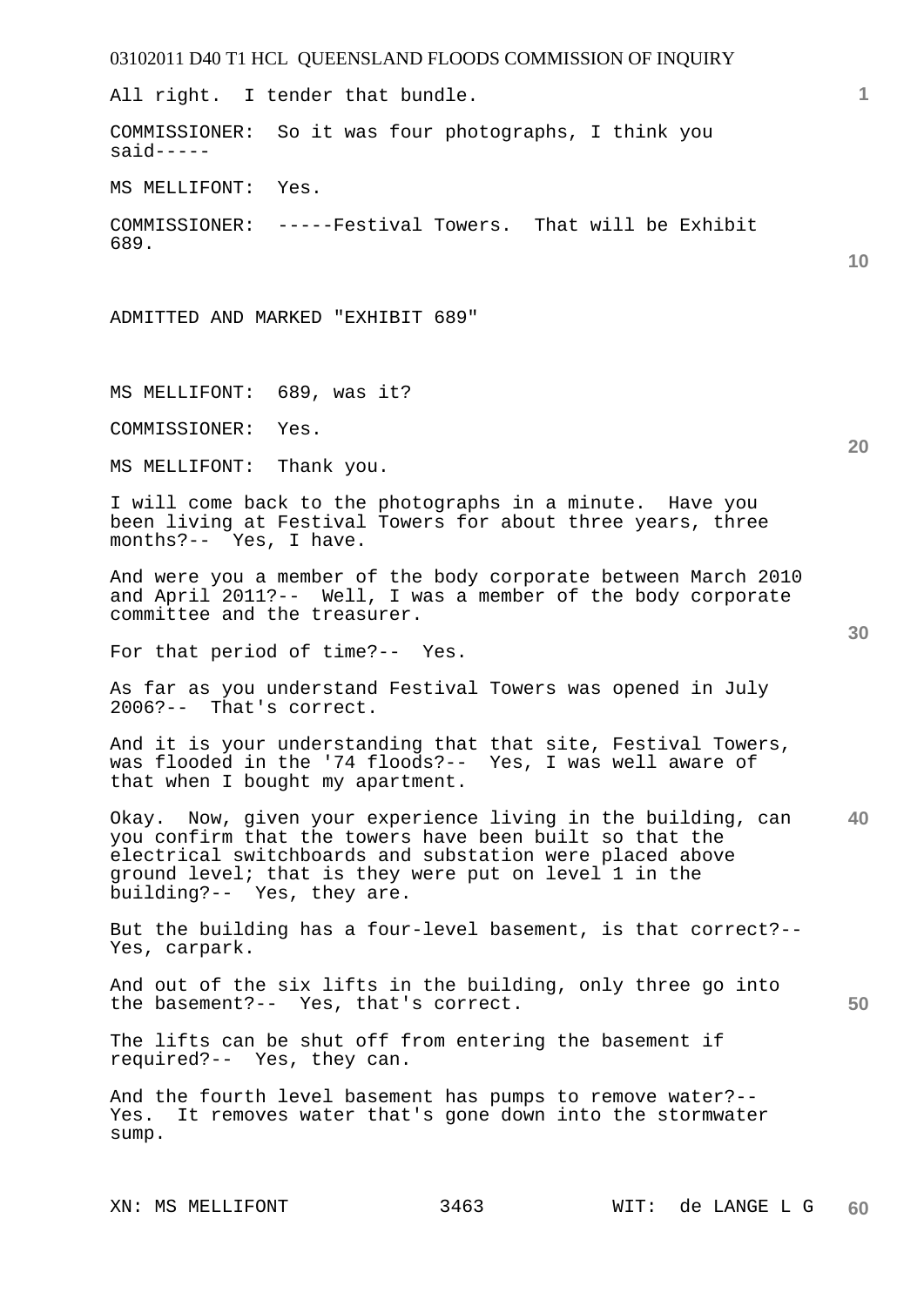All right. I tender that bundle.

COMMISSIONER: So it was four photographs, I think you said-----

MS MELLIFONT: Yes.

COMMISSIONER: -----Festival Towers. That will be Exhibit 689.

ADMITTED AND MARKED "EXHIBIT 689"

MS MELLIFONT: 689, was it?

COMMISSIONER: Yes.

MS MELLIFONT: Thank you.

I will come back to the photographs in a minute. Have you been living at Festival Towers for about three years, three months?-- Yes, I have.

And were you a member of the body corporate between March 2010 and April 2011?-- Well, I was a member of the body corporate committee and the treasurer.

For that period of time?-- Yes.

As far as you understand Festival Towers was opened in July 2006?-- That's correct.

And it is your understanding that that site, Festival Towers, was flooded in the '74 floods?-- Yes, I was well aware of that when I bought my apartment.

Okay. Now, given your experience living in the building, can you confirm that the towers have been built so that the electrical switchboards and substation were placed above ground level; that is they were put on level 1 in the building?-- Yes, they are.

But the building has a four-level basement, is that correct?-- Yes, carpark.

And out of the six lifts in the building, only three go into the basement?-- Yes, that's correct.

The lifts can be shut off from entering the basement if required?-- Yes, they can.

And the fourth level basement has pumps to remove water?-- Yes. It removes water that's gone down into the stormwater sump.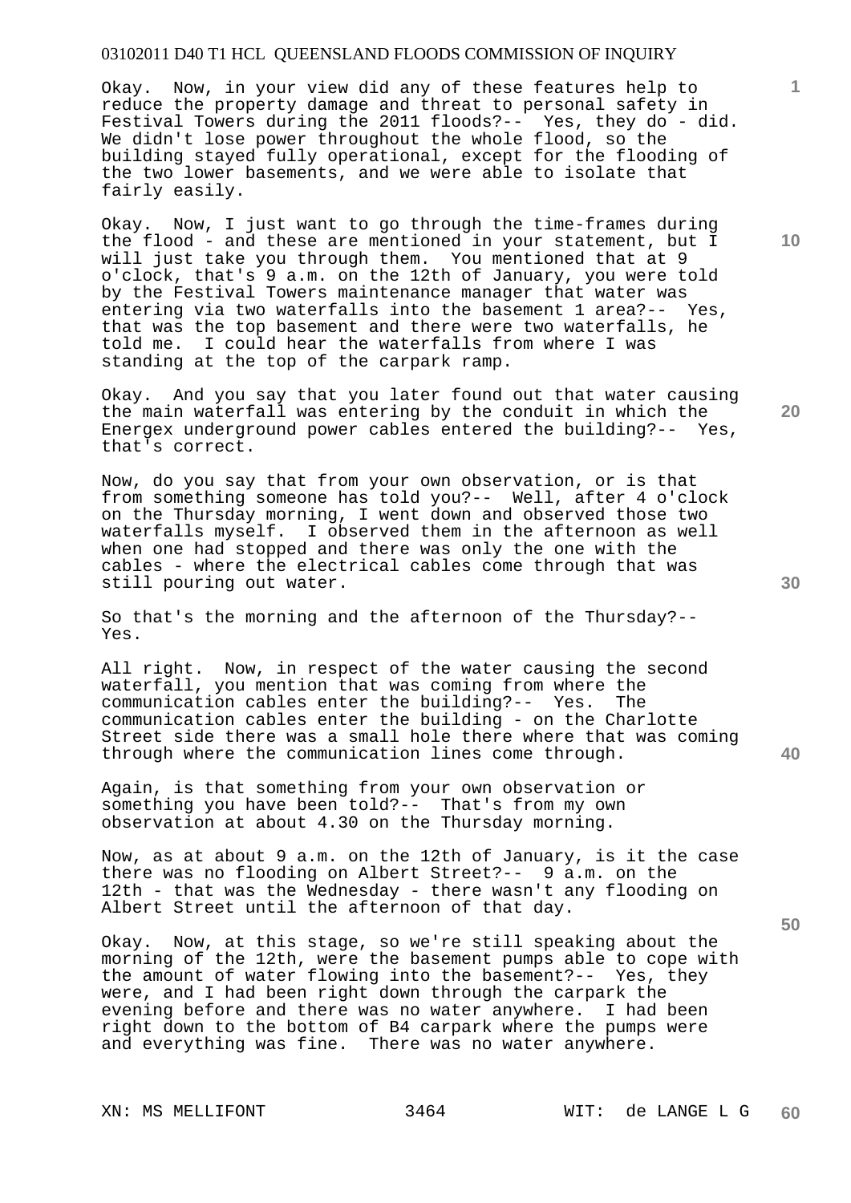Okay. Now, in your view did any of these features help to reduce the property damage and threat to personal safety in Festival Towers during the 2011 floods?-- Yes, they do - did. We didn't lose power throughout the whole flood, so the building stayed fully operational, except for the flooding of the two lower basements, and we were able to isolate that fairly easily.

Okay. Now, I just want to go through the time-frames during the flood - and these are mentioned in your statement, but I will just take you through them. You mentioned that at 9 o'clock, that's 9 a.m. on the 12th of January, you were told by the Festival Towers maintenance manager that water was entering via two waterfalls into the basement 1 area?-- Yes, that was the top basement and there were two waterfalls, he told me. I could hear the waterfalls from where I was standing at the top of the carpark ramp.

Okay. And you say that you later found out that water causing the main waterfall was entering by the conduit in which the Energex underground power cables entered the building?-- Yes, that's correct.

Now, do you say that from your own observation, or is that from something someone has told you?-- Well, after 4 o'clock on the Thursday morning, I went down and observed those two waterfalls myself. I observed them in the afternoon as well when one had stopped and there was only the one with the cables - where the electrical cables come through that was still pouring out water.

So that's the morning and the afternoon of the Thursday?-- Yes.

All right. Now, in respect of the water causing the second waterfall, you mention that was coming from where the communication cables enter the building?-- Yes. The communication cables enter the building - on the Charlotte Street side there was a small hole there where that was coming through where the communication lines come through.

Again, is that something from your own observation or something you have been told?-- That's from my own observation at about 4.30 on the Thursday morning.

Now, as at about 9 a.m. on the 12th of January, is it the case there was no flooding on Albert Street?-- 9 a.m. on the 12th - that was the Wednesday - there wasn't any flooding on Albert Street until the afternoon of that day.

Okay. Now, at this stage, so we're still speaking about the morning of the 12th, were the basement pumps able to cope with the amount of water flowing into the basement?-- Yes, they were, and I had been right down through the carpark the evening before and there was no water anywhere. I had been right down to the bottom of B4 carpark where the pumps were and everything was fine. There was no water anywhere.

XN: MS MELLIFONT WIT: de LANGE L G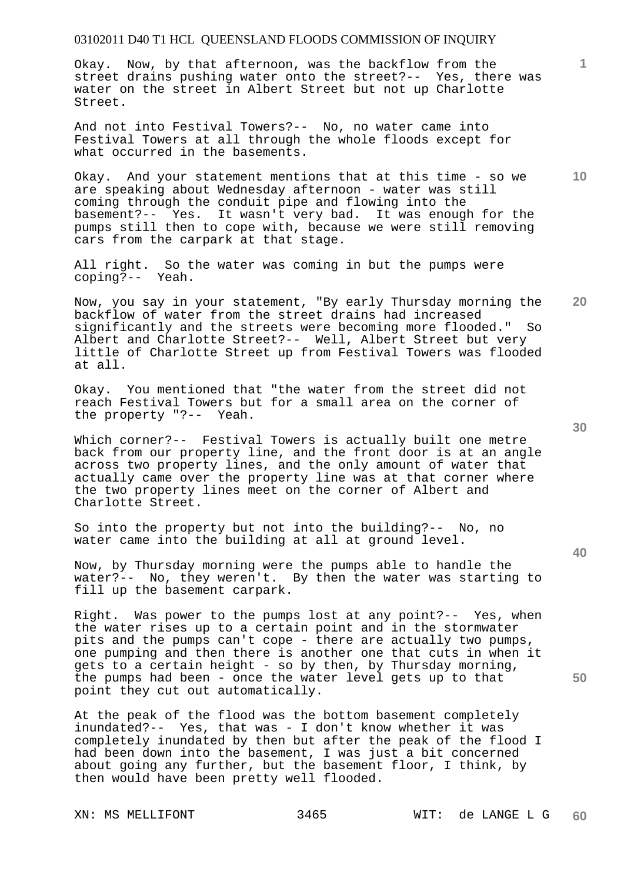Okay. Now, by that afternoon, was the backflow from the street drains pushing water onto the street?-- Yes, there was water on the street in Albert Street but not up Charlotte Street.

And not into Festival Towers?-- No, no water came into Festival Towers at all through the whole floods except for what occurred in the basements.

Okay. And your statement mentions that at this time - so we are speaking about Wednesday afternoon - water was still coming through the conduit pipe and flowing into the basement?-- Yes. It wasn't very bad. It was enough for the pumps still then to cope with, because we were still removing cars from the carpark at that stage.

All right. So the water was coming in but the pumps were coping?-- Yeah.

Now, you say in your statement, "By early Thursday morning the backflow of water from the street drains had increased significantly and the streets were becoming more flooded." So Albert and Charlotte Street?-- Well, Albert Street but very little of Charlotte Street up from Festival Towers was flooded at all.

Okay. You mentioned that "the water from the street did not reach Festival Towers but for a small area on the corner of the property "?-- Yeah.

Which corner?-- Festival Towers is actually built one metre back from our property line, and the front door is at an angle across two property lines, and the only amount of water that actually came over the property line was at that corner where the two property lines meet on the corner of Albert and Charlotte Street.

So into the property but not into the building?-- No, no water came into the building at all at ground level.

Now, by Thursday morning were the pumps able to handle the water?-- No, they weren't. By then the water was starting to fill up the basement carpark.

Right. Was power to the pumps lost at any point?-- Yes, when the water rises up to a certain point and in the stormwater pits and the pumps can't cope - there are actually two pumps, one pumping and then there is another one that cuts in when it gets to a certain height - so by then, by Thursday morning, the pumps had been - once the water level gets up to that point they cut out automatically.

At the peak of the flood was the bottom basement completely inundated?-- Yes, that was - I don't know whether it was completely inundated by then but after the peak of the flood I had been down into the basement, I was just a bit concerned about going any further, but the basement floor, I think, by then would have been pretty well flooded.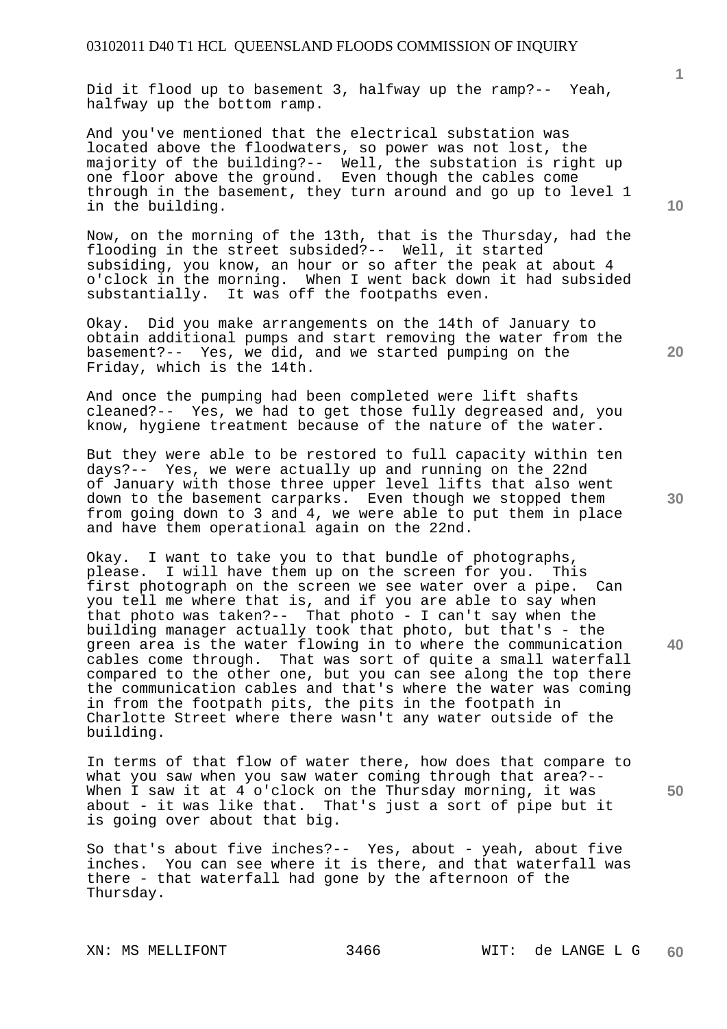Did it flood up to basement 3, halfway up the ramp?-- Yeah, halfway up the bottom ramp.

And you've mentioned that the electrical substation was located above the floodwaters, so power was not lost, the majority of the building?-- Well, the substation is right up one floor above the ground. Even though the cables come through in the basement, they turn around and go up to level 1 in the building.

Now, on the morning of the 13th, that is the Thursday, had the flooding in the street subsided?-- Well, it started subsiding, you know, an hour or so after the peak at about 4 o'clock in the morning. When I went back down it had subsided substantially. It was off the footpaths even.

Okay. Did you make arrangements on the 14th of January to obtain additional pumps and start removing the water from the basement?-- Yes, we did, and we started pumping on the Friday, which is the 14th.

And once the pumping had been completed were lift shafts cleaned?-- Yes, we had to get those fully degreased and, you know, hygiene treatment because of the nature of the water.

But they were able to be restored to full capacity within ten days?-- Yes, we were actually up and running on the 22nd of January with those three upper level lifts that also went down to the basement carparks. Even though we stopped them from going down to 3 and 4, we were able to put them in place and have them operational again on the 22nd.

Okay. I want to take you to that bundle of photographs, please. I will have them up on the screen for you. This first photograph on the screen we see water over a pipe. Can you tell me where that is, and if you are able to say when that photo was taken?-- That photo - I can't say when the building manager actually took that photo, but that's - the green area is the water flowing in to where the communication cables come through. That was sort of quite a small waterfall compared to the other one, but you can see along the top there the communication cables and that's where the water was coming in from the footpath pits, the pits in the footpath in Charlotte Street where there wasn't any water outside of the building.

In terms of that flow of water there, how does that compare to what you saw when you saw water coming through that area?-- When I saw it at 4 o'clock on the Thursday morning, it was about - it was like that. That's just a sort of pipe but it is going over about that big.

So that's about five inches?-- Yes, about - yeah, about five inches. You can see where it is there, and that waterfall was there - that waterfall had gone by the afternoon of the Thursday.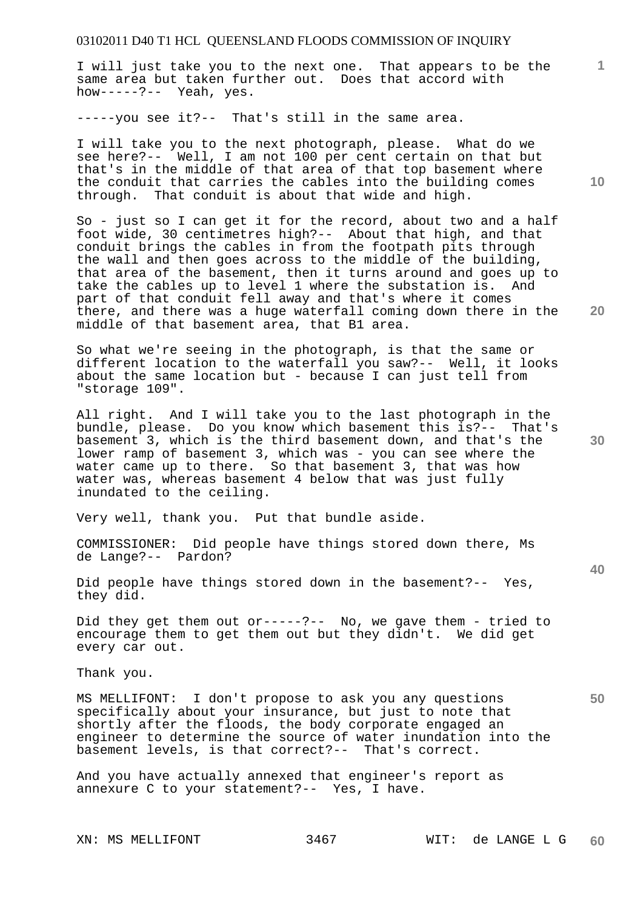I will just take you to the next one. That appears to be the same area but taken further out. Does that accord with how-----?-- Yeah, yes.

-----you see it?-- That's still in the same area.

I will take you to the next photograph, please. What do we see here?-- Well, I am not 100 per cent certain on that but that's in the middle of that area of that top basement where the conduit that carries the cables into the building comes through. That conduit is about that wide and high.

So - just so I can get it for the record, about two and a half foot wide, 30 centimetres high?-- About that high, and that conduit brings the cables in from the footpath pits through the wall and then goes across to the middle of the building, that area of the basement, then it turns around and goes up to take the cables up to level 1 where the substation is. And part of that conduit fell away and that's where it comes there, and there was a huge waterfall coming down there in the middle of that basement area, that B1 area.

So what we're seeing in the photograph, is that the same or different location to the waterfall you saw?-- Well, it looks about the same location but - because I can just tell from "storage 109".

All right. And I will take you to the last photograph in the bundle, please. Do you know which basement this is?-- That's basement 3, which is the third basement down, and that's the lower ramp of basement 3, which was - you can see where the water came up to there. So that basement 3, that was how water was, whereas basement 4 below that was just fully inundated to the ceiling.

Very well, thank you. Put that bundle aside.

COMMISSIONER: Did people have things stored down there, Ms de Lange?-- Pardon?

Did people have things stored down in the basement?-- Yes, they did.

Did they get them out or-----?-- No, we gave them - tried to encourage them to get them out but they didn't. We did get every car out.

Thank you.

MS MELLIFONT: I don't propose to ask you any questions specifically about your insurance, but just to note that shortly after the floods, the body corporate engaged an engineer to determine the source of water inundation into the basement levels, is that correct?-- That's correct.

And you have actually annexed that engineer's report as annexure C to your statement?-- Yes, I have.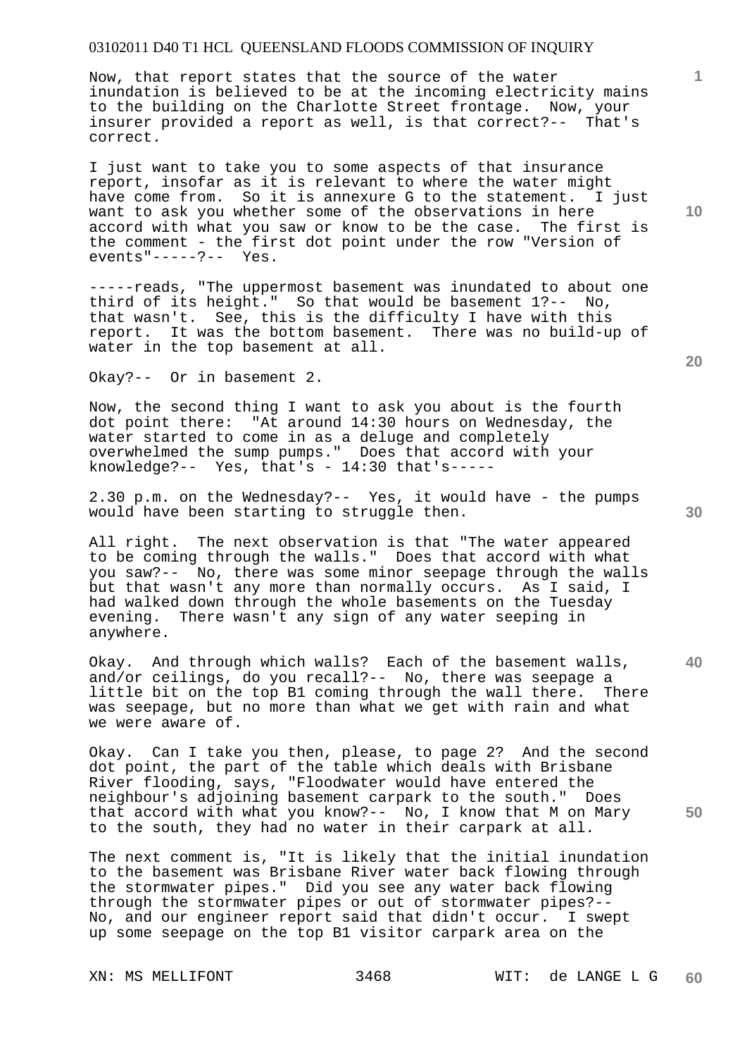Now, that report states that the source of the water inundation is believed to be at the incoming electricity mains to the building on the Charlotte Street frontage. Now, your insurer provided a report as well, is that correct?-- That's correct.

I just want to take you to some aspects of that insurance report, insofar as it is relevant to where the water might have come from. So it is annexure G to the statement. I just want to ask you whether some of the observations in here accord with what you saw or know to be the case. The first is the comment - the first dot point under the row "Version of events"-----?-- Yes.

-----reads, "The uppermost basement was inundated to about one third of its height." So that would be basement 1?-- No, that wasn't. See, this is the difficulty I have with this report. It was the bottom basement. There was no build-up of water in the top basement at all.

Okay?-- Or in basement 2.

Now, the second thing I want to ask you about is the fourth dot point there: "At around 14:30 hours on Wednesday, the water started to come in as a deluge and completely overwhelmed the sump pumps." Does that accord with your knowledge?-- Yes, that's - 14:30 that's-----

2.30 p.m. on the Wednesday?-- Yes, it would have - the pumps would have been starting to struggle then.

All right. The next observation is that "The water appeared to be coming through the walls." Does that accord with what you saw?-- No, there was some minor seepage through the walls but that wasn't any more than normally occurs. As I said, I had walked down through the whole basements on the Tuesday evening. There wasn't any sign of any water seeping in anywhere.

Okay. And through which walls? Each of the basement walls, and/or ceilings, do you recall?-- No, there was seepage a little bit on the top B1 coming through the wall there. There was seepage, but no more than what we get with rain and what we were aware of.

Okay. Can I take you then, please, to page 2? And the second dot point, the part of the table which deals with Brisbane River flooding, says, "Floodwater would have entered the neighbour's adjoining basement carpark to the south." Does that accord with what you know?-- No, I know that M on Mary to the south, they had no water in their carpark at all.

The next comment is, "It is likely that the initial inundation to the basement was Brisbane River water back flowing through the stormwater pipes." Did you see any water back flowing through the stormwater pipes or out of stormwater pipes?-- No, and our engineer report said that didn't occur. I swept up some seepage on the top B1 visitor carpark area on the

XN: MS MELLIFONT WIT: de LANGE L G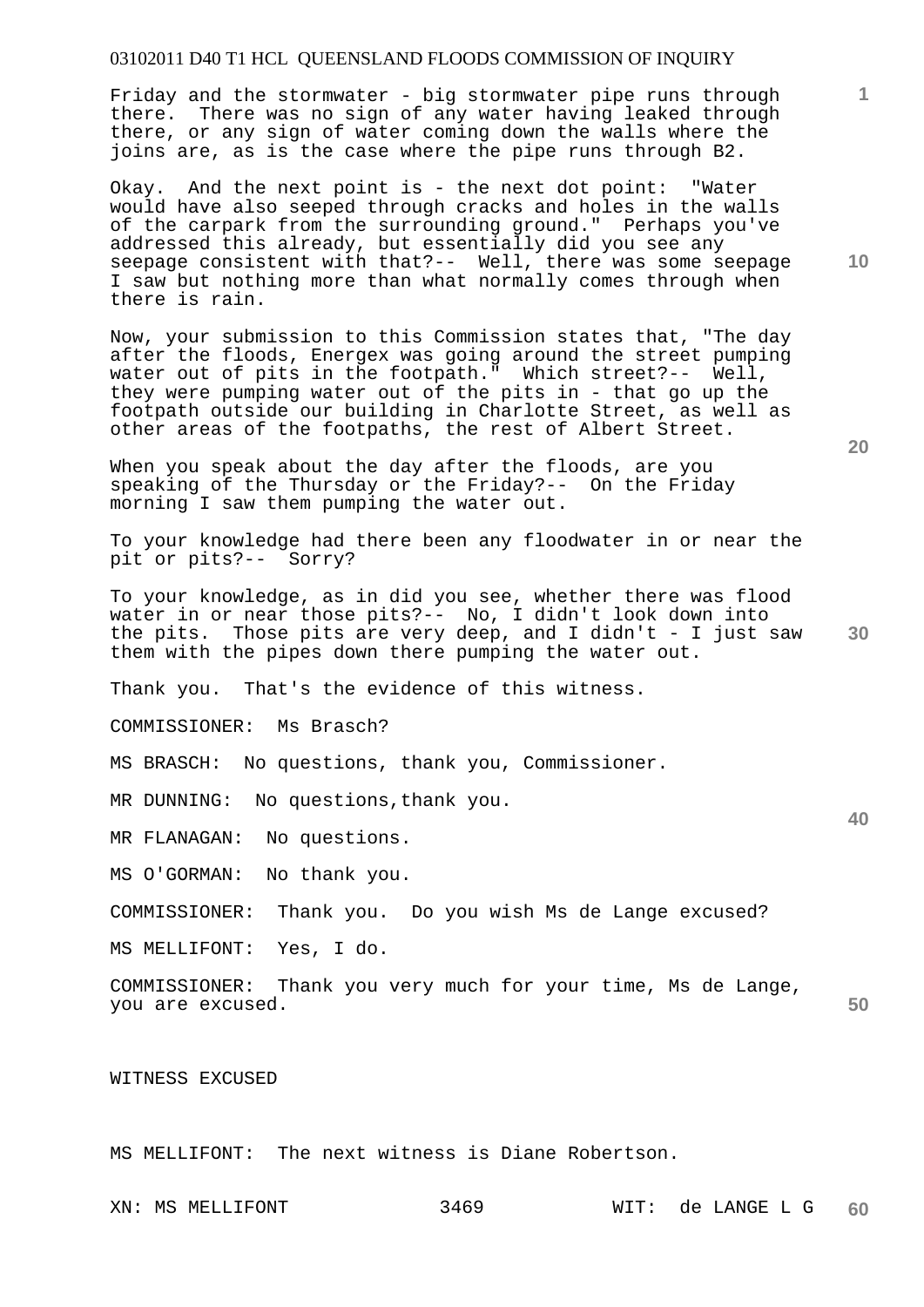Friday and the stormwater - big stormwater pipe runs through there. There was no sign of any water having leaked through there, or any sign of water coming down the walls where the joins are, as is the case where the pipe runs through B2.

Okay. And the next point is - the next dot point: "Water would have also seeped through cracks and holes in the walls of the carpark from the surrounding ground." Perhaps you've addressed this already, but essentially did you see any seepage consistent with that?-- Well, there was some seepage I saw but nothing more than what normally comes through when there is rain.

Now, your submission to this Commission states that, "The day after the floods, Energex was going around the street pumping water out of pits in the footpath." Which street?-- Well, they were pumping water out of the pits in - that go up the footpath outside our building in Charlotte Street, as well as other areas of the footpaths, the rest of Albert Street.

When you speak about the day after the floods, are you speaking of the Thursday or the Friday?-- On the Friday morning I saw them pumping the water out.

To your knowledge had there been any floodwater in or near the pit or pits?-- Sorry?

To your knowledge, as in did you see, whether there was flood water in or near those pits?-- No, I didn't look down into the pits. Those pits are very deep, and I didn't - I just saw them with the pipes down there pumping the water out.

Thank you. That's the evidence of this witness.

COMMISSIONER: Ms Brasch?

MS BRASCH: No questions, thank you, Commissioner.

MR DUNNING: No questions,thank you.

MR FLANAGAN: No questions.

MS O'GORMAN: No thank you.

COMMISSIONER: Thank you. Do you wish Ms de Lange excused?

MS MELLIFONT: Yes, I do.

COMMISSIONER: Thank you very much for your time, Ms de Lange, you are excused.

WITNESS EXCUSED

MS MELLIFONT: The next witness is Diane Robertson.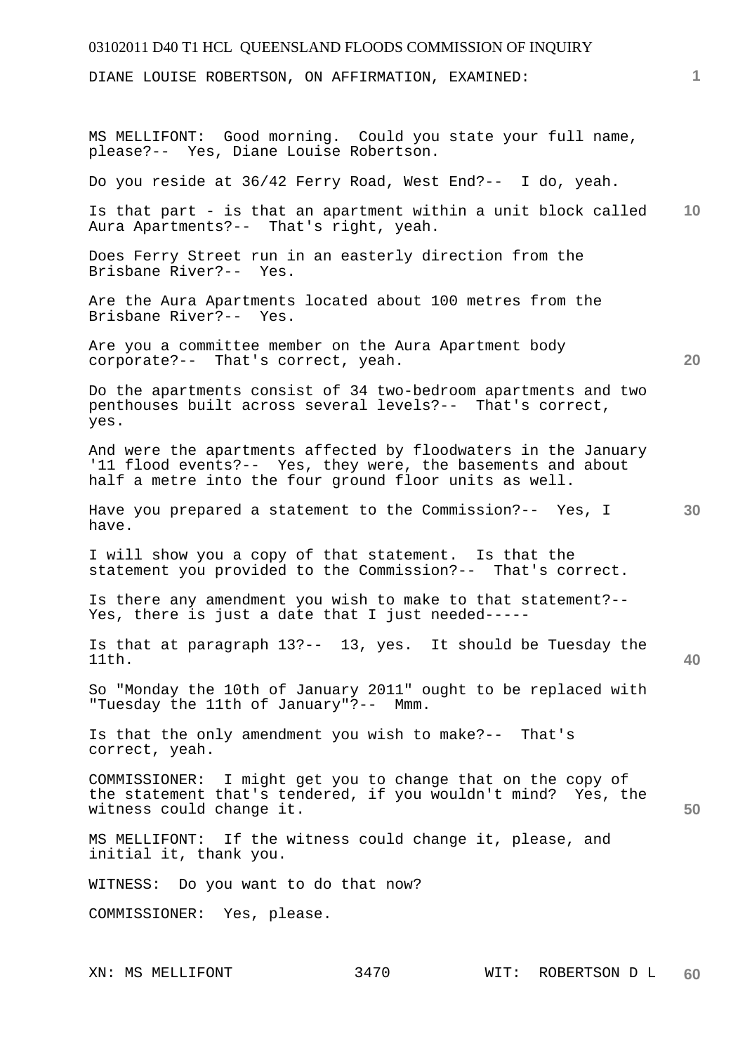DIANE LOUISE ROBERTSON, ON AFFIRMATION, EXAMINED:

MS MELLIFONT: Good morning. Could you state your full name, please?-- Yes, Diane Louise Robertson.

Do you reside at 36/42 Ferry Road, West End?-- I do, yeah.

Is that part - is that an apartment within a unit block called Aura Apartments?-- That's right, yeah.

Does Ferry Street run in an easterly direction from the Brisbane River?-- Yes.

Are the Aura Apartments located about 100 metres from the Brisbane River?-- Yes.

Are you a committee member on the Aura Apartment body corporate?-- That's correct, yeah.

Do the apartments consist of 34 two-bedroom apartments and two penthouses built across several levels?-- That's correct, yes.

And were the apartments affected by floodwaters in the January '11 flood events?-- Yes, they were, the basements and about half a metre into the four ground floor units as well.

Have you prepared a statement to the Commission?-- Yes, I have.

I will show you a copy of that statement. Is that the statement you provided to the Commission?-- That's correct.

Is there any amendment you wish to make to that statement?-- Yes, there is just a date that I just needed-----

Is that at paragraph 13?-- 13, yes. It should be Tuesday the 11th.

So "Monday the 10th of January 2011" ought to be replaced with "Tuesday the 11th of January"?-- Mmm.

Is that the only amendment you wish to make?-- That's correct, yeah.

COMMISSIONER: I might get you to change that on the copy of the statement that's tendered, if you wouldn't mind? Yes, the witness could change it.

MS MELLIFONT: If the witness could change it, please, and initial it, thank you.

WITNESS: Do you want to do that now?

COMMISSIONER: Yes, please.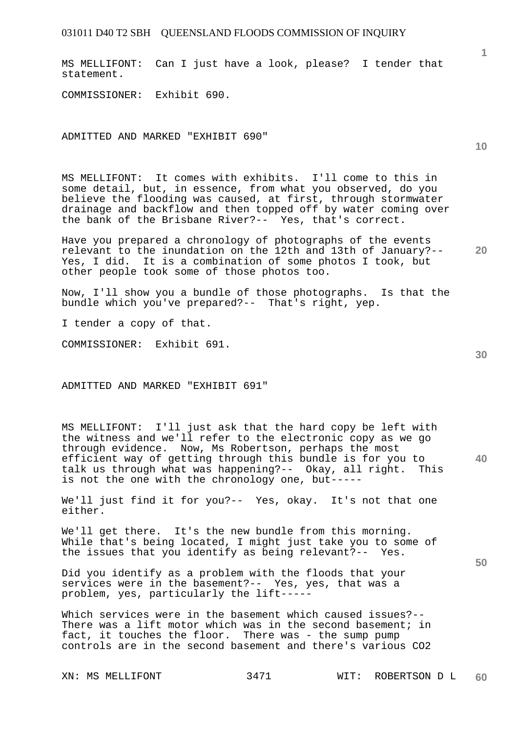MS MELLIFONT: Can I just have a look, please? I tender that statement.

COMMISSIONER: Exhibit 690.

ADMITTED AND MARKED "EXHIBIT 690"

MS MELLIFONT: It comes with exhibits. I'll come to this in some detail, but, in essence, from what you observed, do you believe the flooding was caused, at first, through stormwater drainage and backflow and then topped off by water coming over the bank of the Brisbane River?-- Yes, that's correct.

Have you prepared a chronology of photographs of the events relevant to the inundation on the 12th and 13th of January?-- Yes, I did. It is a combination of some photos I took, but other people took some of those photos too.

Now, I'll show you a bundle of those photographs. Is that the bundle which you've prepared?-- That's right, yep.

I tender a copy of that.

COMMISSIONER: Exhibit 691.

ADMITTED AND MARKED "EXHIBIT 691"

MS MELLIFONT: I'll just ask that the hard copy be left with the witness and we'll refer to the electronic copy as we go through evidence. Now, Ms Robertson, perhaps the most efficient way of getting through this bundle is for you to talk us through what was happening?-- Okay, all right. This is not the one with the chronology one, but-----

We'll just find it for you?-- Yes, okay. It's not that one either.

We'll get there. It's the new bundle from this morning. While that's being located, I might just take you to some of the issues that you identify as being relevant?-- Yes.

Did you identify as a problem with the floods that your services were in the basement?-- Yes, yes, that was a problem, yes, particularly the lift-----

Which services were in the basement which caused issues?-- There was a lift motor which was in the second basement; in fact, it touches the floor. There was - the sump pump controls are in the second basement and there's various $CO_2$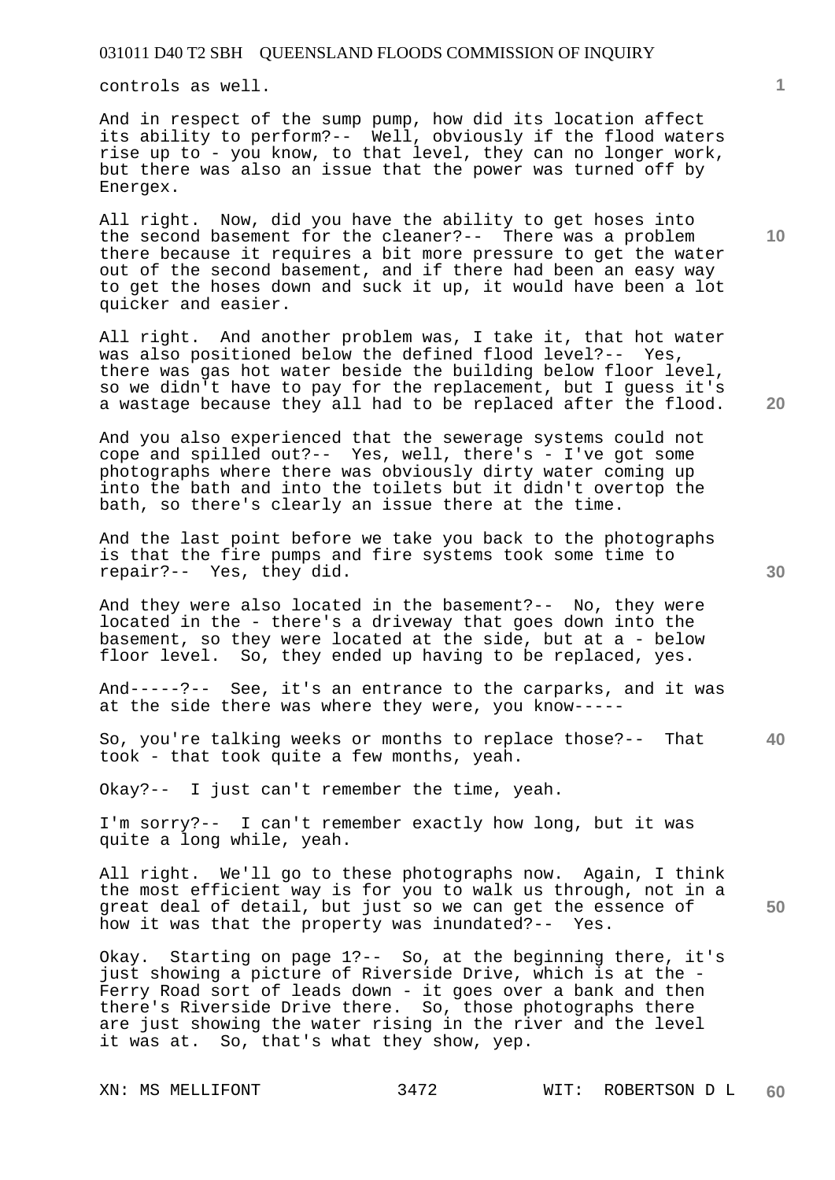controls as well.

And in respect of the sump pump, how did its location affect its ability to perform?-- Well, obviously if the flood waters rise up to - you know, to that level, they can no longer work, but there was also an issue that the power was turned off by Energex.

All right. Now, did you have the ability to get hoses into the second basement for the cleaner?-- There was a problem there because it requires a bit more pressure to get the water out of the second basement, and if there had been an easy way to get the hoses down and suck it up, it would have been a lot quicker and easier.

All right. And another problem was, I take it, that hot water was also positioned below the defined flood level?-- Yes, there was gas hot water beside the building below floor level, so we didn't have to pay for the replacement, but I guess it's a wastage because they all had to be replaced after the flood.

And you also experienced that the sewerage systems could not cope and spilled out?-- Yes, well, there's - I've got some photographs where there was obviously dirty water coming up into the bath and into the toilets but it didn't overtop the bath, so there's clearly an issue there at the time.

And the last point before we take you back to the photographs is that the fire pumps and fire systems took some time to repair?-- Yes, they did.

And they were also located in the basement?-- No, they were located in the - there's a driveway that goes down into the basement, so they were located at the side, but at a - below floor level. So, they ended up having to be replaced, yes.

And-----?-- See, it's an entrance to the carparks, and it was at the side there was where they were, you know-----

So, you're talking weeks or months to replace those?-- That took - that took quite a few months, yeah.

Okay?-- I just can't remember the time, yeah.

I'm sorry?-- I can't remember exactly how long, but it was quite a long while, yeah.

All right. We'll go to these photographs now. Again, I think the most efficient way is for you to walk us through, not in a great deal of detail, but just so we can get the essence of how it was that the property was inundated?-- Yes.

Okay. Starting on page 1?-- So, at the beginning there, it's just showing a picture of Riverside Drive, which is at the - Ferry Road sort of leads down - it goes over a bank and then there's Riverside Drive there. So, those photographs there are just showing the water rising in the river and the level it was at. So, that's what they show, yep.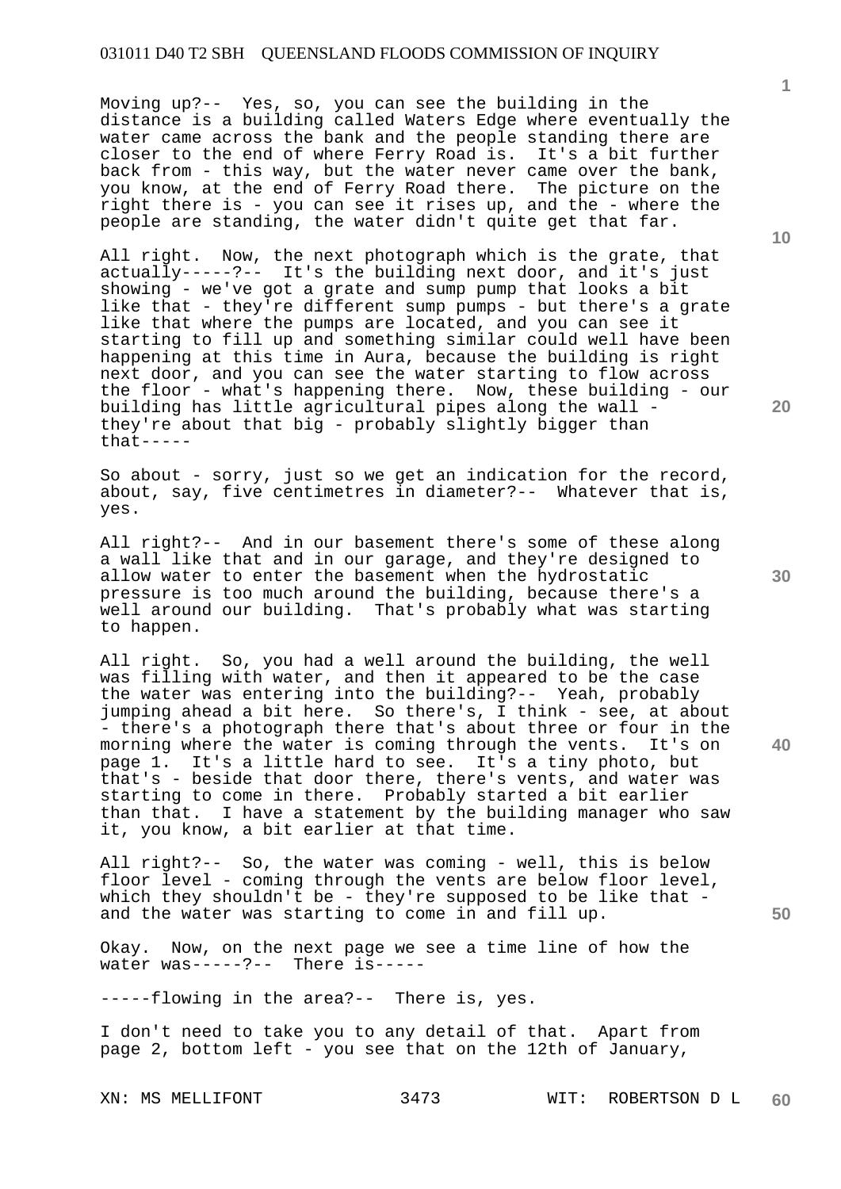Moving up?-- Yes, so, you can see the building in the distance is a building called Waters Edge where eventually the water came across the bank and the people standing there are closer to the end of where Ferry Road is. It's a bit further back from - this way, but the water never came over the bank, you know, at the end of Ferry Road there. The picture on the right there is - you can see it rises up, and the - where the people are standing, the water didn't quite get that far.

All right. Now, the next photograph which is the grate, that actually-----?-- It's the building next door, and it's just showing - we've got a grate and sump pump that looks a bit like that - they're different sump pumps - but there's a grate like that where the pumps are located, and you can see it starting to fill up and something similar could well have been happening at this time in Aura, because the building is right next door, and you can see the water starting to flow across the floor - what's happening there. Now, these building - our building has little agricultural pipes along the wall - they're about that big - probably slightly bigger than that-----

So about - sorry, just so we get an indication for the record, about, say, five centimetres in diameter?-- Whatever that is, yes.

All right?-- And in our basement there's some of these along a wall like that and in our garage, and they're designed to allow water to enter the basement when the hydrostatic pressure is too much around the building, because there's a well around our building. That's probably what was starting to happen.

All right. So, you had a well around the building, the well was filling with water, and then it appeared to be the case the water was entering into the building?-- Yeah, probably jumping ahead a bit here. So there's, I think - see, at about - there's a photograph there that's about three or four in the morning where the water is coming through the vents. It's on page 1. It's a little hard to see. It's a tiny photo, but that's - beside that door there, there's vents, and water was starting to come in there. Probably started a bit earlier than that. I have a statement by the building manager who saw it, you know, a bit earlier at that time.

All right?-- So, the water was coming - well, this is below floor level - coming through the vents are below floor level, which they shouldn't be - they're supposed to be like that - and the water was starting to come in and fill up.

Okay. Now, on the next page we see a time line of how the water was-----?-- There is-----

-----flowing in the area?-- There is, yes.

I don't need to take you to any detail of that. Apart from page 2, bottom left - you see that on the 12th of January,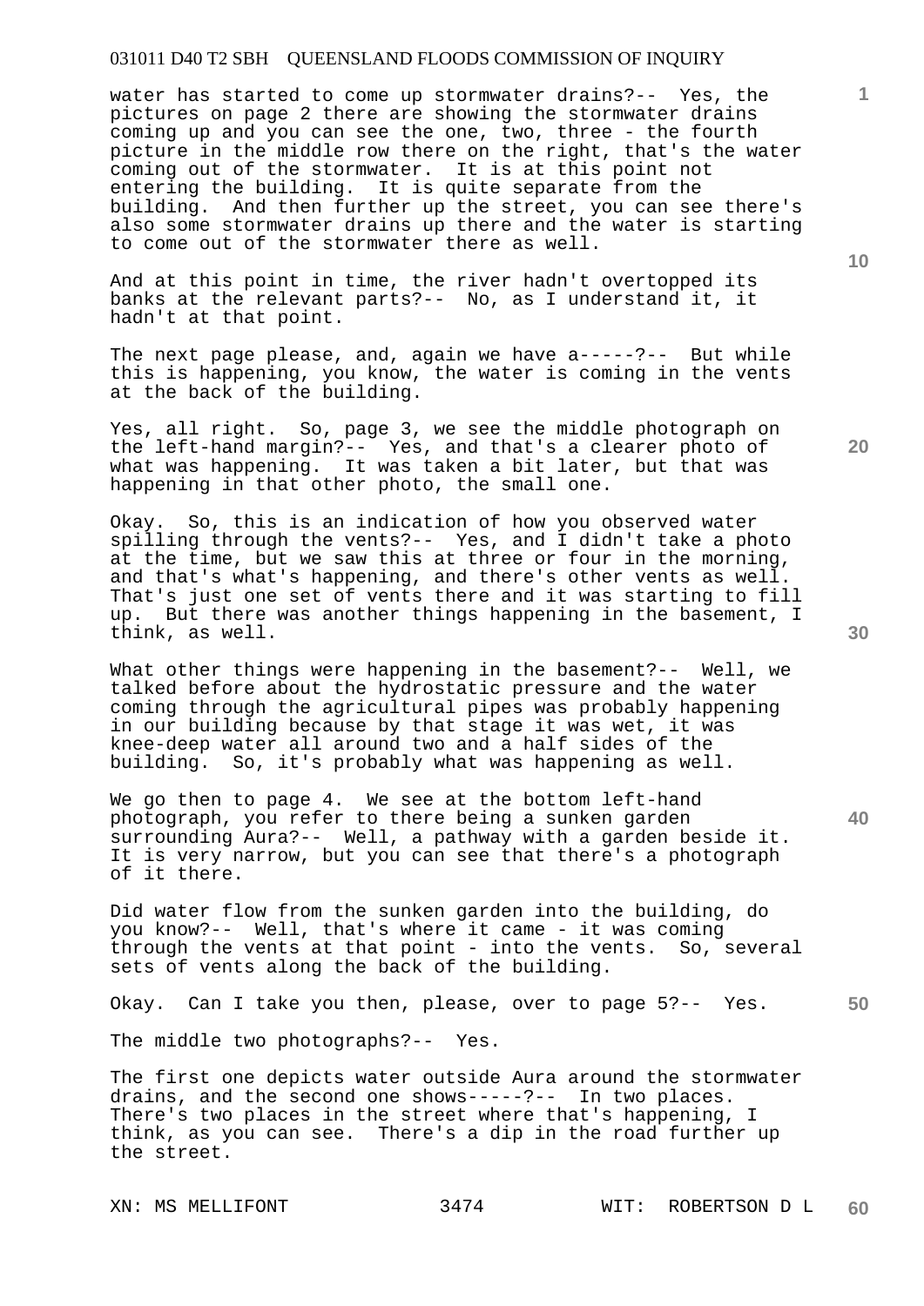water has started to come up stormwater drains?-- Yes, the pictures on page 2 there are showing the stormwater drains coming up and you can see the one, two, three - the fourth picture in the middle row there on the right, that's the water coming out of the stormwater. It is at this point not entering the building. It is quite separate from the building. And then further up the street, you can see there's also some stormwater drains up there and the water is starting to come out of the stormwater there as well.

And at this point in time, the river hadn't overtopped its banks at the relevant parts?-- No, as I understand it, it hadn't at that point.

The next page please, and, again we have a-----?-- But while this is happening, you know, the water is coming in the vents at the back of the building.

Yes, all right. So, page 3, we see the middle photograph on the left-hand margin?-- Yes, and that's a clearer photo of what was happening. It was taken a bit later, but that was happening in that other photo, the small one.

Okay. So, this is an indication of how you observed water spilling through the vents?-- Yes, and I didn't take a photo at the time, but we saw this at three or four in the morning, and that's what's happening, and there's other vents as well. That's just one set of vents there and it was starting to fill up. But there was another things happening in the basement, I think, as well.

What other things were happening in the basement?-- Well, we talked before about the hydrostatic pressure and the water coming through the agricultural pipes was probably happening in our building because by that stage it was wet, it was knee-deep water all around two and a half sides of the building. So, it's probably what was happening as well.

We go then to page 4. We see at the bottom left-hand photograph, you refer to there being a sunken garden surrounding Aura?-- Well, a pathway with a garden beside it. It is very narrow, but you can see that there's a photograph of it there.

Did water flow from the sunken garden into the building, do you know?-- Well, that's where it came - it was coming through the vents at that point - into the vents. So, several sets of vents along the back of the building.

Okay. Can I take you then, please, over to page 5?-- Yes.

The middle two photographs?-- Yes.

The first one depicts water outside Aura around the stormwater drains, and the second one shows-----?-- In two places. There's two places in the street where that's happening, I think, as you can see. There's a dip in the road further up the street.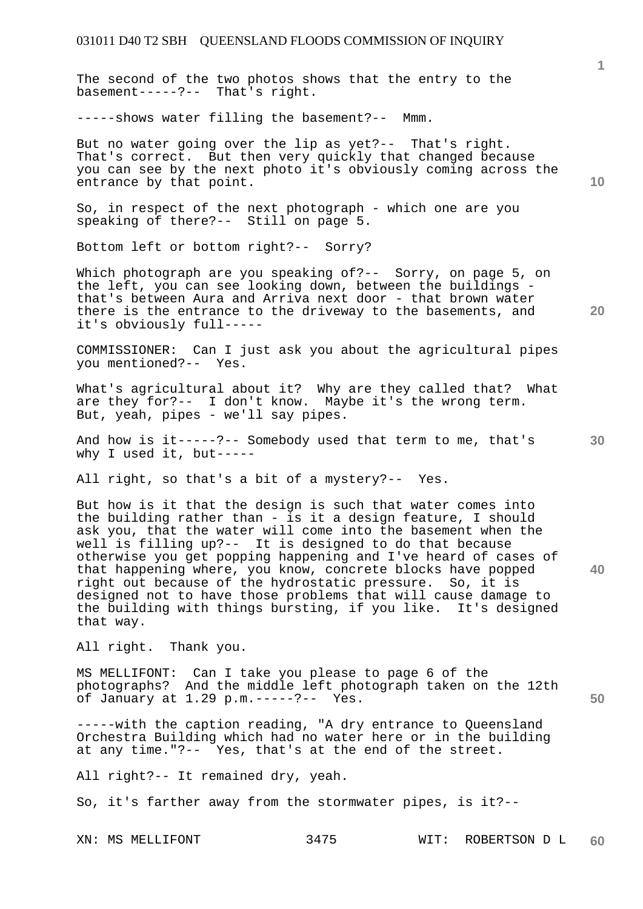The second of the two photos shows that the entry to the basement-----?-- That's right.

-----shows water filling the basement?-- Mmm.

But no water going over the lip as yet?-- That's right. That's correct. But then very quickly that changed because you can see by the next photo it's obviously coming across the entrance by that point.

So, in respect of the next photograph - which one are you speaking of there?-- Still on page 5.

Bottom left or bottom right?-- Sorry?

Which photograph are you speaking of?-- Sorry, on page 5, on the left, you can see looking down, between the buildings - that's between Aura and Arriva next door - that brown water there is the entrance to the driveway to the basements, and it's obviously full-----

COMMISSIONER: Can I just ask you about the agricultural pipes you mentioned?-- Yes.

What's agricultural about it? Why are they called that? What are they for?-- I don't know. Maybe it's the wrong term. But, yeah, pipes - we'll say pipes.

And how is it-----?-- Somebody used that term to me, that's why I used it, but-----

All right, so that's a bit of a mystery?-- Yes.

But how is it that the design is such that water comes into the building rather than - is it a design feature, I should ask you, that the water will come into the basement when the well is filling up?-- It is designed to do that because otherwise you get popping happening and I've heard of cases of that happening where, you know, concrete blocks have popped right out because of the hydrostatic pressure. So, it is designed not to have those problems that will cause damage to the building with things bursting, if you like. It's designed that way.

All right. Thank you.

MS MELLIFONT: Can I take you please to page 6 of the photographs? And the middle left photograph taken on the 12th of January at 1.29 p.m.-----?-- Yes.

-----with the caption reading, "A dry entrance to Queensland Orchestra Building which had no water here or in the building at any time."?-- Yes, that's at the end of the street.

All right?-- It remained dry, yeah.

So, it's farther away from the stormwater pipes, is it?--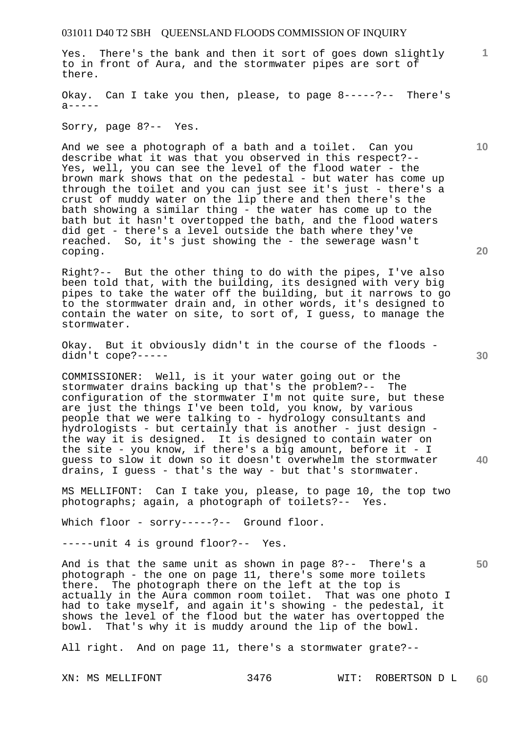Yes. There's the bank and then it sort of goes down slightly to in front of Aura, and the stormwater pipes are sort of there.

Okay. Can I take you then, please, to page 8-----?-- There's a-----

Sorry, page 8?-- Yes.

And we see a photograph of a bath and a toilet. Can you describe what it was that you observed in this respect?-- Yes, well, you can see the level of the flood water - the brown mark shows that on the pedestal - but water has come up through the toilet and you can just see it's just - there's a crust of muddy water on the lip there and then there's the bath showing a similar thing - the water has come up to the bath but it hasn't overtopped the bath, and the flood waters did get - there's a level outside the bath where they've reached. So, it's just showing the - the sewerage wasn't coping.

Right?-- But the other thing to do with the pipes, I've also been told that, with the building, its designed with very big pipes to take the water off the building, but it narrows to go to the stormwater drain and, in other words, it's designed to contain the water on site, to sort of, I guess, to manage the stormwater.

Okay. But it obviously didn't in the course of the floods - didn't cope?-----

COMMISSIONER: Well, is it your water going out or the stormwater drains backing up that's the problem?-- The configuration of the stormwater I'm not quite sure, but these are just the things I've been told, you know, by various people that we were talking to - hydrology consultants and hydrologists - but certainly that is another - just design - the way it is designed. It is designed to contain water on the site - you know, if there's a big amount, before it - I guess to slow it down so it doesn't overwhelm the stormwater drains, I guess - that's the way - but that's stormwater.

MS MELLIFONT: Can I take you, please, to page 10, the top two photographs; again, a photograph of toilets?-- Yes.

Which floor - sorry-----?-- Ground floor.

-----unit 4 is ground floor?-- Yes.

And is that the same unit as shown in page 8?-- There's a photograph - the one on page 11, there's some more toilets there. The photograph there on the left at the top is actually in the Aura common room toilet. That was one photo I had to take myself, and again it's showing - the pedestal, it shows the level of the flood but the water has overtopped the bowl. That's why it is muddy around the lip of the bowl.

All right. And on page 11, there's a stormwater grate?--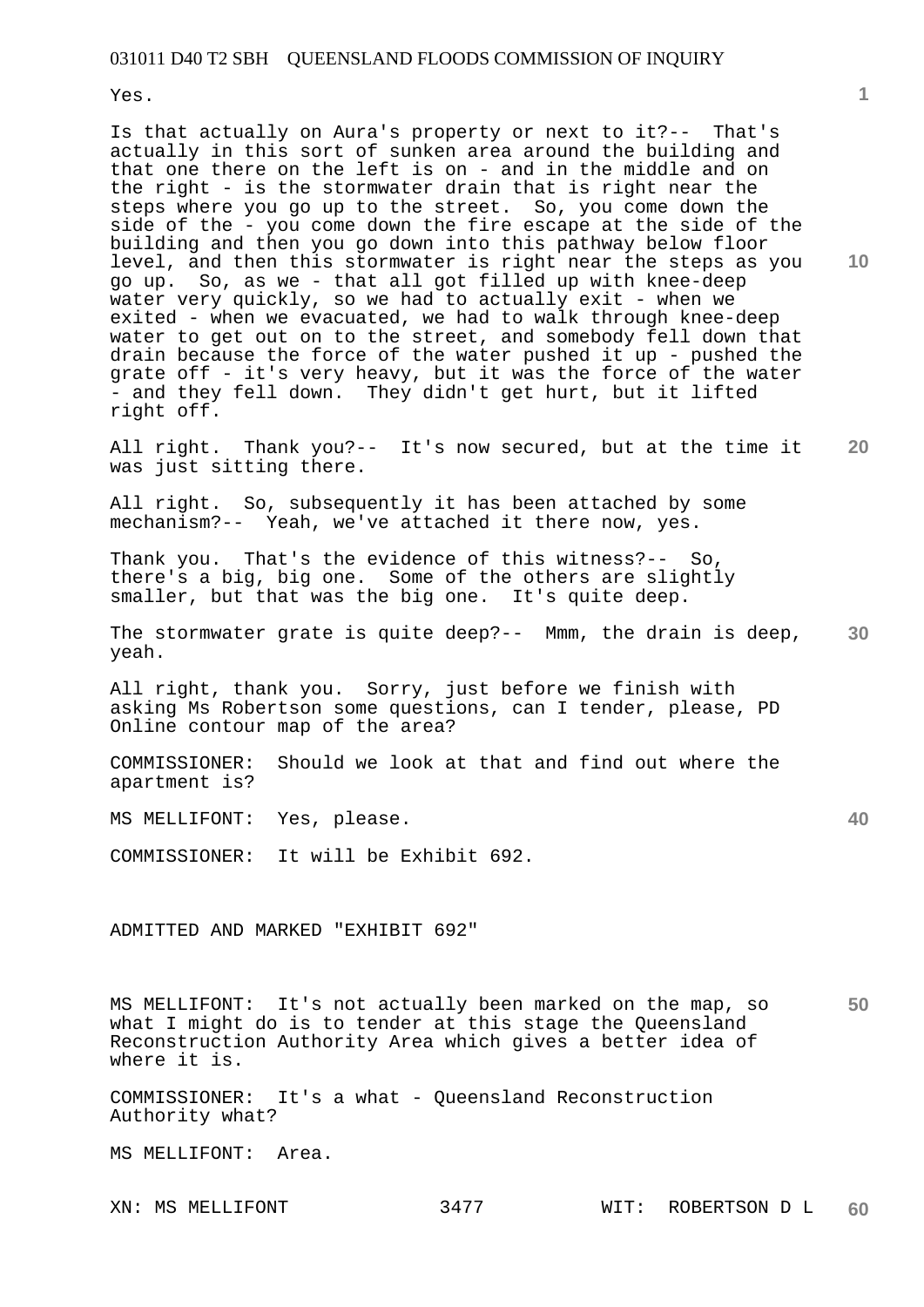Yes.

Is that actually on Aura's property or next to it?-- That's actually in this sort of sunken area around the building and that one there on the left is on - and in the middle and on the right - is the stormwater drain that is right near the steps where you go up to the street. So, you come down the side of the - you come down the fire escape at the side of the building and then you go down into this pathway below floor level, and then this stormwater is right near the steps as you go up. So, as we - that all got filled up with knee-deep water very quickly, so we had to actually exit - when we exited - when we evacuated, we had to walk through knee-deep water to get out on to the street, and somebody fell down that drain because the force of the water pushed it up - pushed the grate off - it's very heavy, but it was the force of the water - and they fell down. They didn't get hurt, but it lifted right off.

All right. Thank you?-- It's now secured, but at the time it was just sitting there.

All right. So, subsequently it has been attached by some mechanism?-- Yeah, we've attached it there now, yes.

Thank you. That's the evidence of this witness?-- So, there's a big, big one. Some of the others are slightly smaller, but that was the big one. It's quite deep.

The stormwater grate is quite deep?-- Mmm, the drain is deep, yeah.

All right, thank you. Sorry, just before we finish with asking Ms Robertson some questions, can I tender, please, PD Online contour map of the area?

COMMISSIONER: Should we look at that and find out where the apartment is?

MS MELLIFONT: Yes, please.

COMMISSIONER: It will be Exhibit 692.

ADMITTED AND MARKED "EXHIBIT 692"

MS MELLIFONT: It's not actually been marked on the map, so what I might do is to tender at this stage the Queensland Reconstruction Authority Area which gives a better idea of where it is.

COMMISSIONER: It's a what - Queensland Reconstruction Authority what?

MS MELLIFONT: Area.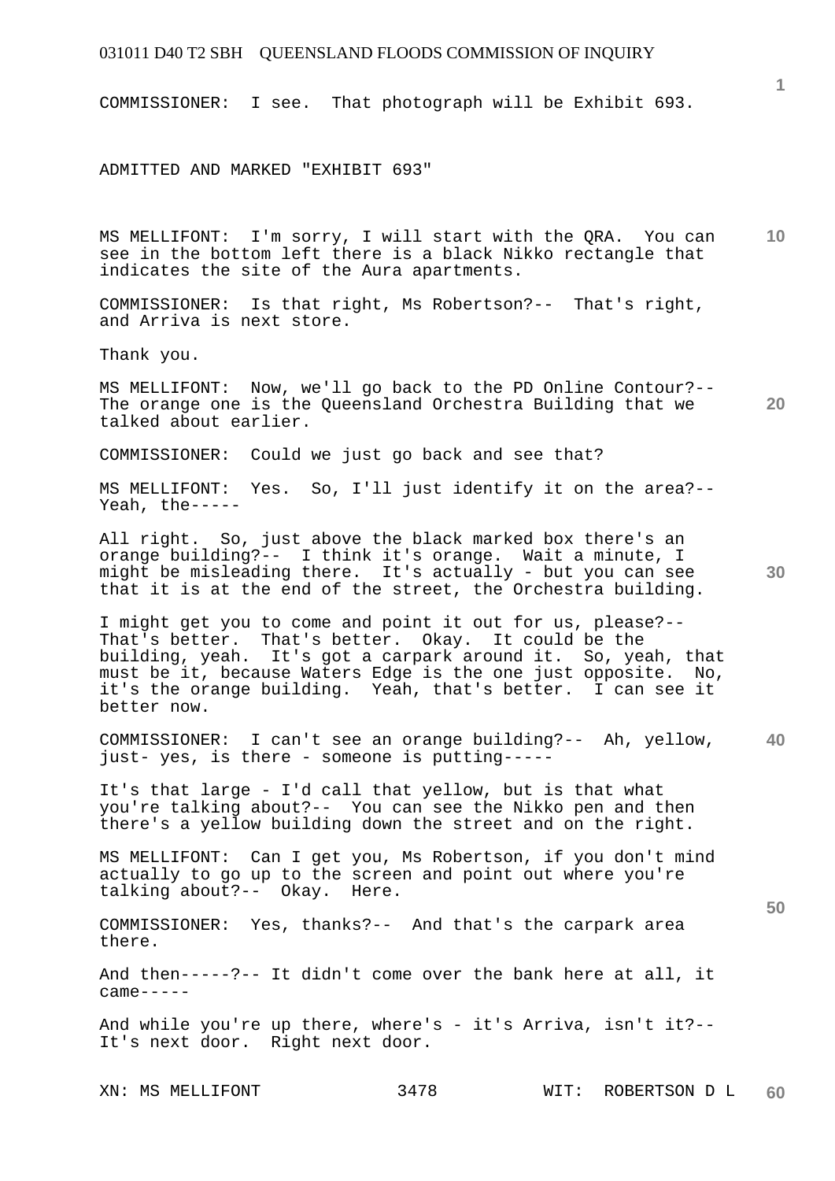COMMISSIONER: I see. That photograph will be Exhibit 693.

ADMITTED AND MARKED "EXHIBIT 693"

MS MELLIFONT: I'm sorry, I will start with the QRA. You can see in the bottom left there is a black Nikko rectangle that indicates the site of the Aura apartments.

COMMISSIONER: Is that right, Ms Robertson?-- That's right, and Arriva is next store.

Thank you.

MS MELLIFONT: Now, we'll go back to the PD Online Contour?-- The orange one is the Queensland Orchestra Building that we talked about earlier.

COMMISSIONER: Could we just go back and see that?

MS MELLIFONT: Yes. So, I'll just identify it on the area?-- Yeah, the-----

All right. So, just above the black marked box there's an orange building?-- I think it's orange. Wait a minute, I might be misleading there. It's actually - but you can see that it is at the end of the street, the Orchestra building.

I might get you to come and point it out for us, please?-- That's better. That's better. Okay. It could be the building, yeah. It's got a carpark around it. So, yeah, that must be it, because Waters Edge is the one just opposite. No, it's the orange building. Yeah, that's better. I can see it better now.

COMMISSIONER: I can't see an orange building?-- Ah, yellow, just- yes, is there - someone is putting-----

It's that large - I'd call that yellow, but is that what you're talking about?-- You can see the Nikko pen and then there's a yellow building down the street and on the right.

MS MELLIFONT: Can I get you, Ms Robertson, if you don't mind actually to go up to the screen and point out where you're talking about?-- Okay. Here.

COMMISSIONER: Yes, thanks?-- And that's the carpark area there.

And then-----?-- It didn't come over the bank here at all, it came-----

And while you're up there, where's - it's Arriva, isn't it?-- It's next door. Right next door.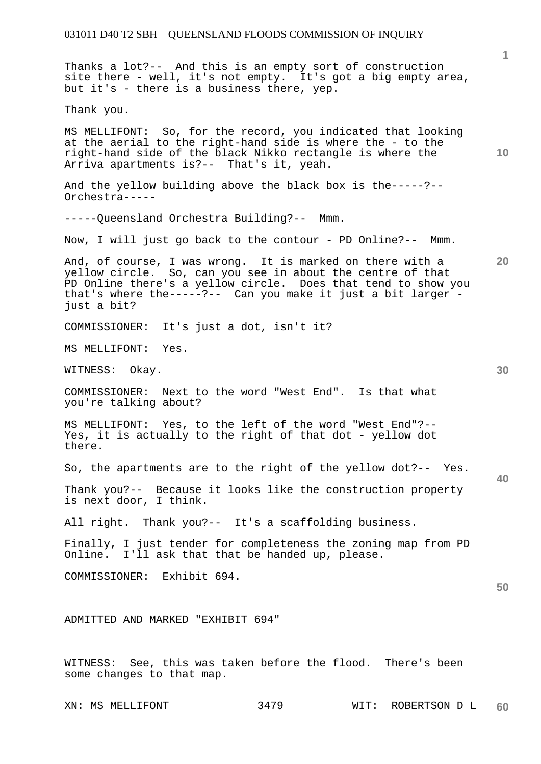Thanks a lot?-- And this is an empty sort of construction site there - well, it's not empty. It's got a big empty area, but it's - there is a business there, yep.

Thank you.

MS MELLIFONT: So, for the record, you indicated that looking at the aerial to the right-hand side is where the - to the right-hand side of the black Nikko rectangle is where the Arriva apartments is?-- That's it, yeah.

And the yellow building above the black box is the-----?-- Orchestra-----

-----Queensland Orchestra Building?-- Mmm.

Now, I will just go back to the contour - PD Online?-- Mmm.

And, of course, I was wrong. It is marked on there with a yellow circle. So, can you see in about the centre of that PD Online there's a yellow circle. Does that tend to show you that's where the-----?-- Can you make it just a bit larger - just a bit?

COMMISSIONER: It's just a dot, isn't it?

MS MELLIFONT: Yes.

WITNESS: Okay.

COMMISSIONER: Next to the word "West End". Is that what you're talking about?

MS MELLIFONT: Yes, to the left of the word "West End"?-- Yes, it is actually to the right of that dot - yellow dot there.

So, the apartments are to the right of the yellow dot?-- Yes.

Thank you?-- Because it looks like the construction property is next door, I think.

All right. Thank you?-- It's a scaffolding business.

Finally, I just tender for completeness the zoning map from PD Online. I'll ask that that be handed up, please.

COMMISSIONER: Exhibit 694.

ADMITTED AND MARKED "EXHIBIT 694"

WITNESS: See, this was taken before the flood. There's been some changes to that map.

XN: MS MELLIFONT WIT: ROBERTSON D L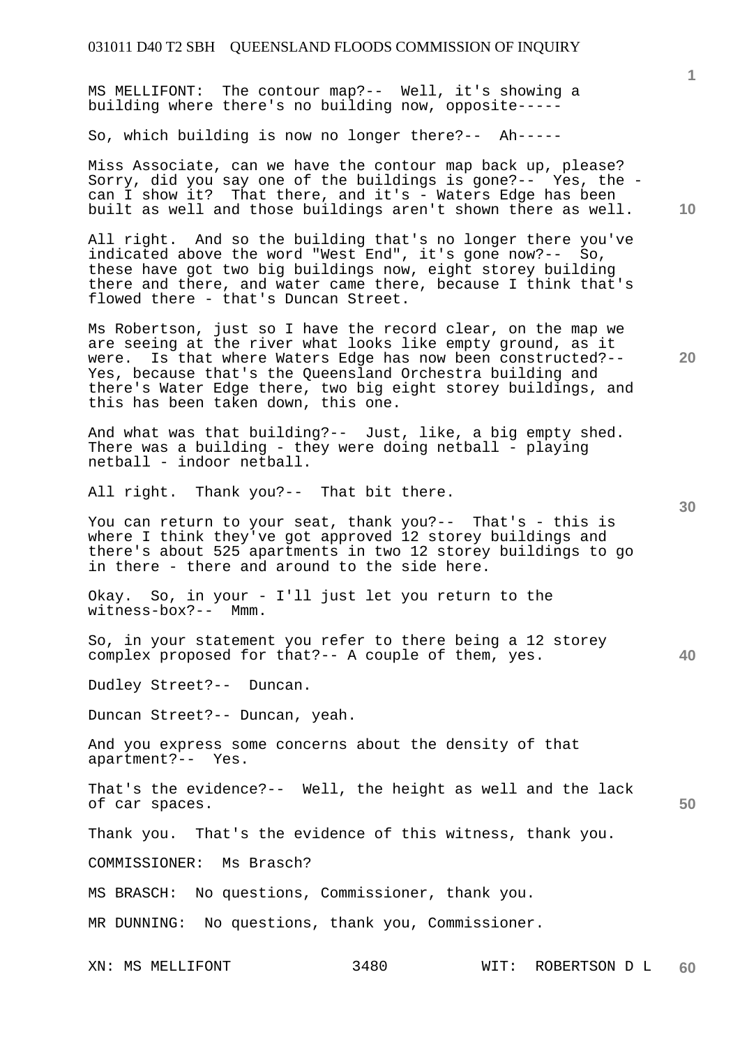MS MELLIFONT: The contour map?-- Well, it's showing a building where there's no building now, opposite-----

So, which building is now no longer there?-- Ah-----

Miss Associate, can we have the contour map back up, please? Sorry, did you say one of the buildings is gone?-- Yes, the - can I show it? That there, and it's - Waters Edge has been built as well and those buildings aren't shown there as well.

All right. And so the building that's no longer there you've indicated above the word "West End", it's gone now?-- So, these have got two big buildings now, eight storey building there and there, and water came there, because I think that's flowed there - that's Duncan Street.

Ms Robertson, just so I have the record clear, on the map we are seeing at the river what looks like empty ground, as it were. Is that where Waters Edge has now been constructed?-- Yes, because that's the Queensland Orchestra building and there's Water Edge there, two big eight storey buildings, and this has been taken down, this one.

And what was that building?-- Just, like, a big empty shed. There was a building - they were doing netball - playing netball - indoor netball.

All right. Thank you?-- That bit there.

You can return to your seat, thank you?-- That's - this is where I think they've got approved 12 storey buildings and there's about 525 apartments in two 12 storey buildings to go in there - there and around to the side here.

Okay. So, in your - I'll just let you return to the witness-box?-- Mmm.

So, in your statement you refer to there being a 12 storey complex proposed for that?-- A couple of them, yes.

Dudley Street?-- Duncan.

Duncan Street?-- Duncan, yeah.

And you express some concerns about the density of that apartment?-- Yes.

That's the evidence?-- Well, the height as well and the lack of car spaces.

Thank you. That's the evidence of this witness, thank you.

COMMISSIONER: Ms Brasch?

MS BRASCH: No questions, Commissioner, thank you.

MR DUNNING: No questions, thank you, Commissioner.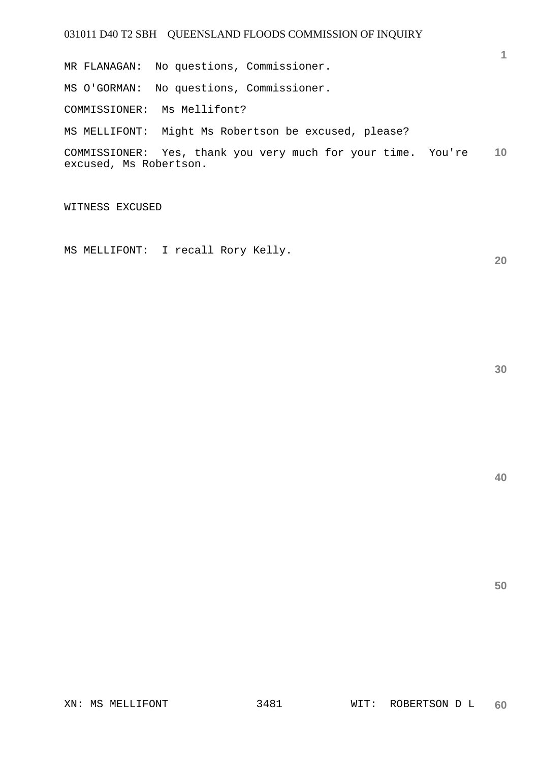MR FLANAGAN: No questions, Commissioner.

MS O'GORMAN: No questions, Commissioner.

COMMISSIONER: Ms Mellifont?

MS MELLIFONT: Might Ms Robertson be excused, please?

COMMISSIONER: Yes, thank you very much for your time. You're excused, Ms Robertson.

WITNESS EXCUSED

MS MELLIFONT: I recall Rory Kelly.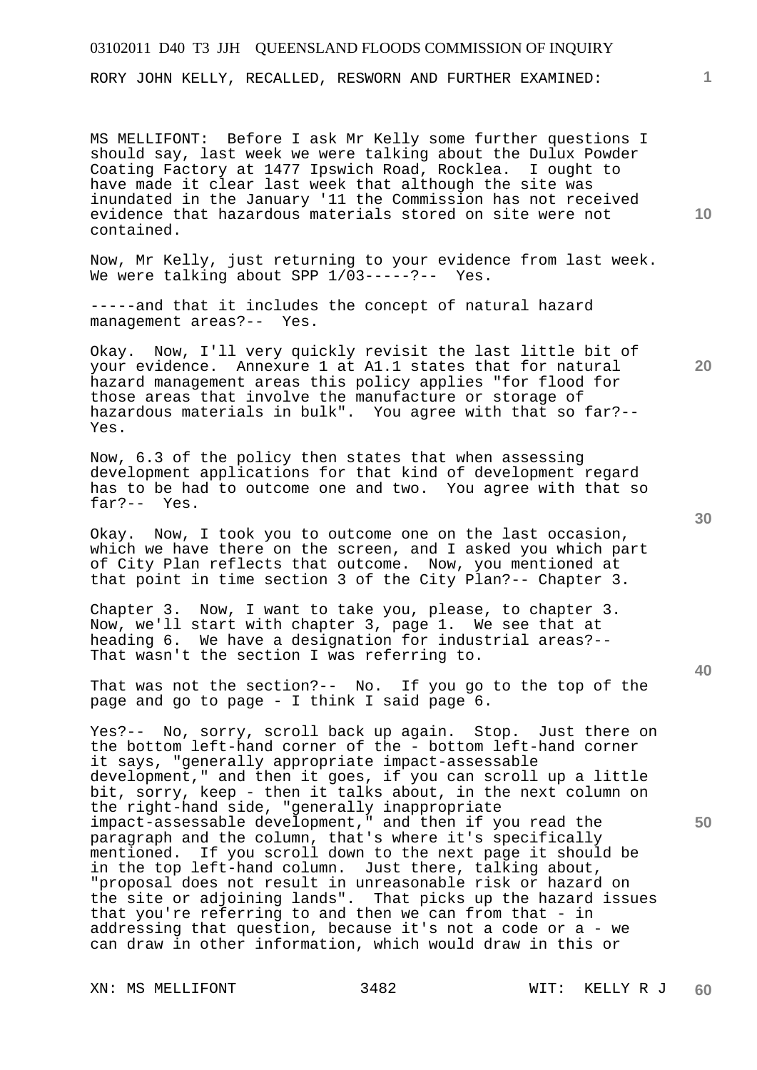RORY JOHN KELLY, RECALLED, RESWORN AND FURTHER EXAMINED:

MS MELLIFONT: Before I ask Mr Kelly some further questions I should say, last week we were talking about the Dulux Powder Coating Factory at 1477 Ipswich Road, Rocklea. I ought to have made it clear last week that although the site was inundated in the January '11 the Commission has not received evidence that hazardous materials stored on site were not contained.

Now, Mr Kelly, just returning to your evidence from last week. We were talking about SPP 1/03-----?-- Yes.

-----and that it includes the concept of natural hazard management areas?-- Yes.

Okay. Now, I'll very quickly revisit the last little bit of your evidence. Annexure 1 at A1.1 states that for natural hazard management areas this policy applies "for flood for those areas that involve the manufacture or storage of hazardous materials in bulk". You agree with that so far?-- Yes.

Now, 6.3 of the policy then states that when assessing development applications for that kind of development regard has to be had to outcome one and two. You agree with that so far?-- Yes.

Okay. Now, I took you to outcome one on the last occasion, which we have there on the screen, and I asked you which part of City Plan reflects that outcome. Now, you mentioned at that point in time section 3 of the City Plan?-- Chapter 3.

Chapter 3. Now, I want to take you, please, to chapter 3. Now, we'll start with chapter 3, page 1. We see that at heading 6. We have a designation for industrial areas?-- That wasn't the section I was referring to.

That was not the section?-- No. If you go to the top of the page and go to page - I think I said page 6.

Yes?-- No, sorry, scroll back up again. Stop. Just there on the bottom left-hand corner of the - bottom left-hand corner it says, "generally appropriate impact-assessable development," and then it goes, if you can scroll up a little bit, sorry, keep - then it talks about, in the next column on the right-hand side, "generally inappropriate impact-assessable development," and then if you read the paragraph and the column, that's where it's specifically mentioned. If you scroll down to the next page it should be in the top left-hand column. Just there, talking about, "proposal does not result in unreasonable risk or hazard on the site or adjoining lands". That picks up the hazard issues that you're referring to and then we can from that - in addressing that question, because it's not a code or a - we can draw in other information, which would draw in this or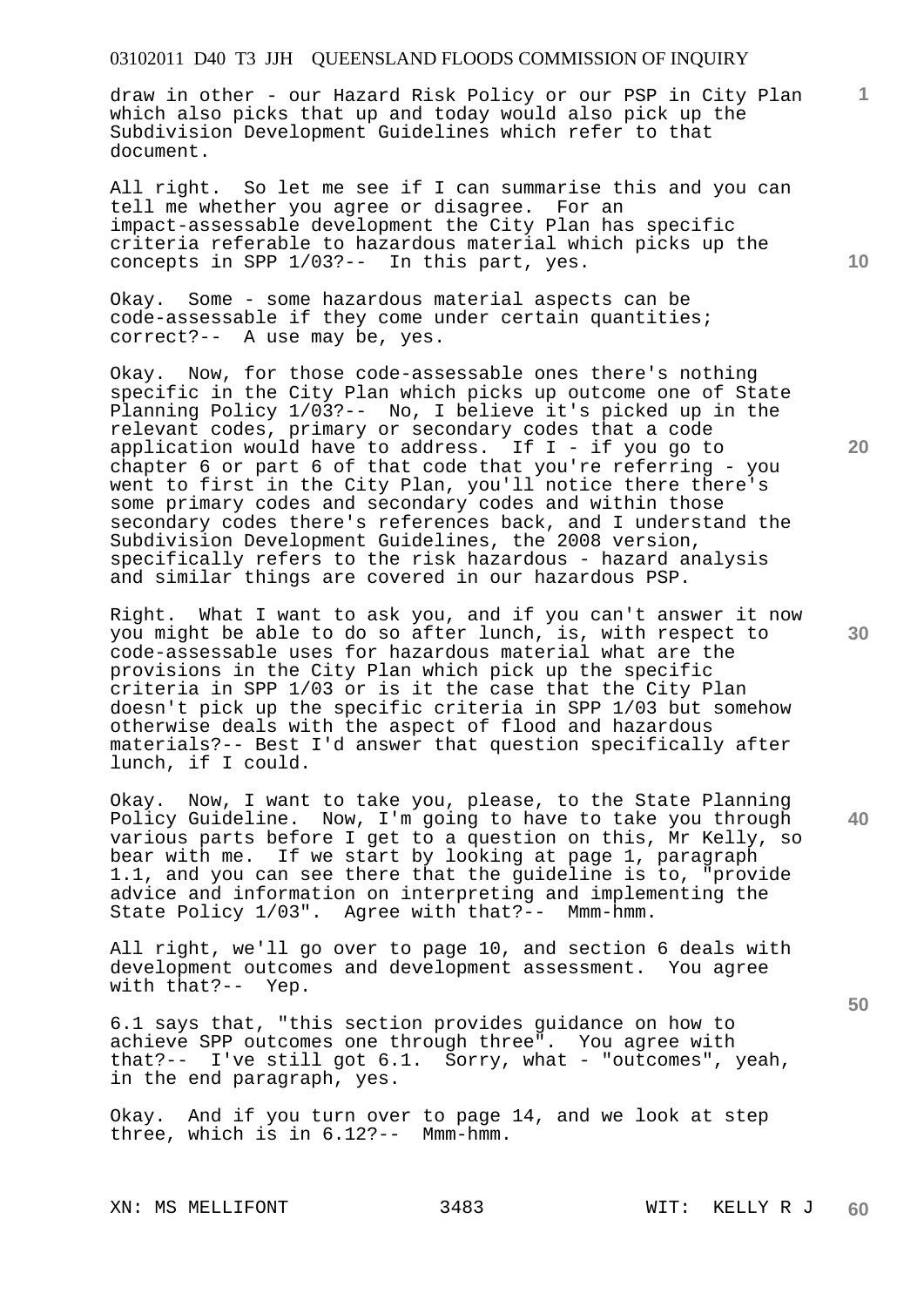draw in other - our Hazard Risk Policy or our PSP in City Plan which also picks that up and today would also pick up the Subdivision Development Guidelines which refer to that document.

All right. So let me see if I can summarise this and you can tell me whether you agree or disagree. For an impact-assessable development the City Plan has specific criteria referable to hazardous material which picks up the concepts in SPP 1/03?-- In this part, yes.

Okay. Some - some hazardous material aspects can be code-assessable if they come under certain quantities; correct?-- A use may be, yes.

Okay. Now, for those code-assessable ones there's nothing specific in the City Plan which picks up outcome one of State Planning Policy 1/03?-- No, I believe it's picked up in the relevant codes, primary or secondary codes that a code application would have to address. If I - if you go to chapter 6 or part 6 of that code that you're referring - you went to first in the City Plan, you'll notice there there's some primary codes and secondary codes and within those secondary codes there's references back, and I understand the Subdivision Development Guidelines, the 2008 version, specifically refers to the risk hazardous - hazard analysis and similar things are covered in our hazardous PSP.

Right. What I want to ask you, and if you can't answer it now you might be able to do so after lunch, is, with respect to code-assessable uses for hazardous material what are the provisions in the City Plan which pick up the specific criteria in SPP 1/03 or is it the case that the City Plan doesn't pick up the specific criteria in SPP 1/03 but somehow otherwise deals with the aspect of flood and hazardous materials?-- Best I'd answer that question specifically after lunch, if I could.

Okay. Now, I want to take you, please, to the State Planning Policy Guideline. Now, I'm going to have to take you through various parts before I get to a question on this, Mr Kelly, so bear with me. If we start by looking at page 1, paragraph 1.1, and you can see there that the guideline is to, "provide advice and information on interpreting and implementing the State Policy 1/03". Agree with that?-- Mmm-hmm.

All right, we'll go over to page 10, and section 6 deals with development outcomes and development assessment. You agree with that?-- Yep.

6.1 says that, "this section provides guidance on how to achieve SPP outcomes one through three". You agree with that?-- I've still got 6.1. Sorry, what - "outcomes", yeah, in the end paragraph, yes.

Okay. And if you turn over to page 14, and we look at step three, which is in 6.12?-- Mmm-hmm.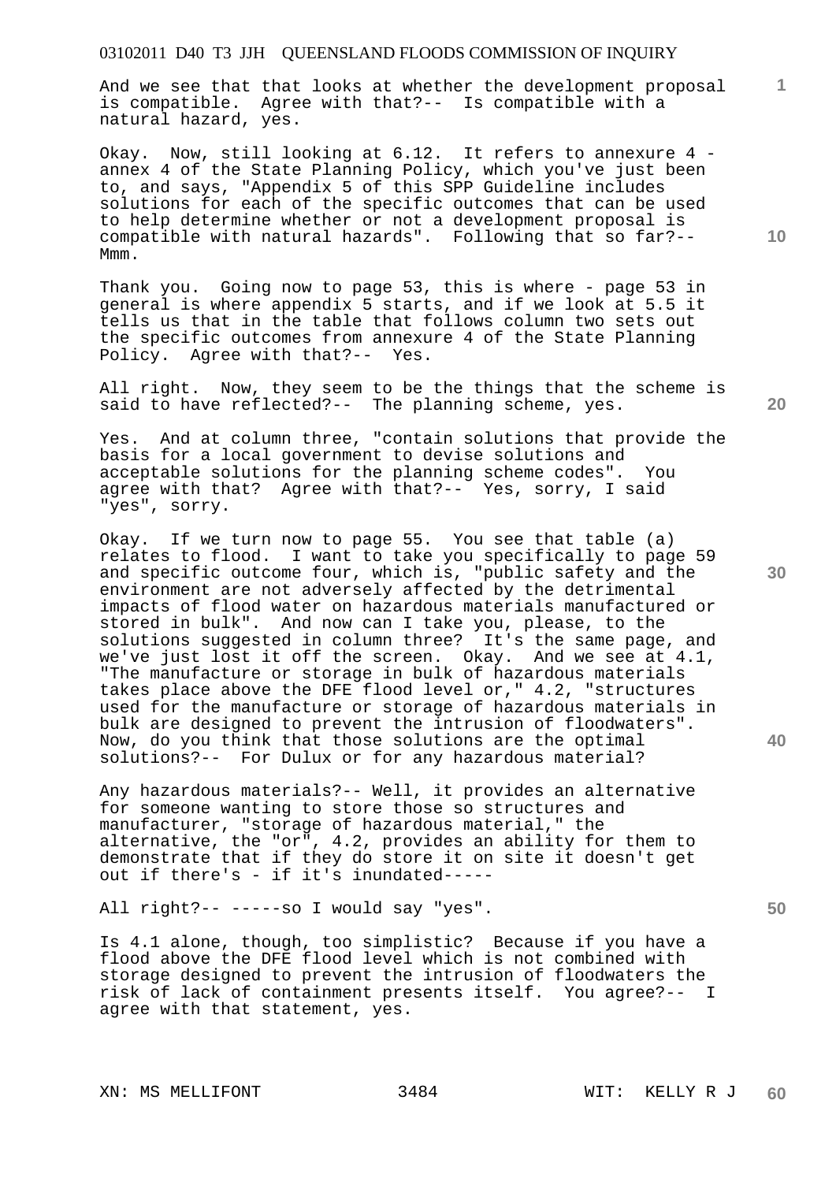And we see that that looks at whether the development proposal is compatible. Agree with that?-- Is compatible with a natural hazard, yes.

Okay. Now, still looking at 6.12. It refers to annexure 4 - annex 4 of the State Planning Policy, which you've just been to, and says, "Appendix 5 of this SPP Guideline includes solutions for each of the specific outcomes that can be used to help determine whether or not a development proposal is compatible with natural hazards". Following that so far?-- Mmm.

Thank you. Going now to page 53, this is where - page 53 in general is where appendix 5 starts, and if we look at 5.5 it tells us that in the table that follows column two sets out the specific outcomes from annexure 4 of the State Planning Policy. Agree with that?-- Yes.

All right. Now, they seem to be the things that the scheme is said to have reflected?-- The planning scheme, yes.

Yes. And at column three, "contain solutions that provide the basis for a local government to devise solutions and acceptable solutions for the planning scheme codes". You agree with that? Agree with that?-- Yes, sorry, I said "yes", sorry.

Okay. If we turn now to page 55. You see that table (a) relates to flood. I want to take you specifically to page 59 and specific outcome four, which is, "public safety and the environment are not adversely affected by the detrimental impacts of flood water on hazardous materials manufactured or stored in bulk". And now can I take you, please, to the solutions suggested in column three? It's the same page, and we've just lost it off the screen. Okay. And we see at 4.1, "The manufacture or storage in bulk of hazardous materials takes place above the DFE flood level or," 4.2, "structures used for the manufacture or storage of hazardous materials in bulk are designed to prevent the intrusion of floodwaters". Now, do you think that those solutions are the optimal solutions?-- For Dulux or for any hazardous material?

Any hazardous materials?-- Well, it provides an alternative for someone wanting to store those so structures and manufacturer, "storage of hazardous material," the alternative, the "or", 4.2, provides an ability for them to demonstrate that if they do store it on site it doesn't get out if there's - if it's inundated-----

All right?-- -----so I would say "yes".

Is 4.1 alone, though, too simplistic? Because if you have a flood above the DFE flood level which is not combined with storage designed to prevent the intrusion of floodwaters the risk of lack of containment presents itself. You agree?-- I agree with that statement, yes.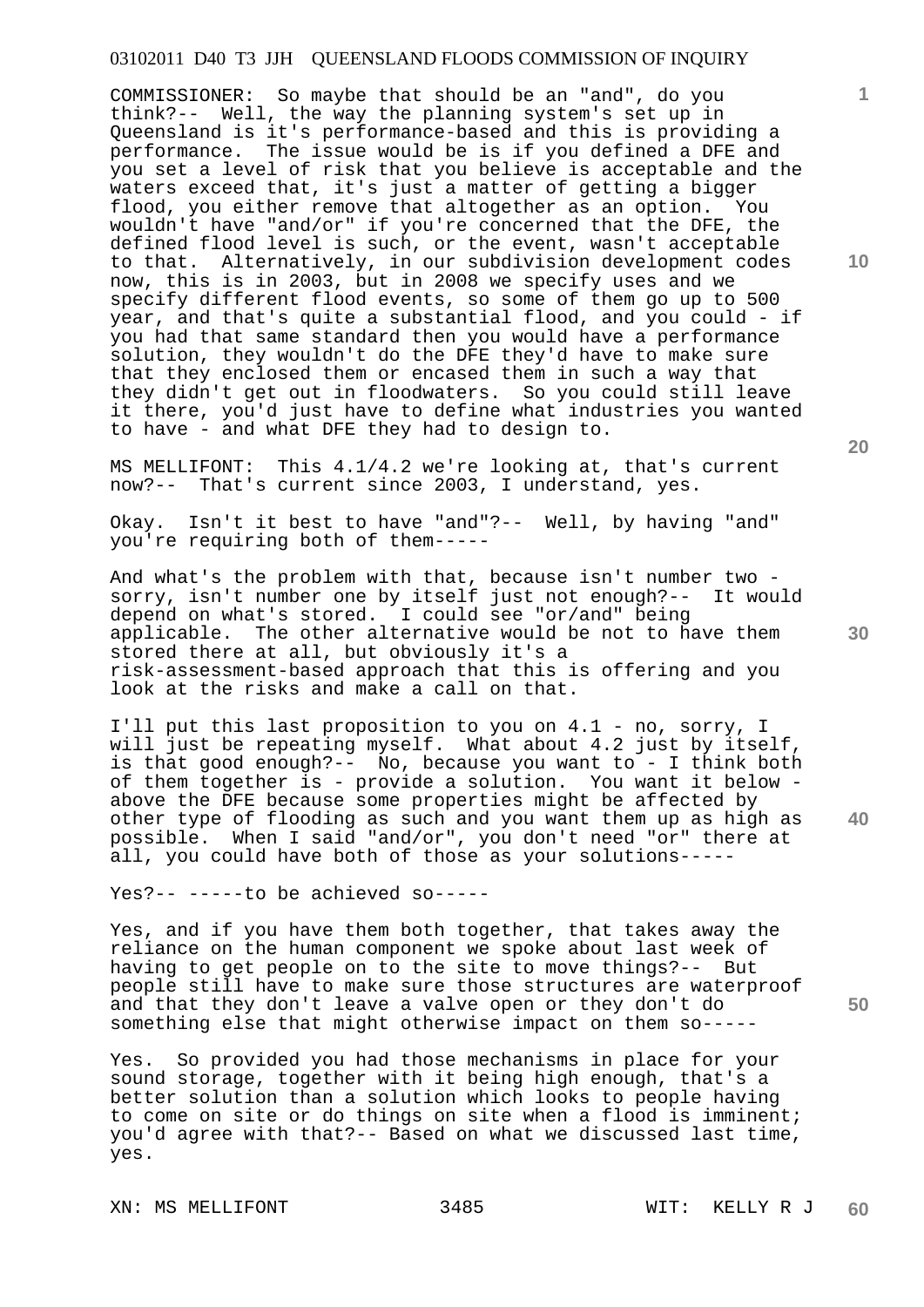COMMISSIONER: So maybe that should be an "and", do you think?-- Well, the way the planning system's set up in Queensland is it's performance-based and this is providing a performance. The issue would be is if you defined a DFE and you set a level of risk that you believe is acceptable and the waters exceed that, it's just a matter of getting a bigger flood, you either remove that altogether as an option. You wouldn't have "and/or" if you're concerned that the DFE, the defined flood level is such, or the event, wasn't acceptable to that. Alternatively, in our subdivision development codes now, this is in 2003, but in 2008 we specify uses and we specify different flood events, so some of them go up to 500 year, and that's quite a substantial flood, and you could - if you had that same standard then you would have a performance solution, they wouldn't do the DFE they'd have to make sure that they enclosed them or encased them in such a way that they didn't get out in floodwaters. So you could still leave it there, you'd just have to define what industries you wanted to have - and what DFE they had to design to.

MS MELLIFONT: This 4.1/4.2 we're looking at, that's current now?-- That's current since 2003, I understand, yes.

Okay. Isn't it best to have "and"?-- Well, by having "and" you're requiring both of them-----

And what's the problem with that, because isn't number two - sorry, isn't number one by itself just not enough?-- It would depend on what's stored. I could see "or/and" being applicable. The other alternative would be not to have them stored there at all, but obviously it's a risk-assessment-based approach that this is offering and you look at the risks and make a call on that.

I'll put this last proposition to you on 4.1 - no, sorry, I will just be repeating myself. What about 4.2 just by itself, is that good enough?-- No, because you want to - I think both of them together is - provide a solution. You want it below - above the DFE because some properties might be affected by other type of flooding as such and you want them up as high as possible. When I said "and/or", you don't need "or" there at all, you could have both of those as your solutions-----

Yes?-- -----to be achieved so-----

Yes, and if you have them both together, that takes away the reliance on the human component we spoke about last week of having to get people on to the site to move things?-- But people still have to make sure those structures are waterproof and that they don't leave a valve open or they don't do something else that might otherwise impact on them so-----

Yes. So provided you had those mechanisms in place for your sound storage, together with it being high enough, that's a better solution than a solution which looks to people having to come on site or do things on site when a flood is imminent; you'd agree with that?-- Based on what we discussed last time, yes.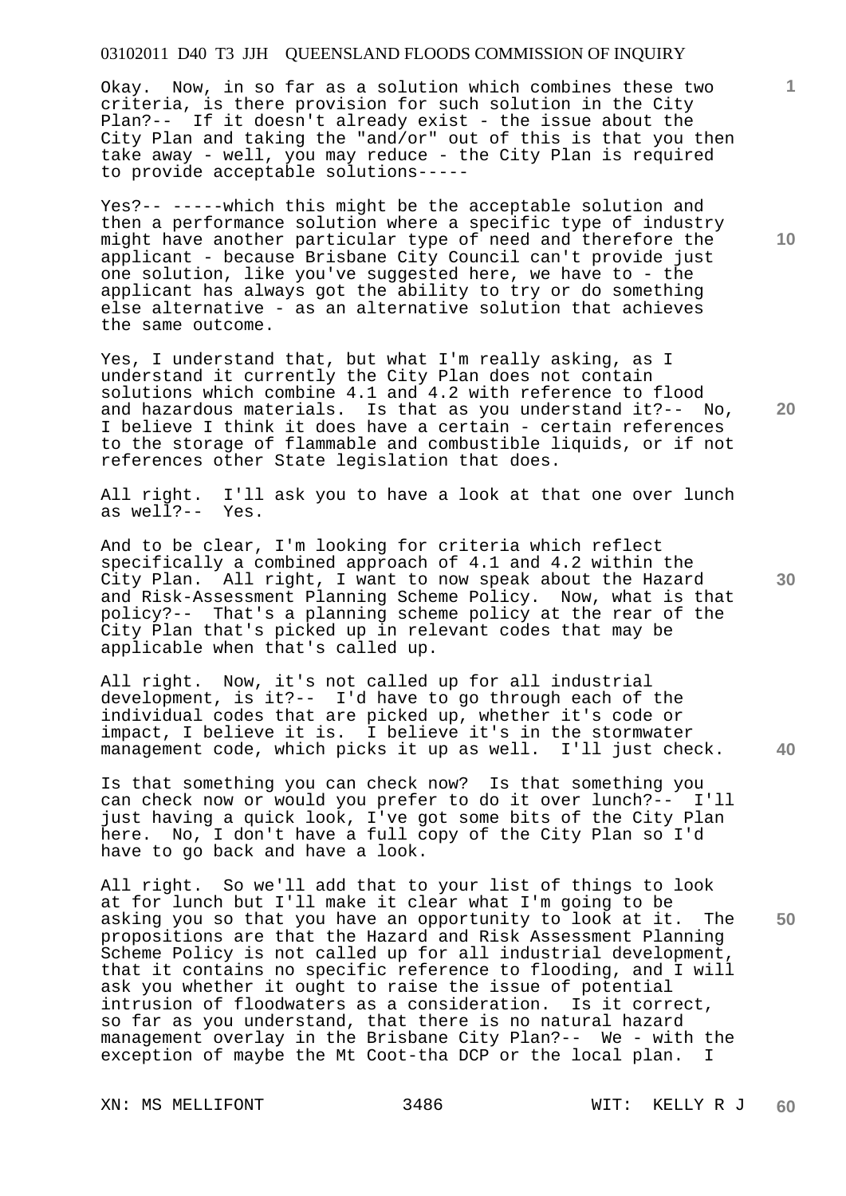Okay. Now, in so far as a solution which combines these two criteria, is there provision for such solution in the City Plan?-- If it doesn't already exist - the issue about the City Plan and taking the "and/or" out of this is that you then take away - well, you may reduce - the City Plan is required to provide acceptable solutions-----

Yes?-- -----which this might be the acceptable solution and then a performance solution where a specific type of industry might have another particular type of need and therefore the applicant - because Brisbane City Council can't provide just one solution, like you've suggested here, we have to - the applicant has always got the ability to try or do something else alternative - as an alternative solution that achieves the same outcome.

Yes, I understand that, but what I'm really asking, as I understand it currently the City Plan does not contain solutions which combine 4.1 and 4.2 with reference to flood and hazardous materials. Is that as you understand it?-- No, I believe I think it does have a certain - certain references to the storage of flammable and combustible liquids, or if not references other State legislation that does.

All right. I'll ask you to have a look at that one over lunch as well?-- Yes.

And to be clear, I'm looking for criteria which reflect specifically a combined approach of 4.1 and 4.2 within the City Plan. All right, I want to now speak about the Hazard and Risk-Assessment Planning Scheme Policy. Now, what is that policy?-- That's a planning scheme policy at the rear of the City Plan that's picked up in relevant codes that may be applicable when that's called up.

All right. Now, it's not called up for all industrial development, is it?-- I'd have to go through each of the individual codes that are picked up, whether it's code or impact, I believe it is. I believe it's in the stormwater management code, which picks it up as well. I'll just check.

Is that something you can check now? Is that something you can check now or would you prefer to do it over lunch?-- I'll just having a quick look, I've got some bits of the City Plan here. No, I don't have a full copy of the City Plan so I'd have to go back and have a look.

All right. So we'll add that to your list of things to look at for lunch but I'll make it clear what I'm going to be asking you so that you have an opportunity to look at it. The propositions are that the Hazard and Risk Assessment Planning Scheme Policy is not called up for all industrial development, that it contains no specific reference to flooding, and I will ask you whether it ought to raise the issue of potential intrusion of floodwaters as a consideration. Is it correct, so far as you understand, that there is no natural hazard management overlay in the Brisbane City Plan?-- We - with the exception of maybe the Mt Coot-tha DCP or the local plan. I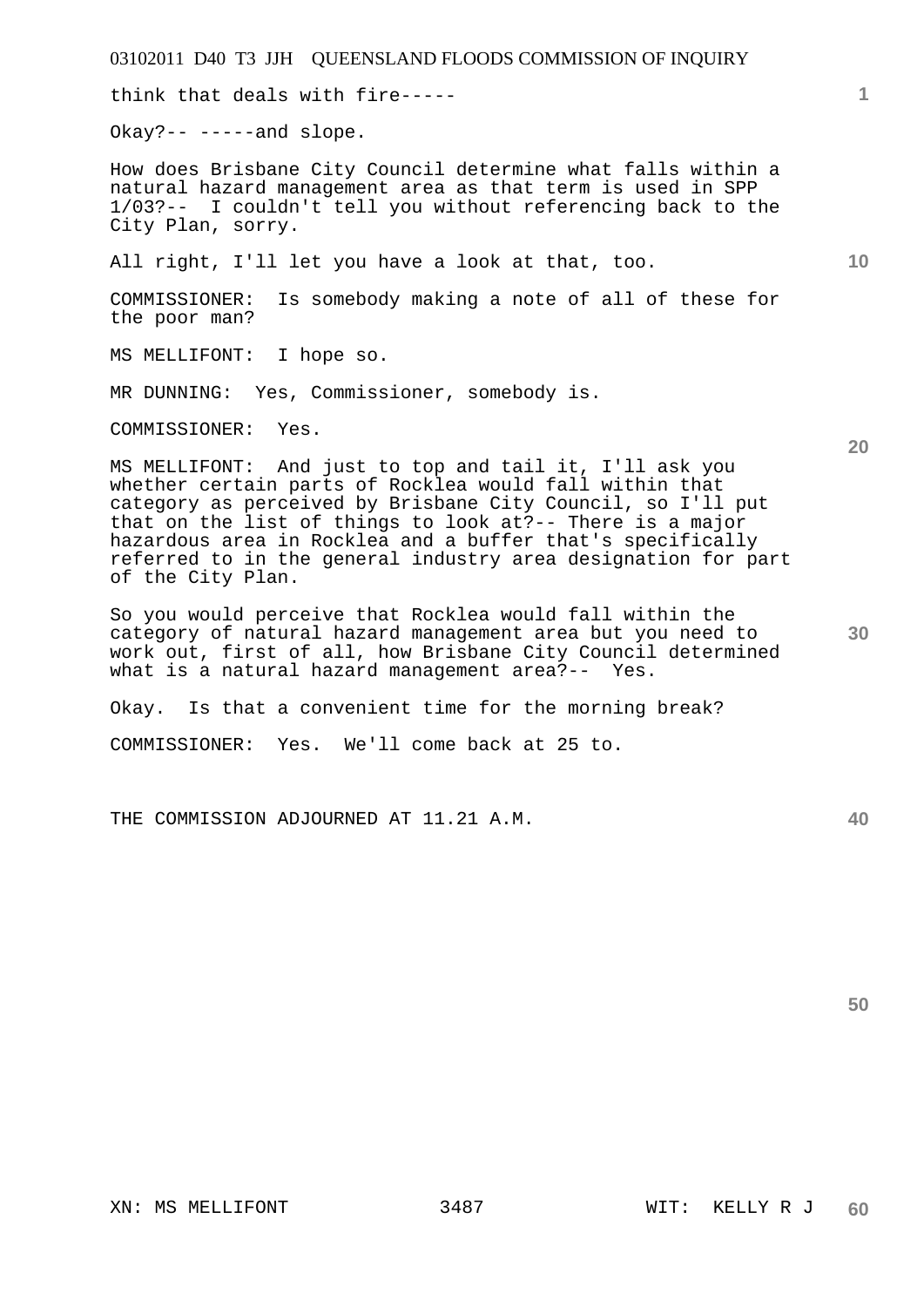think that deals with fire-----

Okay?-- -----and slope.

How does Brisbane City Council determine what falls within a natural hazard management area as that term is used in SPP 1/03?-- I couldn't tell you without referencing back to the City Plan, sorry.

All right, I'll let you have a look at that, too.

COMMISSIONER: Is somebody making a note of all of these for the poor man?

MS MELLIFONT: I hope so.

MR DUNNING: Yes, Commissioner, somebody is.

COMMISSIONER: Yes.

MS MELLIFONT: And just to top and tail it, I'll ask you whether certain parts of Rocklea would fall within that category as perceived by Brisbane City Council, so I'll put that on the list of things to look at?-- There is a major hazardous area in Rocklea and a buffer that's specifically referred to in the general industry area designation for part of the City Plan.

So you would perceive that Rocklea would fall within the category of natural hazard management area but you need to work out, first of all, how Brisbane City Council determined what is a natural hazard management area?-- Yes.

Okay. Is that a convenient time for the morning break?

COMMISSIONER: Yes. We'll come back at 25 to.

THE COMMISSION ADJOURNED AT 11.21 A.M.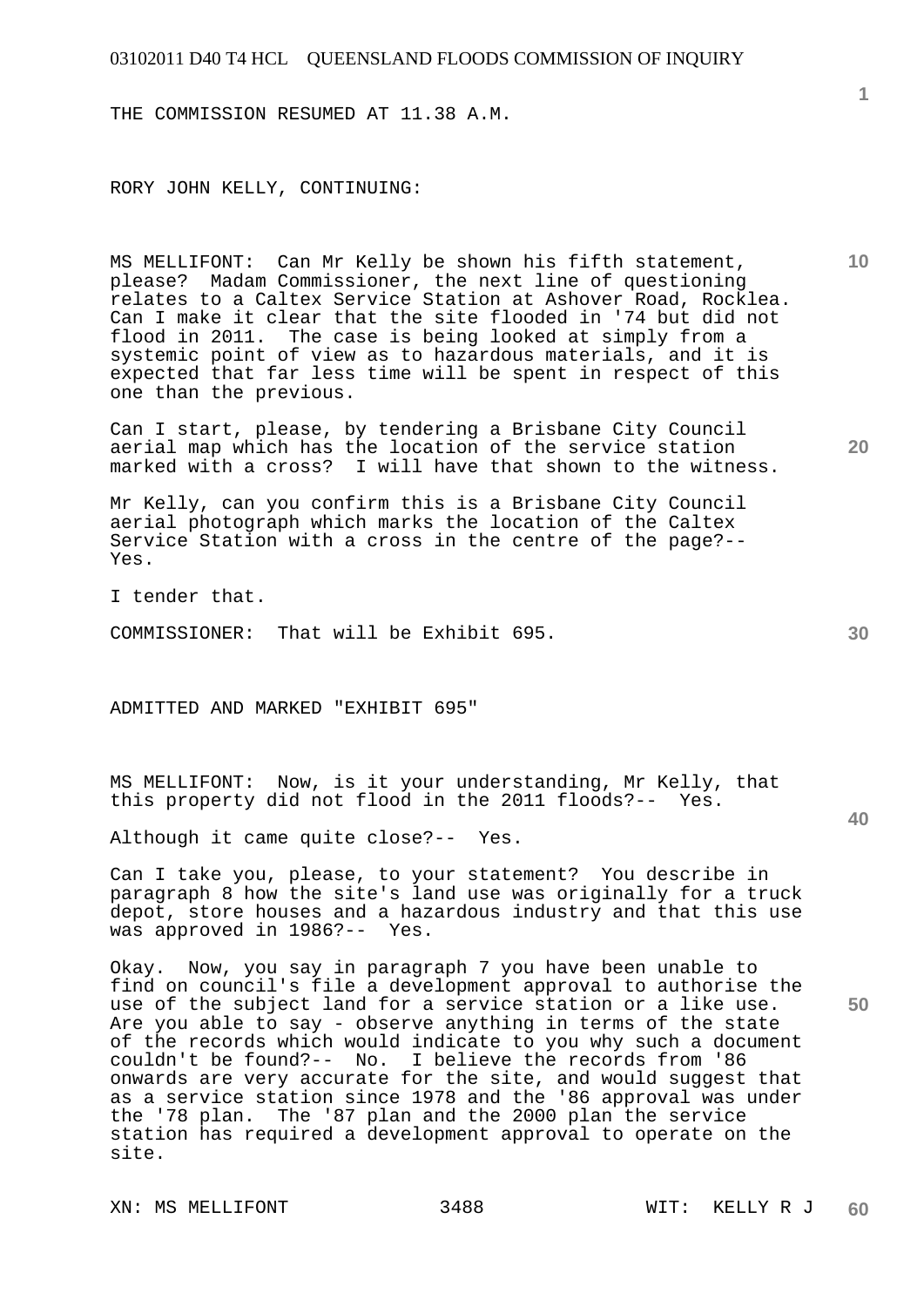THE COMMISSION RESUMED AT 11.38 A.M.

RORY JOHN KELLY, CONTINUING:

MS MELLIFONT: Can Mr Kelly be shown his fifth statement, please? Madam Commissioner, the next line of questioning relates to a Caltex Service Station at Ashover Road, Rocklea. Can I make it clear that the site flooded in '74 but did not flood in 2011. The case is being looked at simply from a systemic point of view as to hazardous materials, and it is expected that far less time will be spent in respect of this one than the previous.

Can I start, please, by tendering a Brisbane City Council aerial map which has the location of the service station marked with a cross? I will have that shown to the witness.

Mr Kelly, can you confirm this is a Brisbane City Council aerial photograph which marks the location of the Caltex Service Station with a cross in the centre of the page?-- Yes.

I tender that.

COMMISSIONER: That will be Exhibit 695.

ADMITTED AND MARKED "EXHIBIT 695"

MS MELLIFONT: Now, is it your understanding, Mr Kelly, that this property did not flood in the 2011 floods?-- Yes.

Although it came quite close?-- Yes.

Can I take you, please, to your statement? You describe in paragraph 8 how the site's land use was originally for a truck depot, store houses and a hazardous industry and that this use was approved in 1986?-- Yes.

Okay. Now, you say in paragraph 7 you have been unable to find on council's file a development approval to authorise the use of the subject land for a service station or a like use. Are you able to say - observe anything in terms of the state of the records which would indicate to you why such a document couldn't be found?-- No. I believe the records from '86 onwards are very accurate for the site, and would suggest that as a service station since 1978 and the '86 approval was under the '78 plan. The '87 plan and the 2000 plan the service station has required a development approval to operate on the site.

XN: MS MELLIFONT WIT: KELLY R J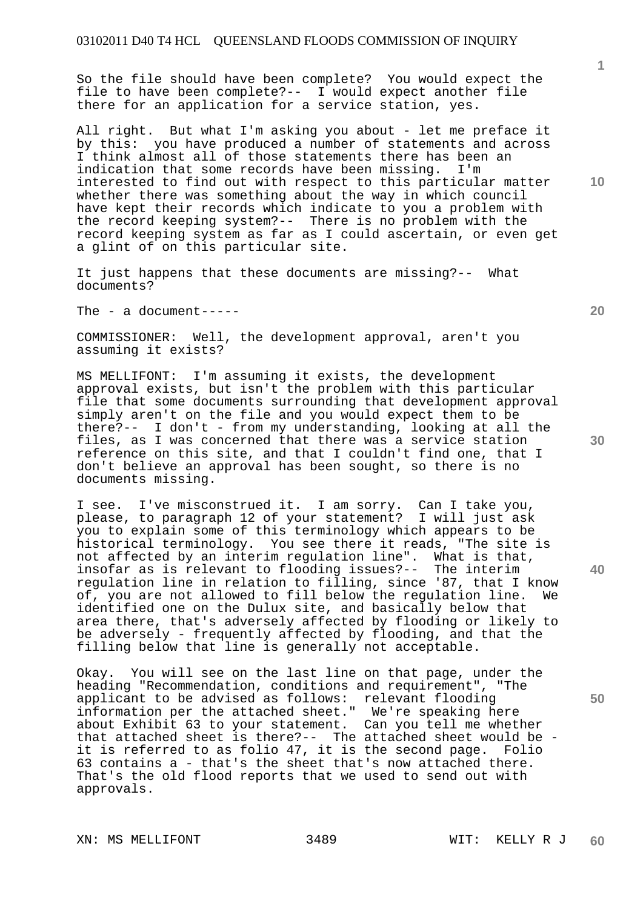So the file should have been complete? You would expect the file to have been complete?-- I would expect another file there for an application for a service station, yes.

All right. But what I'm asking you about - let me preface it by this: you have produced a number of statements and across I think almost all of those statements there has been an indication that some records have been missing. I'm interested to find out with respect to this particular matter whether there was something about the way in which council have kept their records which indicate to you a problem with the record keeping system?-- There is no problem with the record keeping system as far as I could ascertain, or even get a glint of on this particular site.

It just happens that these documents are missing?-- What documents?

The - a document-----

COMMISSIONER: Well, the development approval, aren't you assuming it exists?

MS MELLIFONT: I'm assuming it exists, the development approval exists, but isn't the problem with this particular file that some documents surrounding that development approval simply aren't on the file and you would expect them to be there?-- I don't - from my understanding, looking at all the files, as I was concerned that there was a service station reference on this site, and that I couldn't find one, that I don't believe an approval has been sought, so there is no documents missing.

I see. I've misconstrued it. I am sorry. Can I take you, please, to paragraph 12 of your statement? I will just ask you to explain some of this terminology which appears to be historical terminology. You see there it reads, "The site is not affected by an interim regulation line". What is that, insofar as is relevant to flooding issues?-- The interim regulation line in relation to filling, since '87, that I know of, you are not allowed to fill below the regulation line. We identified one on the Dulux site, and basically below that area there, that's adversely affected by flooding or likely to be adversely - frequently affected by flooding, and that the filling below that line is generally not acceptable.

Okay. You will see on the last line on that page, under the heading "Recommendation, conditions and requirement", "The applicant to be advised as follows: relevant flooding information per the attached sheet." We're speaking here about Exhibit 63 to your statement. Can you tell me whether that attached sheet is there?-- The attached sheet would be - it is referred to as folio 47, it is the second page. Folio 63 contains a - that's the sheet that's now attached there. That's the old flood reports that we used to send out with approvals.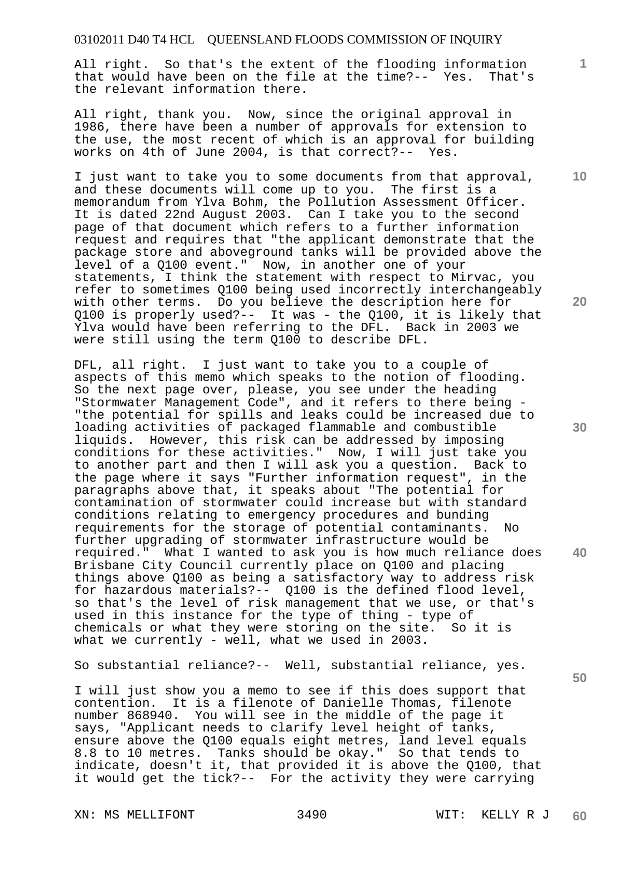All right. So that's the extent of the flooding information that would have been on the file at the time?-- Yes. That's the relevant information there.

All right, thank you. Now, since the original approval in 1986, there have been a number of approvals for extension to the use, the most recent of which is an approval for building works on 4th of June 2004, is that correct?-- Yes.

I just want to take you to some documents from that approval, and these documents will come up to you. The first is a memorandum from Ylva Bohm, the Pollution Assessment Officer. It is dated 22nd August 2003. Can I take you to the second page of that document which refers to a further information request and requires that "the applicant demonstrate that the package store and aboveground tanks will be provided above the level of a Q100 event." Now, in another one of your statements, I think the statement with respect to Mirvac, you refer to sometimes Q100 being used incorrectly interchangeably with other terms. Do you believe the description here for Q100 is properly used?-- It was - the Q100, it is likely that Ylva would have been referring to the DFL. Back in 2003 we were still using the term Q100 to describe DFL.

DFL, all right. I just want to take you to a couple of aspects of this memo which speaks to the notion of flooding. So the next page over, please, you see under the heading "Stormwater Management Code", and it refers to there being - "the potential for spills and leaks could be increased due to loading activities of packaged flammable and combustible liquids. However, this risk can be addressed by imposing conditions for these activities." Now, I will just take you to another part and then I will ask you a question. Back to the page where it says "Further information request", in the paragraphs above that, it speaks about "The potential for contamination of stormwater could increase but with standard conditions relating to emergency procedures and bunding requirements for the storage of potential contaminants. No further upgrading of stormwater infrastructure would be required." What I wanted to ask you is how much reliance does Brisbane City Council currently place on Q100 and placing things above Q100 as being a satisfactory way to address risk for hazardous materials?-- Q100 is the defined flood level, so that's the level of risk management that we use, or that's used in this instance for the type of thing - type of chemicals or what they were storing on the site. So it is what we currently - well, what we used in 2003.

So substantial reliance?-- Well, substantial reliance, yes.

I will just show you a memo to see if this does support that contention. It is a filenote of Danielle Thomas, filenote number 868940. You will see in the middle of the page it says, "Applicant needs to clarify level height of tanks, ensure above the Q100 equals eight metres, land level equals 8.8 to 10 metres. Tanks should be okay." So that tends to indicate, doesn't it, that provided it is above the Q100, that it would get the tick?-- For the activity they were carrying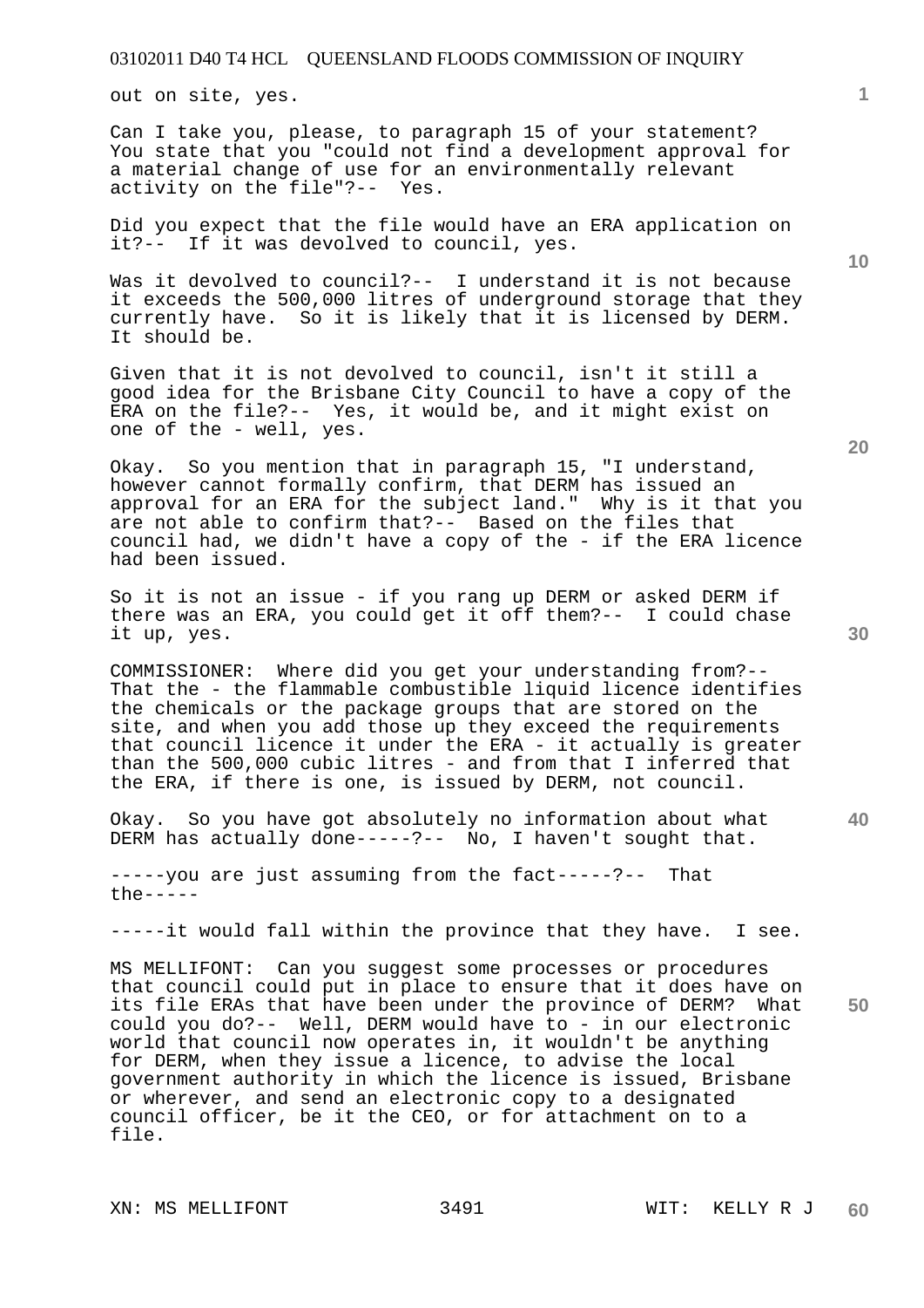out on site, yes.

Can I take you, please, to paragraph 15 of your statement? You state that you "could not find a development approval for a material change of use for an environmentally relevant activity on the file"?-- Yes.

Did you expect that the file would have an ERA application on it?-- If it was devolved to council, yes.

Was it devolved to council?-- I understand it is not because it exceeds the 500,000 litres of underground storage that they currently have. So it is likely that it is licensed by DERM. It should be.

Given that it is not devolved to council, isn't it still a good idea for the Brisbane City Council to have a copy of the ERA on the file?-- Yes, it would be, and it might exist on one of the - well, yes.

Okay. So you mention that in paragraph 15, "I understand, however cannot formally confirm, that DERM has issued an approval for an ERA for the subject land." Why is it that you are not able to confirm that?-- Based on the files that council had, we didn't have a copy of the - if the ERA licence had been issued.

So it is not an issue - if you rang up DERM or asked DERM if there was an ERA, you could get it off them?-- I could chase it up, yes.

COMMISSIONER: Where did you get your understanding from?-- That the - the flammable combustible liquid licence identifies the chemicals or the package groups that are stored on the site, and when you add those up they exceed the requirements that council licence it under the ERA - it actually is greater than the 500,000 cubic litres - and from that I inferred that the ERA, if there is one, is issued by DERM, not council.

Okay. So you have got absolutely no information about what DERM has actually done-----?-- No, I haven't sought that.

-----you are just assuming from the fact-----?-- That the-----

-----it would fall within the province that they have. I see.

MS MELLIFONT: Can you suggest some processes or procedures that council could put in place to ensure that it does have on its file ERAs that have been under the province of DERM? What could you do?-- Well, DERM would have to - in our electronic world that council now operates in, it wouldn't be anything for DERM, when they issue a licence, to advise the local government authority in which the licence is issued, Brisbane or wherever, and send an electronic copy to a designated council officer, be it the CEO, or for attachment on to a file.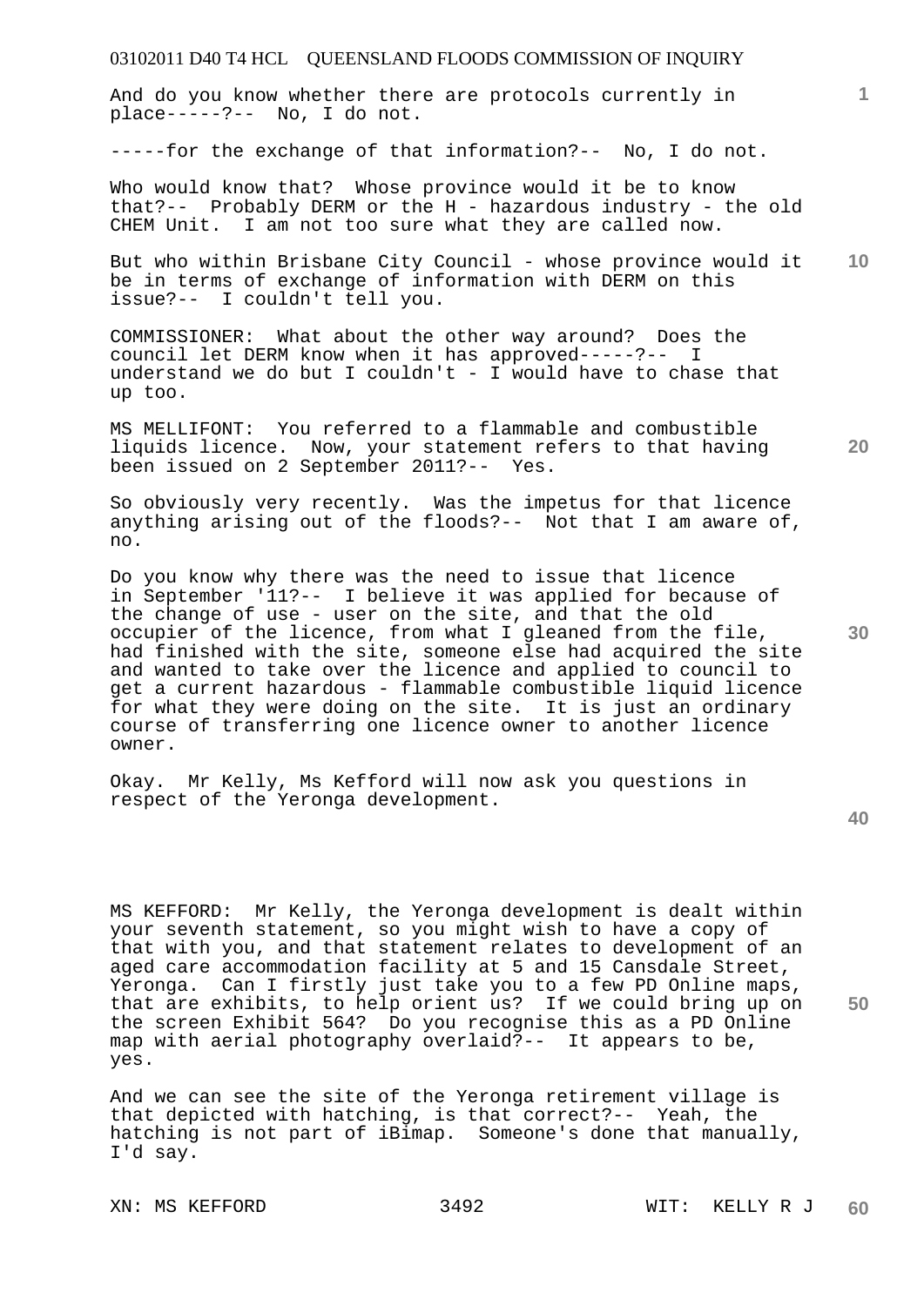And do you know whether there are protocols currently in place-----?-- No, I do not.

-----for the exchange of that information?-- No, I do not.

Who would know that? Whose province would it be to know that?-- Probably DERM or the H - hazardous industry - the old CHEM Unit. I am not too sure what they are called now.

But who within Brisbane City Council - whose province would it be in terms of exchange of information with DERM on this issue?-- I couldn't tell you.

COMMISSIONER: What about the other way around? Does the council let DERM know when it has approved-----?-- I understand we do but I couldn't - I would have to chase that up too.

MS MELLIFONT: You referred to a flammable and combustible liquids licence. Now, your statement refers to that having been issued on 2 September 2011?-- Yes.

So obviously very recently. Was the impetus for that licence anything arising out of the floods?-- Not that I am aware of, no.

Do you know why there was the need to issue that licence in September '11?-- I believe it was applied for because of the change of use - user on the site, and that the old occupier of the licence, from what I gleaned from the file, had finished with the site, someone else had acquired the site and wanted to take over the licence and applied to council to get a current hazardous - flammable combustible liquid licence for what they were doing on the site. It is just an ordinary course of transferring one licence owner to another licence owner.

Okay. Mr Kelly, Ms Kefford will now ask you questions in respect of the Yeronga development.

MS KEFFORD: Mr Kelly, the Yeronga development is dealt within your seventh statement, so you might wish to have a copy of that with you, and that statement relates to development of an aged care accommodation facility at 5 and 15 Cansdale Street, Yeronga. Can I firstly just take you to a few PD Online maps, that are exhibits, to help orient us? If we could bring up on the screen Exhibit 564? Do you recognise this as a PD Online map with aerial photography overlaid?-- It appears to be, yes.

And we can see the site of the Yeronga retirement village is that depicted with hatching, is that correct?-- Yeah, the hatching is not part of iBimap. Someone's done that manually, I'd say.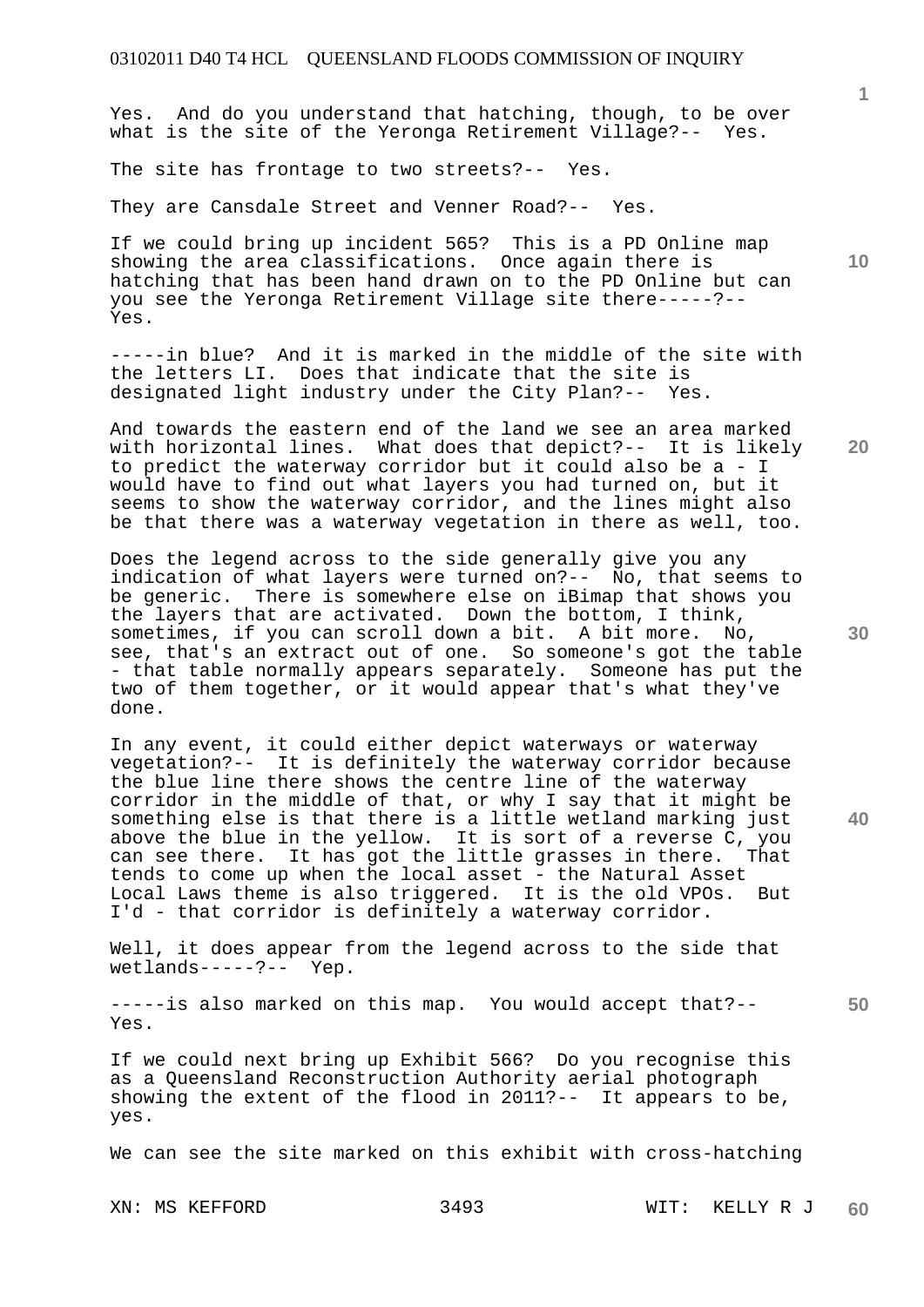Yes. And do you understand that hatching, though, to be over what is the site of the Yeronga Retirement Village?-- Yes.

The site has frontage to two streets?-- Yes.

They are Cansdale Street and Venner Road?-- Yes.

If we could bring up incident 565? This is a PD Online map showing the area classifications. Once again there is hatching that has been hand drawn on to the PD Online but can you see the Yeronga Retirement Village site there-----?-- Yes.

-----in blue? And it is marked in the middle of the site with the letters LI. Does that indicate that the site is designated light industry under the City Plan?-- Yes.

And towards the eastern end of the land we see an area marked with horizontal lines. What does that depict?-- It is likely to predict the waterway corridor but it could also be a - I would have to find out what layers you had turned on, but it seems to show the waterway corridor, and the lines might also be that there was a waterway vegetation in there as well, too.

Does the legend across to the side generally give you any indication of what layers were turned on?-- No, that seems to be generic. There is somewhere else on iBimap that shows you the layers that are activated. Down the bottom, I think, sometimes, if you can scroll down a bit. A bit more. No, see, that's an extract out of one. So someone's got the table - that table normally appears separately. Someone has put the two of them together, or it would appear that's what they've done.

In any event, it could either depict waterways or waterway vegetation?-- It is definitely the waterway corridor because the blue line there shows the centre line of the waterway corridor in the middle of that, or why I say that it might be something else is that there is a little wetland marking just above the blue in the yellow. It is sort of a reverse C, you can see there. It has got the little grasses in there. That tends to come up when the local asset - the Natural Asset Local Laws theme is also triggered. It is the old VPOs. But I'd - that corridor is definitely a waterway corridor.

Well, it does appear from the legend across to the side that wetlands-----?-- Yep.

-----is also marked on this map. You would accept that?-- Yes.

If we could next bring up Exhibit 566? Do you recognise this as a Queensland Reconstruction Authority aerial photograph showing the extent of the flood in 2011?-- It appears to be, yes.

We can see the site marked on this exhibit with cross-hatching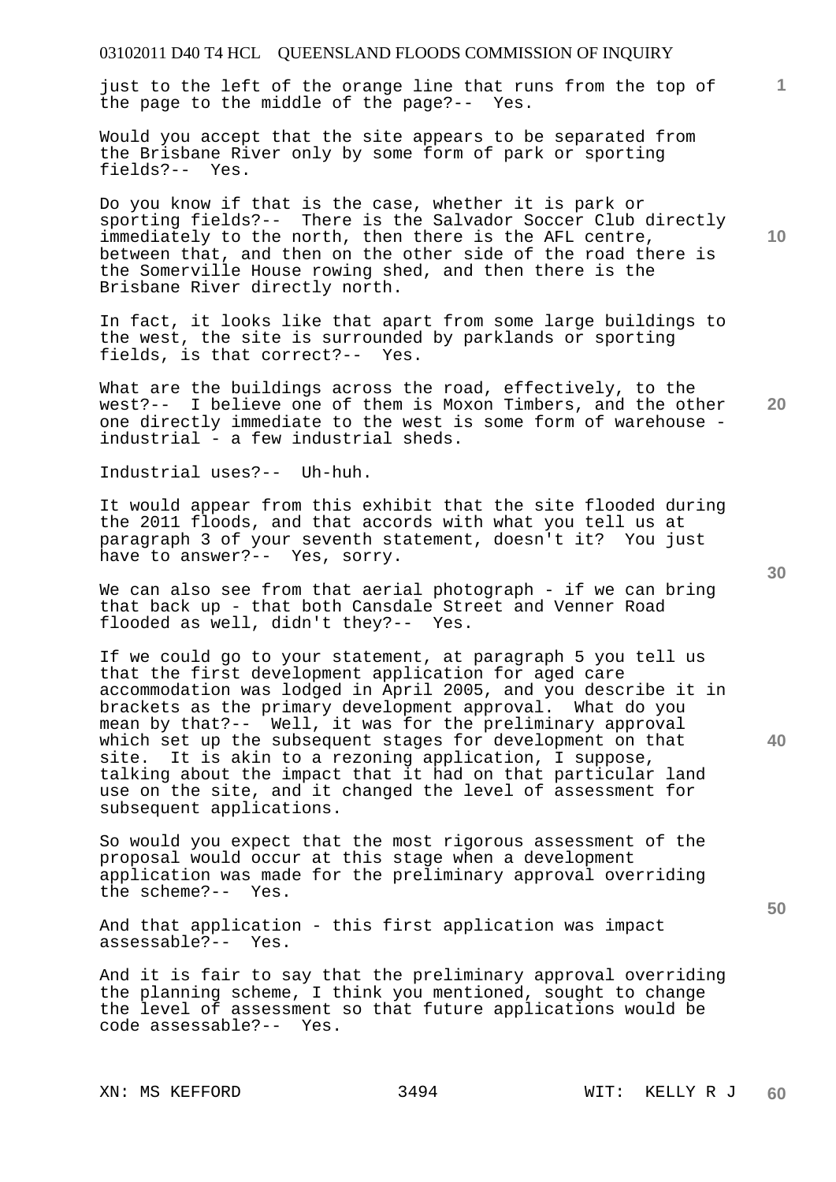just to the left of the orange line that runs from the top of the page to the middle of the page?-- Yes.

Would you accept that the site appears to be separated from the Brisbane River only by some form of park or sporting fields?-- Yes.

Do you know if that is the case, whether it is park or sporting fields?-- There is the Salvador Soccer Club directly immediately to the north, then there is the AFL centre, between that, and then on the other side of the road there is the Somerville House rowing shed, and then there is the Brisbane River directly north.

In fact, it looks like that apart from some large buildings to the west, the site is surrounded by parklands or sporting fields, is that correct?-- Yes.

What are the buildings across the road, effectively, to the west?-- I believe one of them is Moxon Timbers, and the other one directly immediate to the west is some form of warehouse - industrial - a few industrial sheds.

Industrial uses?-- Uh-huh.

It would appear from this exhibit that the site flooded during the 2011 floods, and that accords with what you tell us at paragraph 3 of your seventh statement, doesn't it? You just have to answer?-- Yes, sorry.

We can also see from that aerial photograph - if we can bring that back up - that both Cansdale Street and Venner Road flooded as well, didn't they?-- Yes.

If we could go to your statement, at paragraph 5 you tell us that the first development application for aged care accommodation was lodged in April 2005, and you describe it in brackets as the primary development approval. What do you mean by that?-- Well, it was for the preliminary approval which set up the subsequent stages for development on that site. It is akin to a rezoning application, I suppose, talking about the impact that it had on that particular land use on the site, and it changed the level of assessment for subsequent applications.

So would you expect that the most rigorous assessment of the proposal would occur at this stage when a development application was made for the preliminary approval overriding the scheme?-- Yes.

And that application - this first application was impact assessable?-- Yes.

And it is fair to say that the preliminary approval overriding the planning scheme, I think you mentioned, sought to change the level of assessment so that future applications would be code assessable?-- Yes.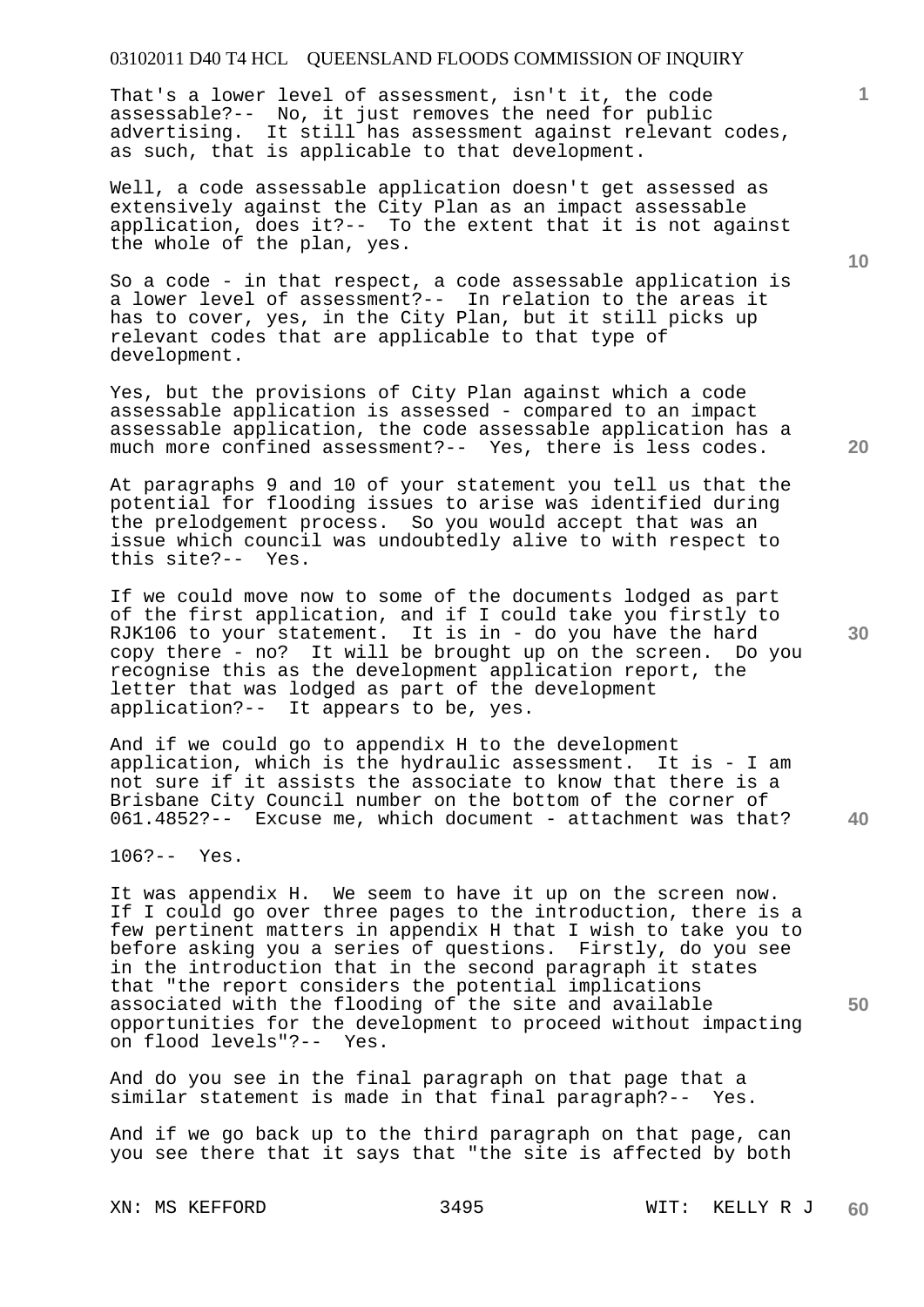That's a lower level of assessment, isn't it, the code assessable?-- No, it just removes the need for public advertising. It still has assessment against relevant codes, as such, that is applicable to that development.

Well, a code assessable application doesn't get assessed as extensively against the City Plan as an impact assessable application, does it?-- To the extent that it is not against the whole of the plan, yes.

So a code - in that respect, a code assessable application is a lower level of assessment?-- In relation to the areas it has to cover, yes, in the City Plan, but it still picks up relevant codes that are applicable to that type of development.

Yes, but the provisions of City Plan against which a code assessable application is assessed - compared to an impact assessable application, the code assessable application has a much more confined assessment?-- Yes, there is less codes.

At paragraphs 9 and 10 of your statement you tell us that the potential for flooding issues to arise was identified during the prelodgement process. So you would accept that was an issue which council was undoubtedly alive to with respect to this site?-- Yes.

If we could move now to some of the documents lodged as part of the first application, and if I could take you firstly to RJK106 to your statement. It is in - do you have the hard copy there - no? It will be brought up on the screen. Do you recognise this as the development application report, the letter that was lodged as part of the development application?-- It appears to be, yes.

And if we could go to appendix H to the development application, which is the hydraulic assessment. It is - I am not sure if it assists the associate to know that there is a Brisbane City Council number on the bottom of the corner of 061.4852?-- Excuse me, which document - attachment was that?

106?-- Yes.

It was appendix H. We seem to have it up on the screen now. If I could go over three pages to the introduction, there is a few pertinent matters in appendix H that I wish to take you to before asking you a series of questions. Firstly, do you see in the introduction that in the second paragraph it states that "the report considers the potential implications associated with the flooding of the site and available opportunities for the development to proceed without impacting on flood levels"?-- Yes.

And do you see in the final paragraph on that page that a similar statement is made in that final paragraph?-- Yes.

And if we go back up to the third paragraph on that page, can you see there that it says that "the site is affected by both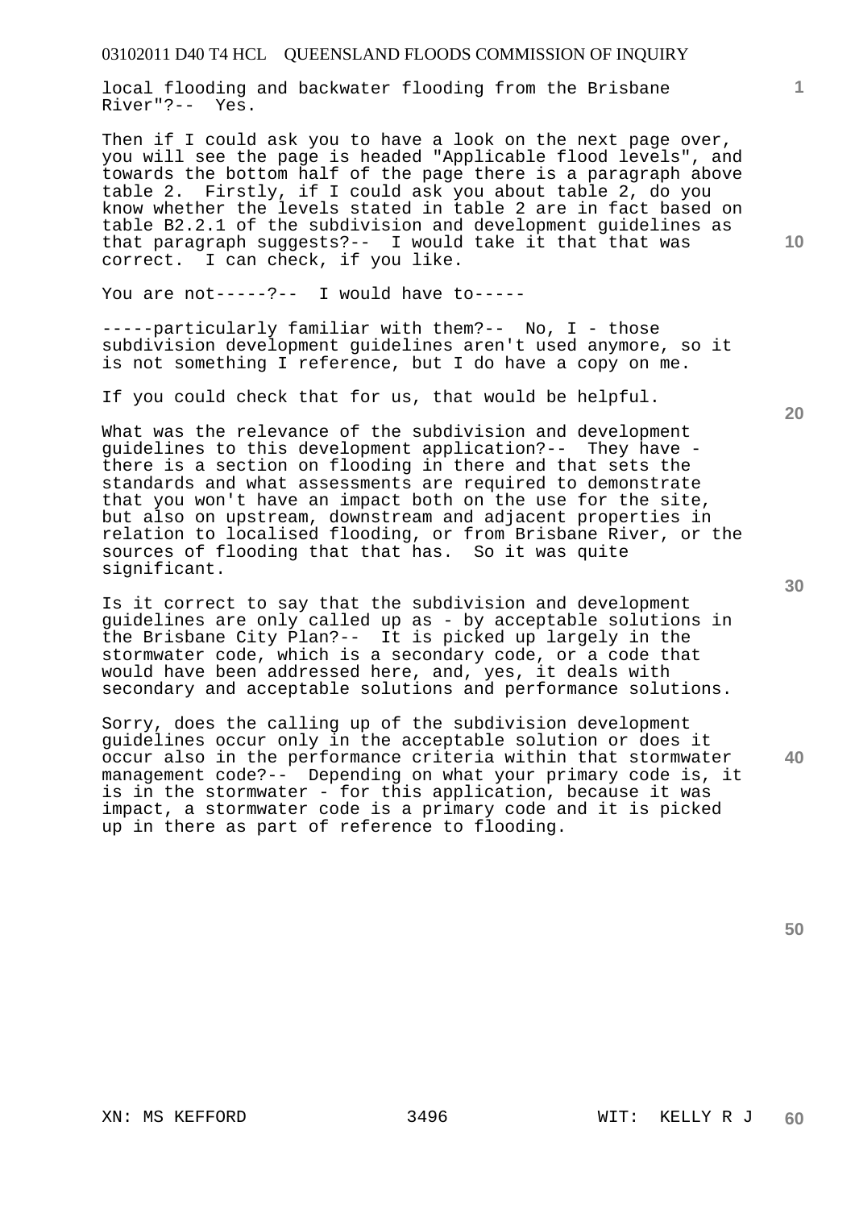local flooding and backwater flooding from the Brisbane River"?-- Yes.

Then if I could ask you to have a look on the next page over, you will see the page is headed "Applicable flood levels", and towards the bottom half of the page there is a paragraph above table 2. Firstly, if I could ask you about table 2, do you know whether the levels stated in table 2 are in fact based on table B2.2.1 of the subdivision and development guidelines as that paragraph suggests?-- I would take it that that was correct. I can check, if you like.

You are not-----?-- I would have to-----

-----particularly familiar with them?-- No, I - those subdivision development guidelines aren't used anymore, so it is not something I reference, but I do have a copy on me.

If you could check that for us, that would be helpful.

What was the relevance of the subdivision and development guidelines to this development application?-- They have - there is a section on flooding in there and that sets the standards and what assessments are required to demonstrate that you won't have an impact both on the use for the site, but also on upstream, downstream and adjacent properties in relation to localised flooding, or from Brisbane River, or the sources of flooding that that has. So it was quite significant.

Is it correct to say that the subdivision and development guidelines are only called up as - by acceptable solutions in the Brisbane City Plan?-- It is picked up largely in the stormwater code, which is a secondary code, or a code that would have been addressed here, and, yes, it deals with secondary and acceptable solutions and performance solutions.

Sorry, does the calling up of the subdivision development guidelines occur only in the acceptable solution or does it occur also in the performance criteria within that stormwater management code?-- Depending on what your primary code is, it is in the stormwater - for this application, because it was impact, a stormwater code is a primary code and it is picked up in there as part of reference to flooding.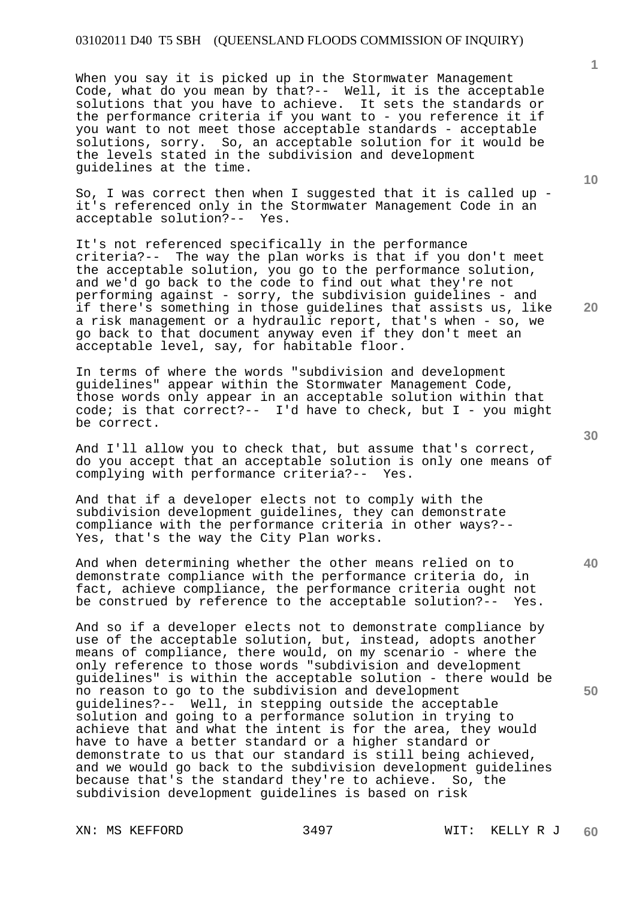When you say it is picked up in the Stormwater Management Code, what do you mean by that?-- Well, it is the acceptable solutions that you have to achieve. It sets the standards or the performance criteria if you want to - you reference it if you want to not meet those acceptable standards - acceptable solutions, sorry. So, an acceptable solution for it would be the levels stated in the subdivision and development guidelines at the time.

So, I was correct then when I suggested that it is called up - it's referenced only in the Stormwater Management Code in an acceptable solution?-- Yes.

It's not referenced specifically in the performance criteria?-- The way the plan works is that if you don't meet the acceptable solution, you go to the performance solution, and we'd go back to the code to find out what they're not performing against - sorry, the subdivision guidelines - and if there's something in those guidelines that assists us, like a risk management or a hydraulic report, that's when - so, we go back to that document anyway even if they don't meet an acceptable level, say, for habitable floor.

In terms of where the words "subdivision and development guidelines" appear within the Stormwater Management Code, those words only appear in an acceptable solution within that code; is that correct?-- I'd have to check, but I - you might be correct.

And I'll allow you to check that, but assume that's correct, do you accept that an acceptable solution is only one means of complying with performance criteria?-- Yes.

And that if a developer elects not to comply with the subdivision development guidelines, they can demonstrate compliance with the performance criteria in other ways?-- Yes, that's the way the City Plan works.

And when determining whether the other means relied on to demonstrate compliance with the performance criteria do, in fact, achieve compliance, the performance criteria ought not be construed by reference to the acceptable solution?-- Yes.

And so if a developer elects not to demonstrate compliance by use of the acceptable solution, but, instead, adopts another means of compliance, there would, on my scenario - where the only reference to those words "subdivision and development guidelines" is within the acceptable solution - there would be no reason to go to the subdivision and development guidelines?-- Well, in stepping outside the acceptable solution and going to a performance solution in trying to achieve that and what the intent is for the area, they would have to have a better standard or a higher standard or demonstrate to us that our standard is still being achieved, and we would go back to the subdivision development guidelines because that's the standard they're to achieve. So, the subdivision development guidelines is based on risk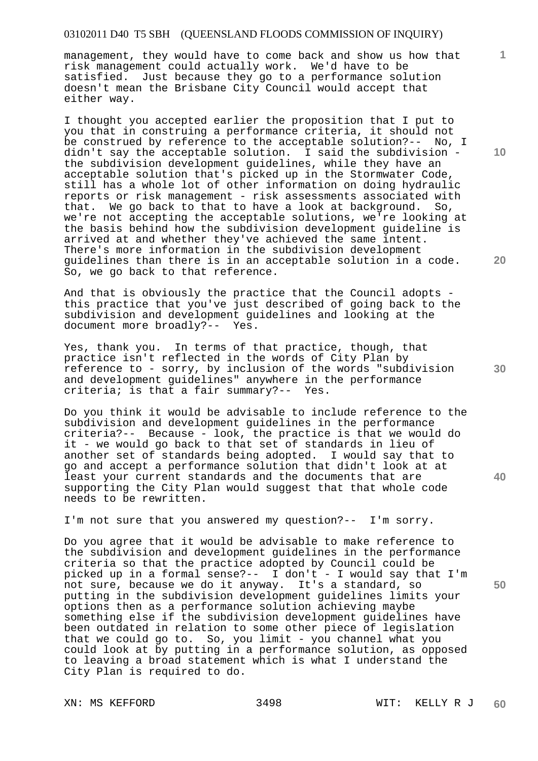management, they would have to come back and show us how that risk management could actually work. We'd have to be satisfied. Just because they go to a performance solution doesn't mean the Brisbane City Council would accept that either way.

I thought you accepted earlier the proposition that I put to you that in construing a performance criteria, it should not be construed by reference to the acceptable solution?-- No, I didn't say the acceptable solution. I said the subdivision - the subdivision development guidelines, while they have an acceptable solution that's picked up in the Stormwater Code, still has a whole lot of other information on doing hydraulic reports or risk management - risk assessments associated with that. We go back to that to have a look at background. So, we're not accepting the acceptable solutions, we're looking at the basis behind how the subdivision development guideline is arrived at and whether they've achieved the same intent. There's more information in the subdivision development guidelines than there is in an acceptable solution in a code. So, we go back to that reference.

And that is obviously the practice that the Council adopts - this practice that you've just described of going back to the subdivision and development guidelines and looking at the document more broadly?-- Yes.

Yes, thank you. In terms of that practice, though, that practice isn't reflected in the words of City Plan by reference to - sorry, by inclusion of the words "subdivision and development guidelines" anywhere in the performance criteria; is that a fair summary?-- Yes.

Do you think it would be advisable to include reference to the subdivision and development guidelines in the performance criteria?-- Because - look, the practice is that we would do it - we would go back to that set of standards in lieu of another set of standards being adopted. I would say that to go and accept a performance solution that didn't look at at least your current standards and the documents that are supporting the City Plan would suggest that that whole code needs to be rewritten.

I'm not sure that you answered my question?-- I'm sorry.

Do you agree that it would be advisable to make reference to the subdivision and development guidelines in the performance criteria so that the practice adopted by Council could be picked up in a formal sense?-- I don't - I would say that I'm not sure, because we do it anyway. It's a standard, so putting in the subdivision development guidelines limits your options then as a performance solution achieving maybe something else if the subdivision development guidelines have been outdated in relation to some other piece of legislation that we could go to. So, you limit - you channel what you could look at by putting in a performance solution, as opposed to leaving a broad statement which is what I understand the City Plan is required to do.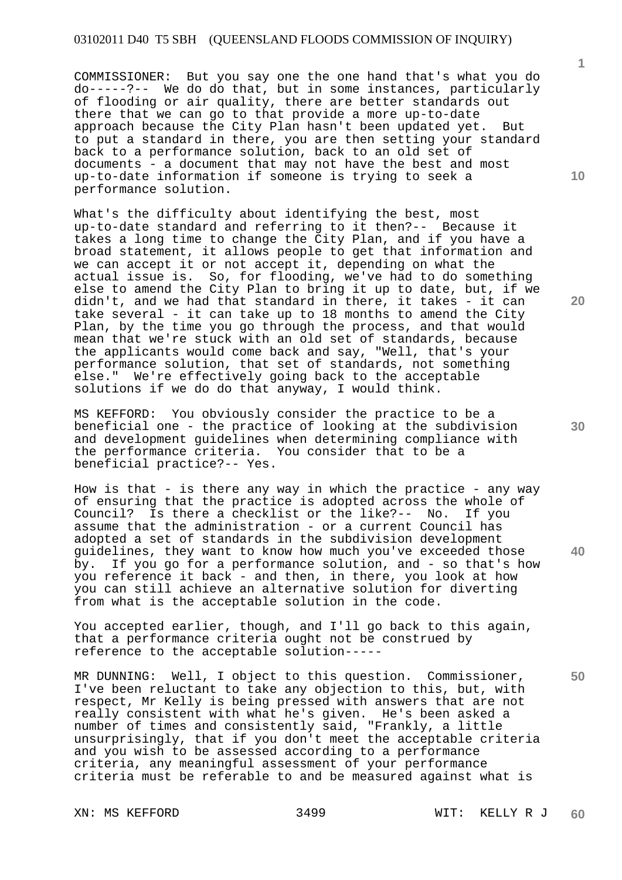COMMISSIONER: But you say one the one hand that's what you do do-----?-- We do do that, but in some instances, particularly of flooding or air quality, there are better standards out there that we can go to that provide a more up-to-date approach because the City Plan hasn't been updated yet. But to put a standard in there, you are then setting your standard back to a performance solution, back to an old set of documents - a document that may not have the best and most up-to-date information if someone is trying to seek a performance solution.

What's the difficulty about identifying the best, most up-to-date standard and referring to it then?-- Because it takes a long time to change the City Plan, and if you have a broad statement, it allows people to get that information and we can accept it or not accept it, depending on what the actual issue is. So, for flooding, we've had to do something else to amend the City Plan to bring it up to date, but, if we didn't, and we had that standard in there, it takes - it can take several - it can take up to 18 months to amend the City Plan, by the time you go through the process, and that would mean that we're stuck with an old set of standards, because the applicants would come back and say, "Well, that's your performance solution, that set of standards, not something else." We're effectively going back to the acceptable solutions if we do do that anyway, I would think.

MS KEFFORD: You obviously consider the practice to be a beneficial one - the practice of looking at the subdivision and development guidelines when determining compliance with the performance criteria. You consider that to be a beneficial practice?-- Yes.

How is that - is there any way in which the practice - any way of ensuring that the practice is adopted across the whole of Council? Is there a checklist or the like?-- No. If you assume that the administration - or a current Council has adopted a set of standards in the subdivision development guidelines, they want to know how much you've exceeded those by. If you go for a performance solution, and - so that's how you reference it back - and then, in there, you look at how you can still achieve an alternative solution for diverting from what is the acceptable solution in the code.

You accepted earlier, though, and I'll go back to this again, that a performance criteria ought not be construed by reference to the acceptable solution-----

MR DUNNING: Well, I object to this question. Commissioner, I've been reluctant to take any objection to this, but, with respect, Mr Kelly is being pressed with answers that are not really consistent with what he's given. He's been asked a number of times and consistently said, "Frankly, a little unsurprisingly, that if you don't meet the acceptable criteria and you wish to be assessed according to a performance criteria, any meaningful assessment of your performance criteria must be referable to and be measured against what is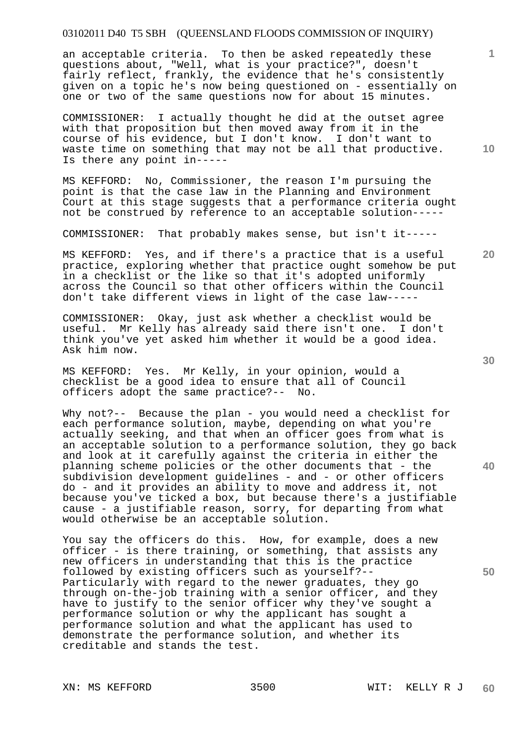an acceptable criteria. To then be asked repeatedly these questions about, "Well, what is your practice?", doesn't fairly reflect, frankly, the evidence that he's consistently given on a topic he's now being questioned on - essentially on one or two of the same questions now for about 15 minutes.

COMMISSIONER: I actually thought he did at the outset agree with that proposition but then moved away from it in the course of his evidence, but I don't know. I don't want to waste time on something that may not be all that productive. Is there any point in-----

MS KEFFORD: No, Commissioner, the reason I'm pursuing the point is that the case law in the Planning and Environment Court at this stage suggests that a performance criteria ought not be construed by reference to an acceptable solution-----

COMMISSIONER: That probably makes sense, but isn't it-----

MS KEFFORD: Yes, and if there's a practice that is a useful practice, exploring whether that practice ought somehow be put in a checklist or the like so that it's adopted uniformly across the Council so that other officers within the Council don't take different views in light of the case law-----

COMMISSIONER: Okay, just ask whether a checklist would be useful. Mr Kelly has already said there isn't one. I don't think you've yet asked him whether it would be a good idea. Ask him now.

MS KEFFORD: Yes. Mr Kelly, in your opinion, would a checklist be a good idea to ensure that all of Council officers adopt the same practice?-- No.

Why not?-- Because the plan - you would need a checklist for each performance solution, maybe, depending on what you're actually seeking, and that when an officer goes from what is an acceptable solution to a performance solution, they go back and look at it carefully against the criteria in either the planning scheme policies or the other documents that - the subdivision development guidelines - and - or other officers do - and it provides an ability to move and address it, not because you've ticked a box, but because there's a justifiable cause - a justifiable reason, sorry, for departing from what would otherwise be an acceptable solution.

You say the officers do this. How, for example, does a new officer - is there training, or something, that assists any new officers in understanding that this is the practice followed by existing officers such as yourself?-- Particularly with regard to the newer graduates, they go through on-the-job training with a senior officer, and they have to justify to the senior officer why they've sought a performance solution or why the applicant has sought a performance solution and what the applicant has used to demonstrate the performance solution, and whether its creditable and stands the test.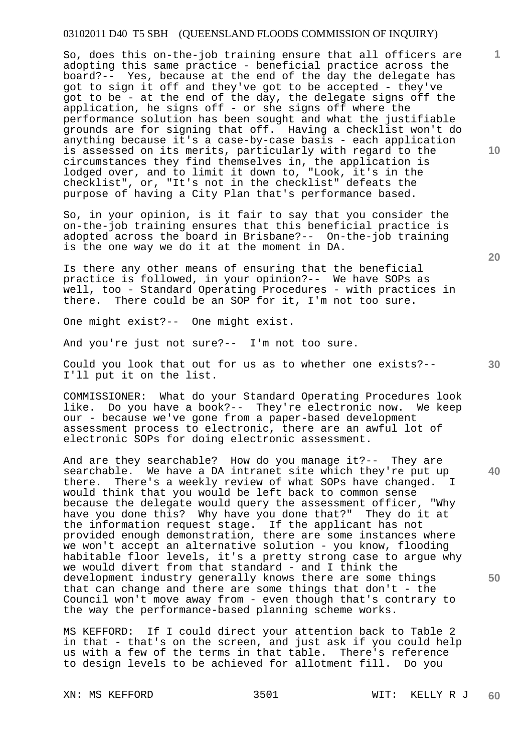So, does this on-the-job training ensure that all officers are adopting this same practice - beneficial practice across the board?-- Yes, because at the end of the day the delegate has got to sign it off and they've got to be accepted - they've got to be - at the end of the day, the delegate signs off the application, he signs off - or she signs off where the performance solution has been sought and what the justifiable grounds are for signing that off. Having a checklist won't do anything because it's a case-by-case basis - each application is assessed on its merits, particularly with regard to the circumstances they find themselves in, the application is lodged over, and to limit it down to, "Look, it's in the checklist", or, "It's not in the checklist" defeats the purpose of having a City Plan that's performance based.

So, in your opinion, is it fair to say that you consider the on-the-job training ensures that this beneficial practice is adopted across the board in Brisbane?-- On-the-job training is the one way we do it at the moment in DA.

Is there any other means of ensuring that the beneficial practice is followed, in your opinion?-- We have SOPs as well, too - Standard Operating Procedures - with practices in there. There could be an SOP for it, I'm not too sure.

One might exist?-- One might exist.

And you're just not sure?-- I'm not too sure.

Could you look that out for us as to whether one exists?-- I'll put it on the list.

COMMISSIONER: What do your Standard Operating Procedures look like. Do you have a book?-- They're electronic now. We keep our - because we've gone from a paper-based development assessment process to electronic, there are an awful lot of electronic SOPs for doing electronic assessment.

And are they searchable? How do you manage it?-- They are searchable. We have a DA intranet site which they're put up there. There's a weekly review of what SOPs have changed. I would think that you would be left back to common sense because the delegate would query the assessment officer, "Why have you done this? Why have you done that?" They do it at the information request stage. If the applicant has not provided enough demonstration, there are some instances where we won't accept an alternative solution - you know, flooding habitable floor levels, it's a pretty strong case to argue why we would divert from that standard - and I think the development industry generally knows there are some things that can change and there are some things that don't - the Council won't move away from - even though that's contrary to the way the performance-based planning scheme works.

MS KEFFORD: If I could direct your attention back to Table 2 in that - that's on the screen, and just ask if you could help us with a few of the terms in that table. There's reference to design levels to be achieved for allotment fill. Do you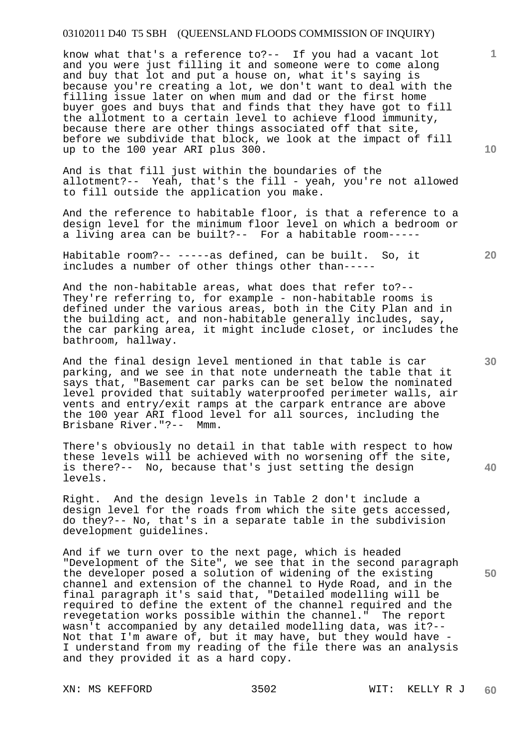know what that's a reference to?-- If you had a vacant lot and you were just filling it and someone were to come along and buy that lot and put a house on, what it's saying is because you're creating a lot, we don't want to deal with the filling issue later on when mum and dad or the first home buyer goes and buys that and finds that they have got to fill the allotment to a certain level to achieve flood immunity, because there are other things associated off that site, before we subdivide that block, we look at the impact of fill up to the 100 year ARI plus 300.

And is that fill just within the boundaries of the allotment?-- Yeah, that's the fill - yeah, you're not allowed to fill outside the application you make.

And the reference to habitable floor, is that a reference to a design level for the minimum floor level on which a bedroom or a living area can be built?-- For a habitable room-----

Habitable room?-- -----as defined, can be built. So, it includes a number of other things other than-----

And the non-habitable areas, what does that refer to?-- They're referring to, for example - non-habitable rooms is defined under the various areas, both in the City Plan and in the building act, and non-habitable generally includes, say, the car parking area, it might include closet, or includes the bathroom, hallway.

And the final design level mentioned in that table is car parking, and we see in that note underneath the table that it says that, "Basement car parks can be set below the nominated level provided that suitably waterproofed perimeter walls, air vents and entry/exit ramps at the carpark entrance are above the 100 year ARI flood level for all sources, including the Brisbane River."?-- Mmm.

There's obviously no detail in that table with respect to how these levels will be achieved with no worsening off the site, is there?-- No, because that's just setting the design levels.

Right. And the design levels in Table 2 don't include a design level for the roads from which the site gets accessed, do they?-- No, that's in a separate table in the subdivision development guidelines.

And if we turn over to the next page, which is headed "Development of the Site", we see that in the second paragraph the developer posed a solution of widening of the existing channel and extension of the channel to Hyde Road, and in the final paragraph it's said that, "Detailed modelling will be required to define the extent of the channel required and the revegetation works possible within the channel." The report wasn't accompanied by any detailed modelling data, was it?-- Not that I'm aware of, but it may have, but they would have - I understand from my reading of the file there was an analysis and they provided it as a hard copy.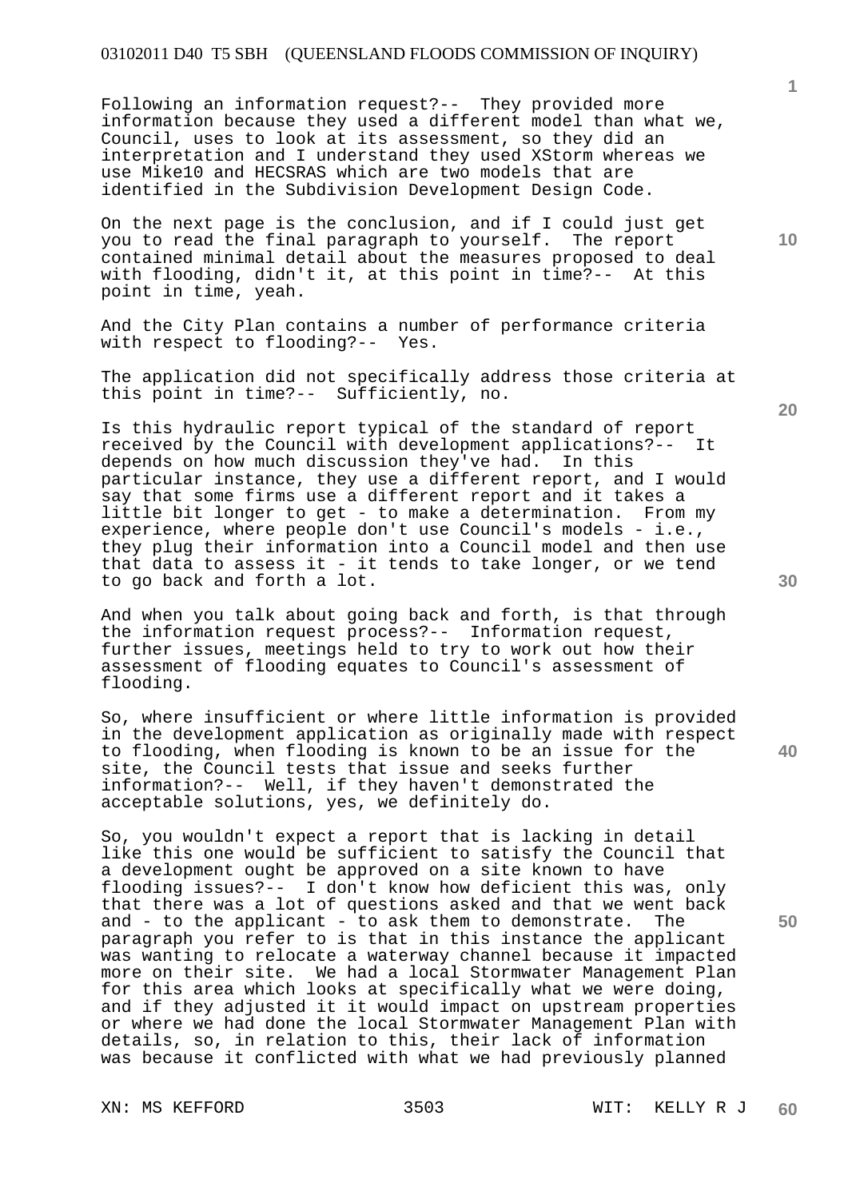Following an information request?-- They provided more information because they used a different model than what we, Council, uses to look at its assessment, so they did an interpretation and I understand they used XStorm whereas we use Mike10 and HECSRAS which are two models that are identified in the Subdivision Development Design Code.

On the next page is the conclusion, and if I could just get you to read the final paragraph to yourself. The report contained minimal detail about the measures proposed to deal with flooding, didn't it, at this point in time?-- At this point in time, yeah.

And the City Plan contains a number of performance criteria with respect to flooding?-- Yes.

The application did not specifically address those criteria at this point in time?-- Sufficiently, no.

Is this hydraulic report typical of the standard of report received by the Council with development applications?-- It depends on how much discussion they've had. In this particular instance, they use a different report, and I would say that some firms use a different report and it takes a little bit longer to get - to make a determination. From my experience, where people don't use Council's models - i.e., they plug their information into a Council model and then use that data to assess it - it tends to take longer, or we tend to go back and forth a lot.

And when you talk about going back and forth, is that through the information request process?-- Information request, further issues, meetings held to try to work out how their assessment of flooding equates to Council's assessment of flooding.

So, where insufficient or where little information is provided in the development application as originally made with respect to flooding, when flooding is known to be an issue for the site, the Council tests that issue and seeks further information?-- Well, if they haven't demonstrated the acceptable solutions, yes, we definitely do.

So, you wouldn't expect a report that is lacking in detail like this one would be sufficient to satisfy the Council that a development ought be approved on a site known to have flooding issues?-- I don't know how deficient this was, only that there was a lot of questions asked and that we went back and - to the applicant - to ask them to demonstrate. The paragraph you refer to is that in this instance the applicant was wanting to relocate a waterway channel because it impacted more on their site. We had a local Stormwater Management Plan for this area which looks at specifically what we were doing, and if they adjusted it it would impact on upstream properties or where we had done the local Stormwater Management Plan with details, so, in relation to this, their lack of information was because it conflicted with what we had previously planned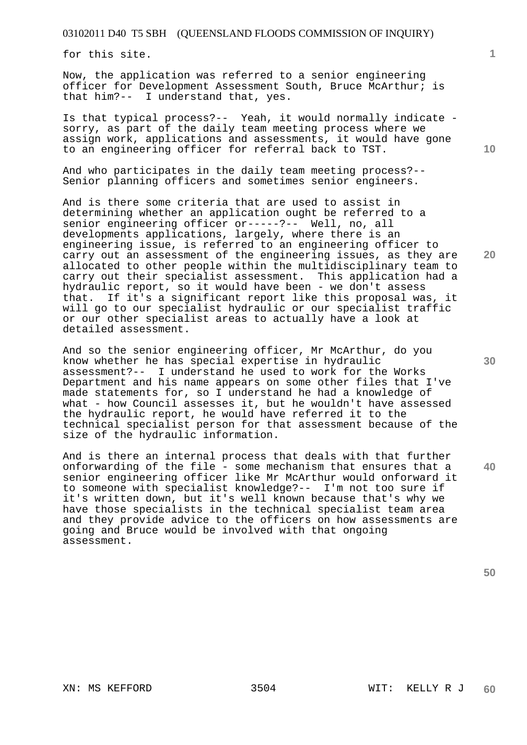for this site.

Now, the application was referred to a senior engineering officer for Development Assessment South, Bruce McArthur; is that him?-- I understand that, yes.

Is that typical process?-- Yeah, it would normally indicate - sorry, as part of the daily team meeting process where we assign work, applications and assessments, it would have gone to an engineering officer for referral back to TST.

And who participates in the daily team meeting process?-- Senior planning officers and sometimes senior engineers.

And is there some criteria that are used to assist in determining whether an application ought be referred to a senior engineering officer or-----?-- Well, no, all developments applications, largely, where there is an engineering issue, is referred to an engineering officer to carry out an assessment of the engineering issues, as they are allocated to other people within the multidisciplinary team to carry out their specialist assessment. This application had a hydraulic report, so it would have been - we don't assess that. If it's a significant report like this proposal was, it will go to our specialist hydraulic or our specialist traffic or our other specialist areas to actually have a look at detailed assessment.

And so the senior engineering officer, Mr McArthur, do you know whether he has special expertise in hydraulic assessment?-- I understand he used to work for the Works Department and his name appears on some other files that I've made statements for, so I understand he had a knowledge of what - how Council assesses it, but he wouldn't have assessed the hydraulic report, he would have referred it to the technical specialist person for that assessment because of the size of the hydraulic information.

And is there an internal process that deals with that further onforwarding of the file - some mechanism that ensures that a senior engineering officer like Mr McArthur would onforward it to someone with specialist knowledge?-- I'm not too sure if it's written down, but it's well known because that's why we have those specialists in the technical specialist team area and they provide advice to the officers on how assessments are going and Bruce would be involved with that ongoing assessment.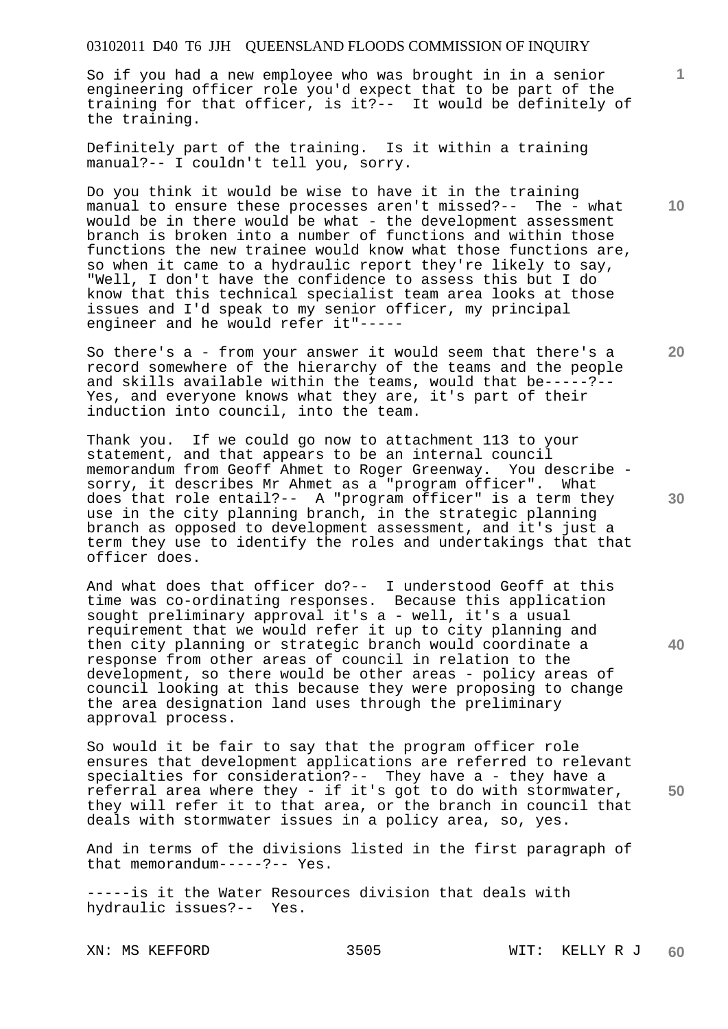So if you had a new employee who was brought in in a senior engineering officer role you'd expect that to be part of the training for that officer, is it?-- It would be definitely of the training.

Definitely part of the training. Is it within a training manual?-- I couldn't tell you, sorry.

Do you think it would be wise to have it in the training manual to ensure these processes aren't missed?-- The - what would be in there would be what - the development assessment branch is broken into a number of functions and within those functions the new trainee would know what those functions are, so when it came to a hydraulic report they're likely to say, "Well, I don't have the confidence to assess this but I do know that this technical specialist team area looks at those issues and I'd speak to my senior officer, my principal engineer and he would refer it"-----

So there's a - from your answer it would seem that there's a record somewhere of the hierarchy of the teams and the people and skills available within the teams, would that be-----?-- Yes, and everyone knows what they are, it's part of their induction into council, into the team.

Thank you. If we could go now to attachment 113 to your statement, and that appears to be an internal council memorandum from Geoff Ahmet to Roger Greenway. You describe - sorry, it describes Mr Ahmet as a "program officer". What does that role entail?-- A "program officer" is a term they use in the city planning branch, in the strategic planning branch as opposed to development assessment, and it's just a term they use to identify the roles and undertakings that that officer does.

And what does that officer do?-- I understood Geoff at this time was co-ordinating responses. Because this application sought preliminary approval it's a - well, it's a usual requirement that we would refer it up to city planning and then city planning or strategic branch would coordinate a response from other areas of council in relation to the development, so there would be other areas - policy areas of council looking at this because they were proposing to change the area designation land uses through the preliminary approval process.

So would it be fair to say that the program officer role ensures that development applications are referred to relevant specialties for consideration?-- They have a - they have a referral area where they - if it's got to do with stormwater, they will refer it to that area, or the branch in council that deals with stormwater issues in a policy area, so, yes.

And in terms of the divisions listed in the first paragraph of that memorandum-----?-- Yes.

-----is it the Water Resources division that deals with hydraulic issues?-- Yes.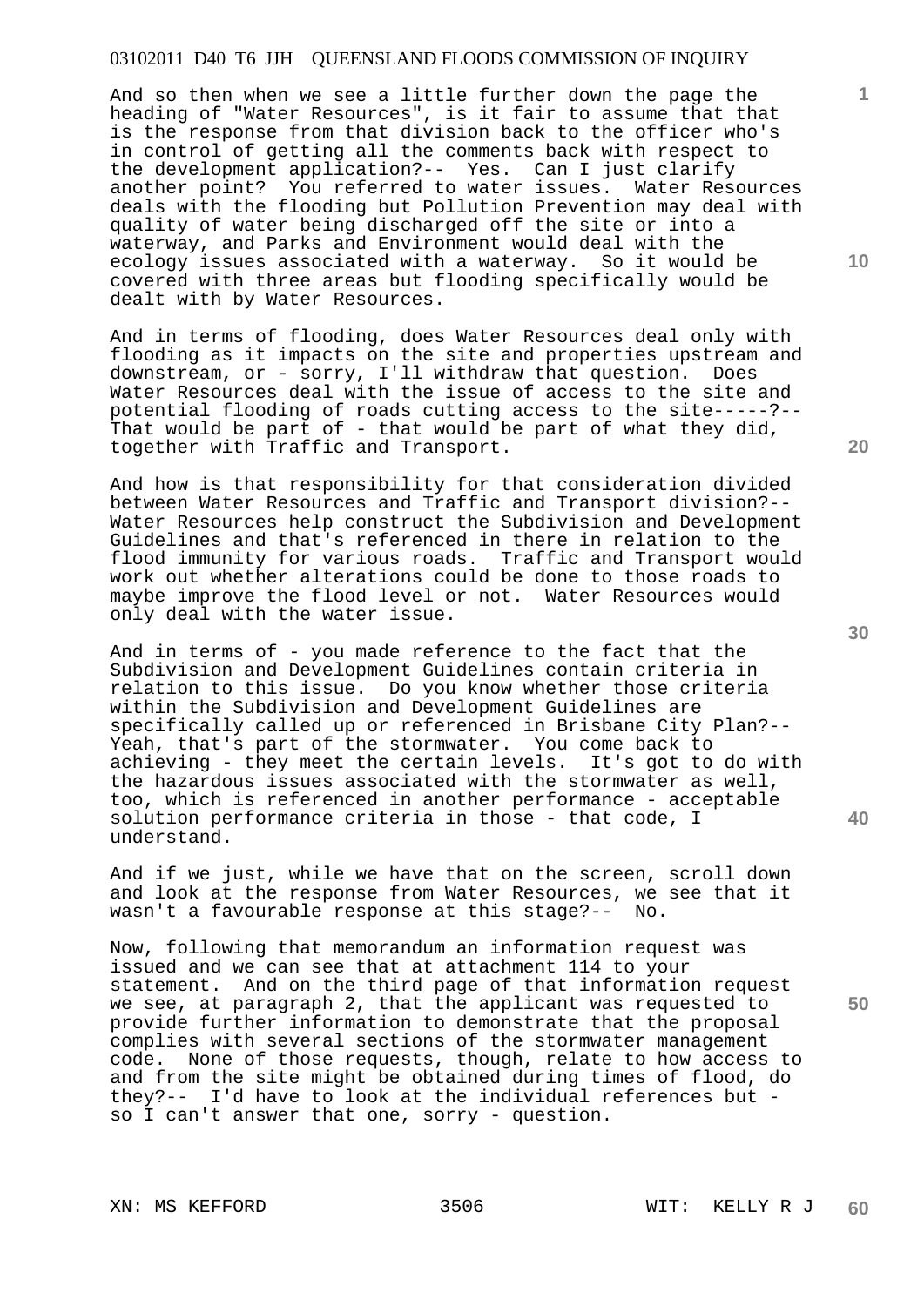And so then when we see a little further down the page the heading of "Water Resources", is it fair to assume that that is the response from that division back to the officer who's in control of getting all the comments back with respect to the development application?-- Yes. Can I just clarify another point? You referred to water issues. Water Resources deals with the flooding but Pollution Prevention may deal with quality of water being discharged off the site or into a waterway, and Parks and Environment would deal with the ecology issues associated with a waterway. So it would be covered with three areas but flooding specifically would be dealt with by Water Resources.

And in terms of flooding, does Water Resources deal only with flooding as it impacts on the site and properties upstream and downstream, or - sorry, I'll withdraw that question. Does Water Resources deal with the issue of access to the site and potential flooding of roads cutting access to the site-----?-- That would be part of - that would be part of what they did, together with Traffic and Transport.

And how is that responsibility for that consideration divided between Water Resources and Traffic and Transport division?-- Water Resources help construct the Subdivision and Development Guidelines and that's referenced in there in relation to the flood immunity for various roads. Traffic and Transport would work out whether alterations could be done to those roads to maybe improve the flood level or not. Water Resources would only deal with the water issue.

And in terms of - you made reference to the fact that the Subdivision and Development Guidelines contain criteria in relation to this issue. Do you know whether those criteria within the Subdivision and Development Guidelines are specifically called up or referenced in Brisbane City Plan?-- Yeah, that's part of the stormwater. You come back to achieving - they meet the certain levels. It's got to do with the hazardous issues associated with the stormwater as well, too, which is referenced in another performance - acceptable solution performance criteria in those - that code, I understand.

And if we just, while we have that on the screen, scroll down and look at the response from Water Resources, we see that it wasn't a favourable response at this stage?-- No.

Now, following that memorandum an information request was issued and we can see that at attachment 114 to your statement. And on the third page of that information request we see, at paragraph 2, that the applicant was requested to provide further information to demonstrate that the proposal complies with several sections of the stormwater management code. None of those requests, though, relate to how access to and from the site might be obtained during times of flood, do they?-- I'd have to look at the individual references but - so I can't answer that one, sorry - question.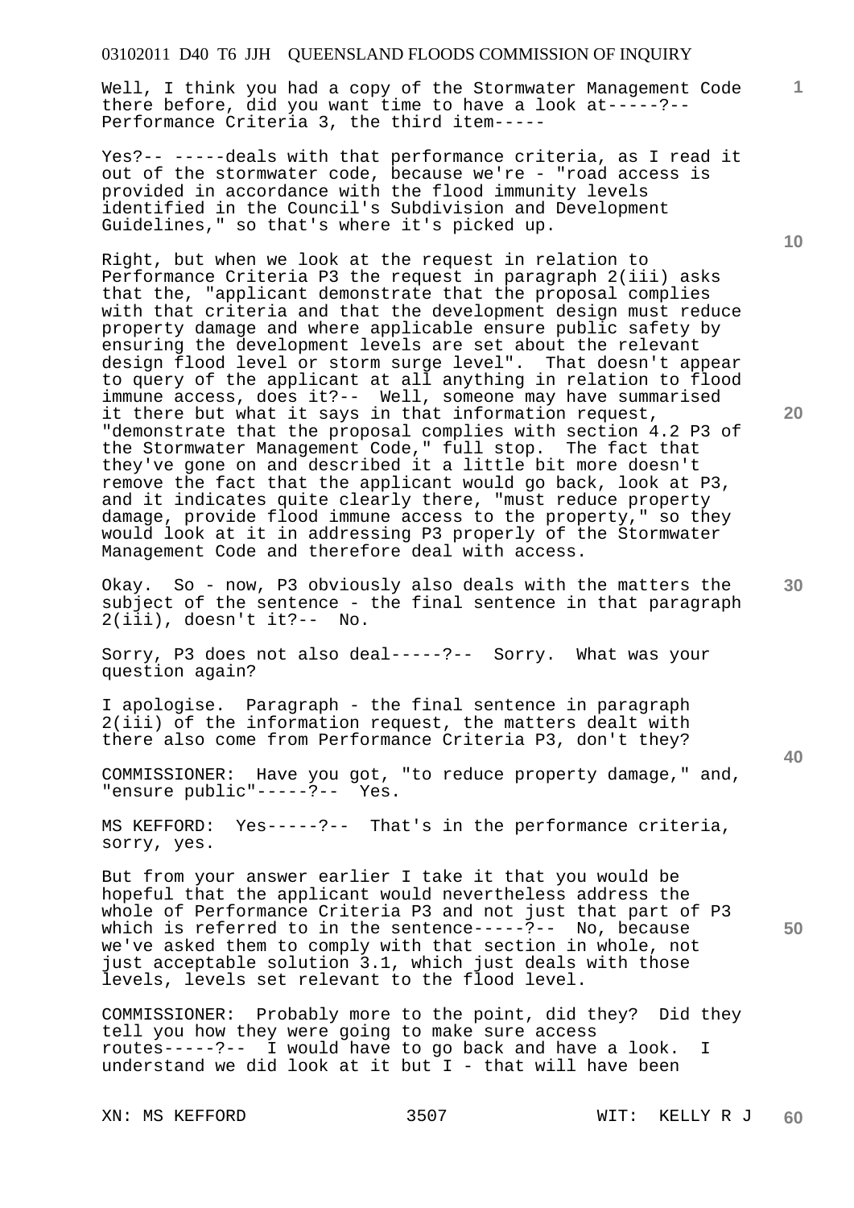Well, I think you had a copy of the Stormwater Management Code there before, did you want time to have a look at-----?-- Performance Criteria 3, the third item-----

Yes?-- -----deals with that performance criteria, as I read it out of the stormwater code, because we're - "road access is provided in accordance with the flood immunity levels identified in the Council's Subdivision and Development Guidelines," so that's where it's picked up.

Right, but when we look at the request in relation to Performance Criteria P3 the request in paragraph 2(iii) asks that the, "applicant demonstrate that the proposal complies with that criteria and that the development design must reduce property damage and where applicable ensure public safety by ensuring the development levels are set about the relevant design flood level or storm surge level". That doesn't appear to query of the applicant at all anything in relation to flood immune access, does it?-- Well, someone may have summarised it there but what it says in that information request, "demonstrate that the proposal complies with section 4.2 P3 of the Stormwater Management Code," full stop. The fact that they've gone on and described it a little bit more doesn't remove the fact that the applicant would go back, look at P3, and it indicates quite clearly there, "must reduce property damage, provide flood immune access to the property," so they would look at it in addressing P3 properly of the Stormwater Management Code and therefore deal with access.

Okay. So - now, P3 obviously also deals with the matters the subject of the sentence - the final sentence in that paragraph 2(iii), doesn't it?-- No.

Sorry, P3 does not also deal-----?-- Sorry. What was your question again?

I apologise. Paragraph - the final sentence in paragraph 2(iii) of the information request, the matters dealt with there also come from Performance Criteria P3, don't they?

COMMISSIONER: Have you got, "to reduce property damage," and, "ensure public"-----?-- Yes.

MS KEFFORD: Yes-----?-- That's in the performance criteria, sorry, yes.

But from your answer earlier I take it that you would be hopeful that the applicant would nevertheless address the whole of Performance Criteria P3 and not just that part of P3 which is referred to in the sentence-----?-- No, because we've asked them to comply with that section in whole, not just acceptable solution 3.1, which just deals with those levels, levels set relevant to the flood level.

COMMISSIONER: Probably more to the point, did they? Did they tell you how they were going to make sure access routes-----?-- I would have to go back and have a look. I understand we did look at it but I - that will have been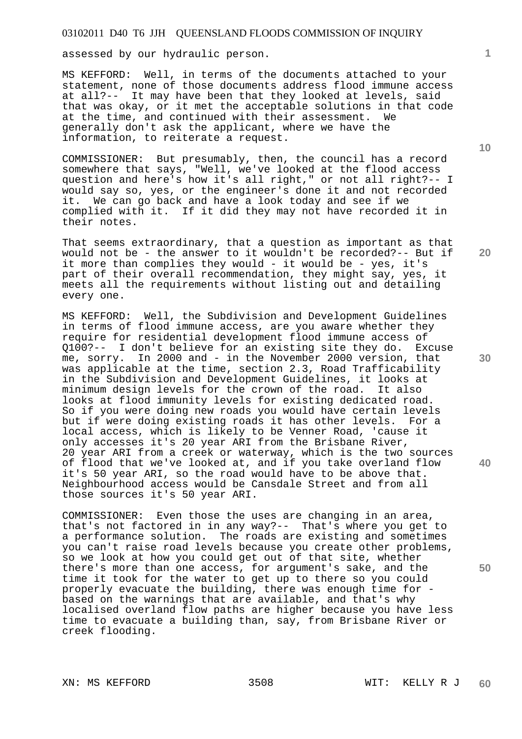assessed by our hydraulic person.

MS KEFFORD: Well, in terms of the documents attached to your statement, none of those documents address flood immune access at all?-- It may have been that they looked at levels, said that was okay, or it met the acceptable solutions in that code at the time, and continued with their assessment. We generally don't ask the applicant, where we have the information, to reiterate a request.

COMMISSIONER: But presumably, then, the council has a record somewhere that says, "Well, we've looked at the flood access question and here's how it's all right," or not all right?-- I would say so, yes, or the engineer's done it and not recorded it. We can go back and have a look today and see if we complied with it. If it did they may not have recorded it in their notes.

That seems extraordinary, that a question as important as that would not be - the answer to it wouldn't be recorded?-- But if it more than complies they would - it would be - yes, it's part of their overall recommendation, they might say, yes, it meets all the requirements without listing out and detailing every one.

MS KEFFORD: Well, the Subdivision and Development Guidelines in terms of flood immune access, are you aware whether they require for residential development flood immune access of Q100?-- I don't believe for an existing site they do. Excuse me, sorry. In 2000 and - in the November 2000 version, that was applicable at the time, section 2.3, Road Trafficability in the Subdivision and Development Guidelines, it looks at minimum design levels for the crown of the road. It also looks at flood immunity levels for existing dedicated road. So if you were doing new roads you would have certain levels but if were doing existing roads it has other levels. For a local access, which is likely to be Venner Road, 'cause it only accesses it's 20 year ARI from the Brisbane River, 20 year ARI from a creek or waterway, which is the two sources of flood that we've looked at, and if you take overland flow it's 50 year ARI, so the road would have to be above that. Neighbourhood access would be Cansdale Street and from all those sources it's 50 year ARI.

COMMISSIONER: Even those the uses are changing in an area, that's not factored in in any way?-- That's where you get to a performance solution. The roads are existing and sometimes you can't raise road levels because you create other problems, so we look at how you could get out of that site, whether there's more than one access, for argument's sake, and the time it took for the water to get up to there so you could properly evacuate the building, there was enough time for - based on the warnings that are available, and that's why localised overland flow paths are higher because you have less time to evacuate a building than, say, from Brisbane River or creek flooding.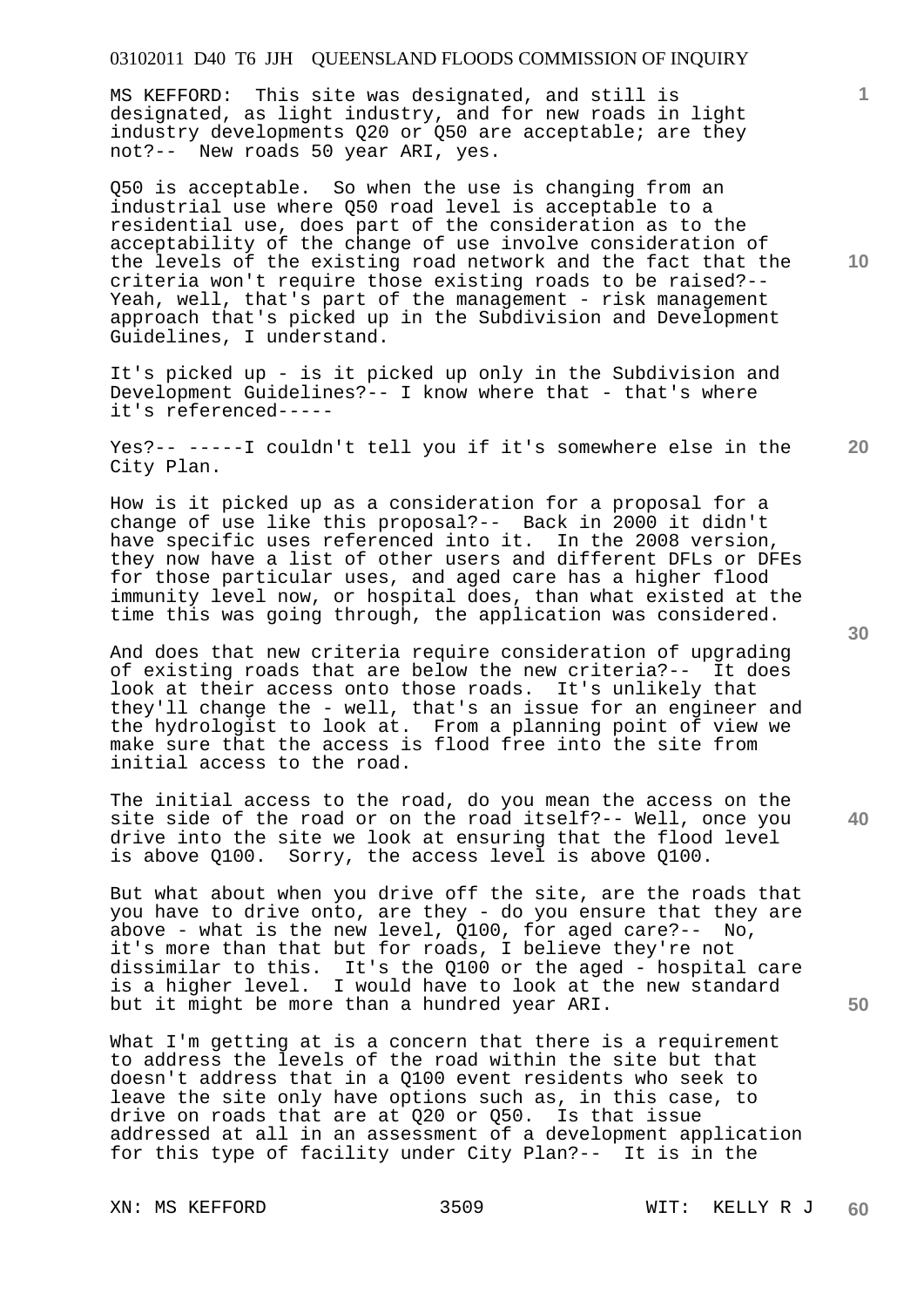MS KEFFORD: This site was designated, and still is designated, as light industry, and for new roads in light industry developments Q20 or Q50 are acceptable; are they not?-- New roads 50 year ARI, yes.

Q50 is acceptable. So when the use is changing from an industrial use where Q50 road level is acceptable to a residential use, does part of the consideration as to the acceptability of the change of use involve consideration of the levels of the existing road network and the fact that the criteria won't require those existing roads to be raised?-- Yeah, well, that's part of the management - risk management approach that's picked up in the Subdivision and Development Guidelines, I understand.

It's picked up - is it picked up only in the Subdivision and Development Guidelines?-- I know where that - that's where it's referenced-----

Yes?-- -----I couldn't tell you if it's somewhere else in the City Plan.

How is it picked up as a consideration for a proposal for a change of use like this proposal?-- Back in 2000 it didn't have specific uses referenced into it. In the 2008 version, they now have a list of other users and different DFLs or DFEs for those particular uses, and aged care has a higher flood immunity level now, or hospital does, than what existed at the time this was going through, the application was considered.

And does that new criteria require consideration of upgrading of existing roads that are below the new criteria?-- It does look at their access onto those roads. It's unlikely that they'll change the - well, that's an issue for an engineer and the hydrologist to look at. From a planning point of view we make sure that the access is flood free into the site from initial access to the road.

The initial access to the road, do you mean the access on the site side of the road or on the road itself?-- Well, once you drive into the site we look at ensuring that the flood level is above Q100. Sorry, the access level is above Q100.

But what about when you drive off the site, are the roads that you have to drive onto, are they - do you ensure that they are above - what is the new level, Q100, for aged care?-- No, it's more than that but for roads, I believe they're not dissimilar to this. It's the Q100 or the aged - hospital care is a higher level. I would have to look at the new standard but it might be more than a hundred year ARI.

What I'm getting at is a concern that there is a requirement to address the levels of the road within the site but that doesn't address that in a Q100 event residents who seek to leave the site only have options such as, in this case, to drive on roads that are at Q20 or Q50. Is that issue addressed at all in an assessment of a development application for this type of facility under City Plan?-- It is in the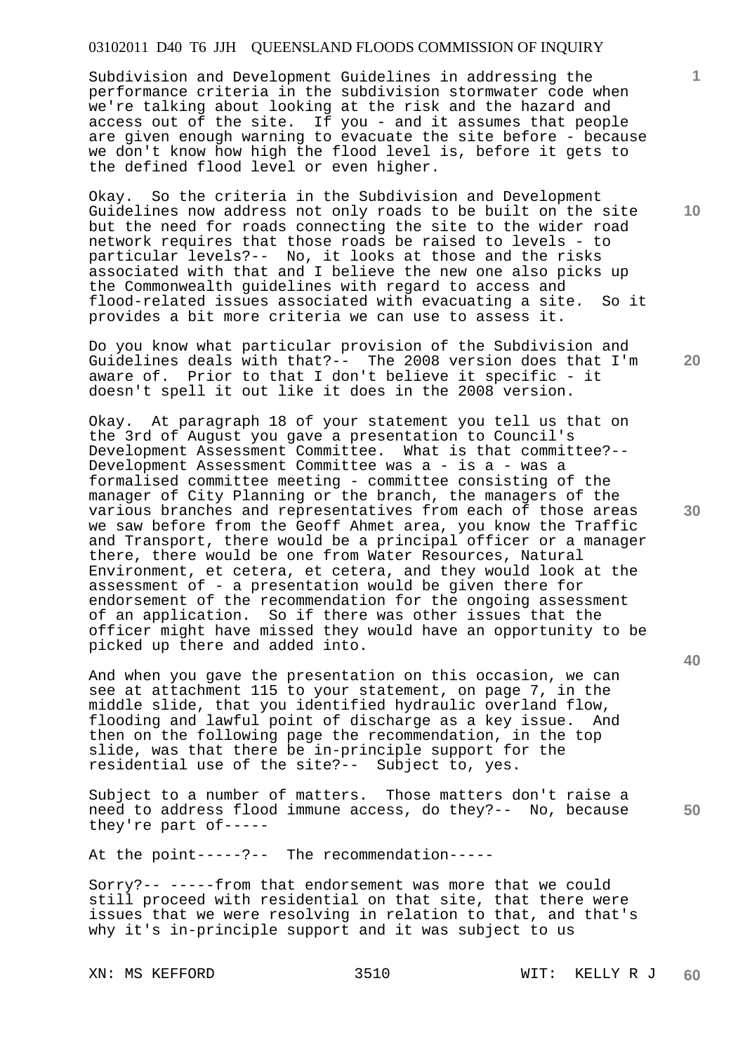Subdivision and Development Guidelines in addressing the performance criteria in the subdivision stormwater code when we're talking about looking at the risk and the hazard and access out of the site. If you - and it assumes that people are given enough warning to evacuate the site before - because we don't know how high the flood level is, before it gets to the defined flood level or even higher.

Okay. So the criteria in the Subdivision and Development Guidelines now address not only roads to be built on the site but the need for roads connecting the site to the wider road network requires that those roads be raised to levels - to particular levels?-- No, it looks at those and the risks associated with that and I believe the new one also picks up the Commonwealth guidelines with regard to access and flood-related issues associated with evacuating a site. So it provides a bit more criteria we can use to assess it.

Do you know what particular provision of the Subdivision and Guidelines deals with that?-- The 2008 version does that I'm aware of. Prior to that I don't believe it specific - it doesn't spell it out like it does in the 2008 version.

Okay. At paragraph 18 of your statement you tell us that on the 3rd of August you gave a presentation to Council's Development Assessment Committee. What is that committee?-- Development Assessment Committee was a - is a - was a formalised committee meeting - committee consisting of the manager of City Planning or the branch, the managers of the various branches and representatives from each of those areas we saw before from the Geoff Ahmet area, you know the Traffic and Transport, there would be a principal officer or a manager there, there would be one from Water Resources, Natural Environment, et cetera, et cetera, and they would look at the assessment of - a presentation would be given there for endorsement of the recommendation for the ongoing assessment of an application. So if there was other issues that the officer might have missed they would have an opportunity to be picked up there and added into.

And when you gave the presentation on this occasion, we can see at attachment 115 to your statement, on page 7, in the middle slide, that you identified hydraulic overland flow, flooding and lawful point of discharge as a key issue. And then on the following page the recommendation, in the top slide, was that there be in-principle support for the residential use of the site?-- Subject to, yes.

Subject to a number of matters. Those matters don't raise a need to address flood immune access, do they?-- No, because they're part of-----

At the point-----?-- The recommendation-----

Sorry?-- -----from that endorsement was more that we could still proceed with residential on that site, that there were issues that we were resolving in relation to that, and that's why it's in-principle support and it was subject to us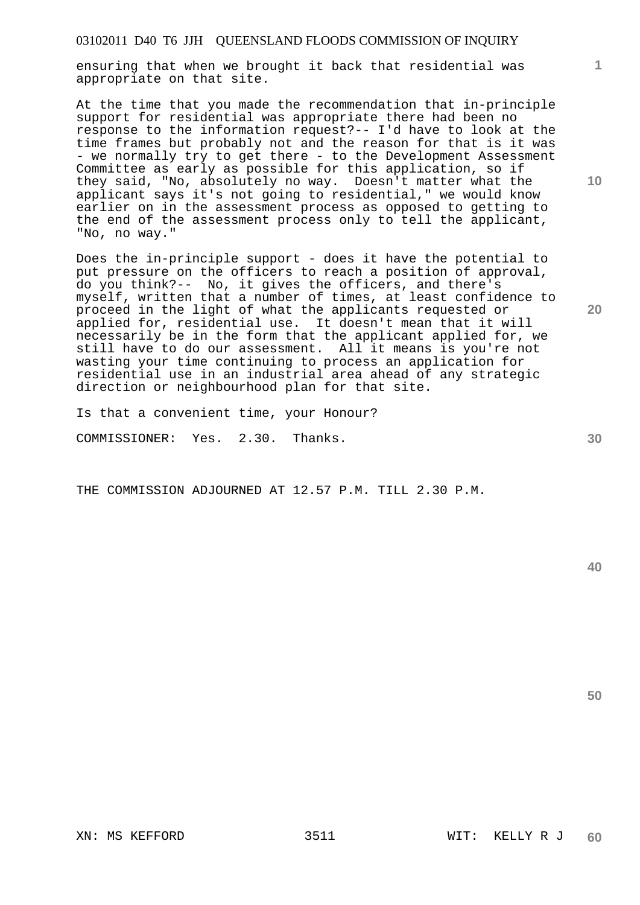ensuring that when we brought it back that residential was appropriate on that site.

At the time that you made the recommendation that in-principle support for residential was appropriate there had been no response to the information request?-- I'd have to look at the time frames but probably not and the reason for that is it was - we normally try to get there - to the Development Assessment Committee as early as possible for this application, so if they said, "No, absolutely no way. Doesn't matter what the applicant says it's not going to residential," we would know earlier on in the assessment process as opposed to getting to the end of the assessment process only to tell the applicant, "No, no way."

Does the in-principle support - does it have the potential to put pressure on the officers to reach a position of approval, do you think?-- No, it gives the officers, and there's myself, written that a number of times, at least confidence to proceed in the light of what the applicants requested or applied for, residential use. It doesn't mean that it will necessarily be in the form that the applicant applied for, we still have to do our assessment. All it means is you're not wasting your time continuing to process an application for residential use in an industrial area ahead of any strategic direction or neighbourhood plan for that site.

Is that a convenient time, your Honour?

COMMISSIONER: Yes. 2.30. Thanks.

THE COMMISSION ADJOURNED AT 12.57 P.M. TILL 2.30 P.M.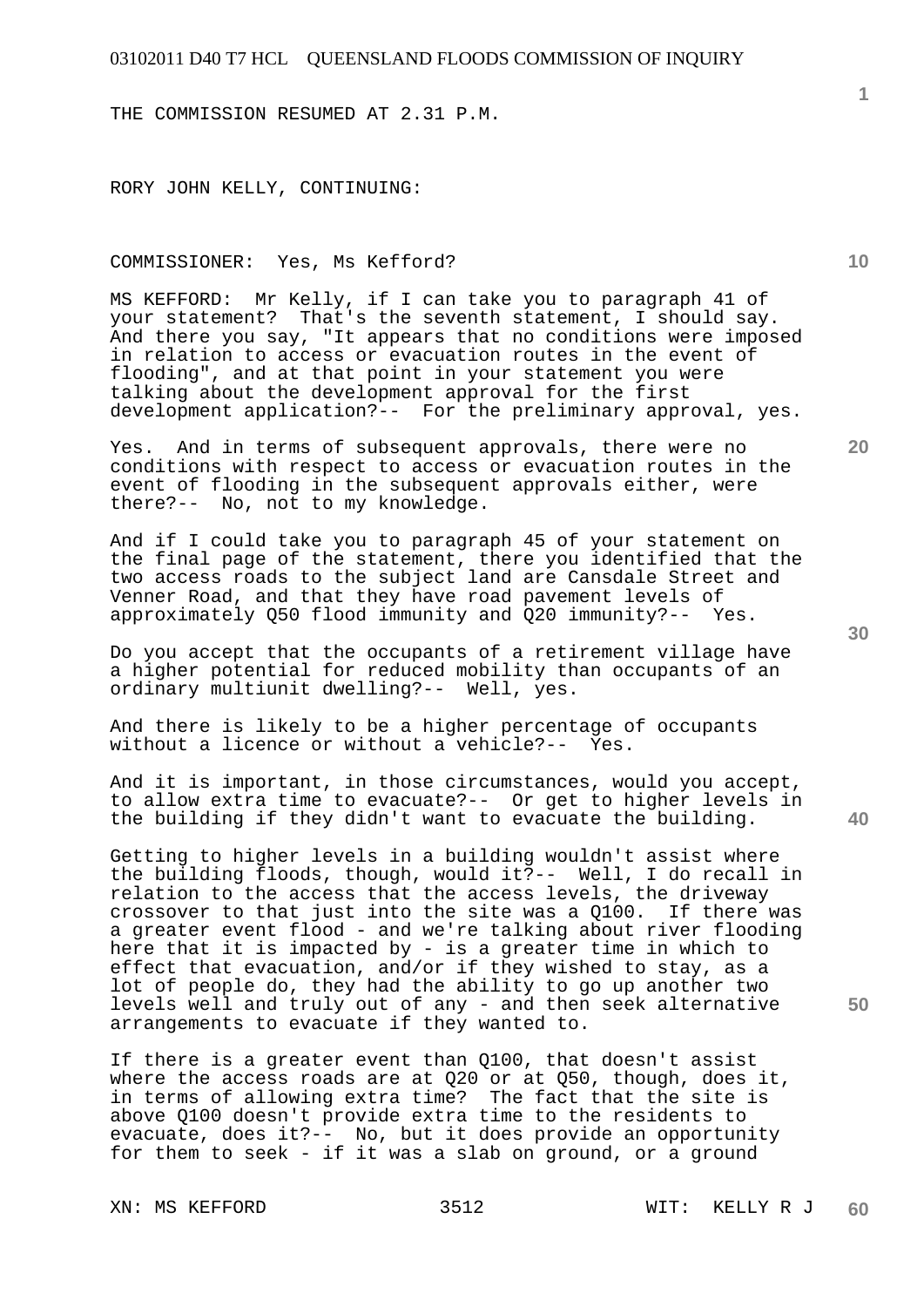THE COMMISSION RESUMED AT 2.31 P.M.

RORY JOHN KELLY, CONTINUING:

COMMISSIONER: Yes, Ms Kefford?

MS KEFFORD: Mr Kelly, if I can take you to paragraph 41 of your statement? That's the seventh statement, I should say. And there you say, "It appears that no conditions were imposed in relation to access or evacuation routes in the event of flooding", and at that point in your statement you were talking about the development approval for the first development application?-- For the preliminary approval, yes.

Yes. And in terms of subsequent approvals, there were no conditions with respect to access or evacuation routes in the event of flooding in the subsequent approvals either, were there?-- No, not to my knowledge.

And if I could take you to paragraph 45 of your statement on the final page of the statement, there you identified that the two access roads to the subject land are Cansdale Street and Venner Road, and that they have road pavement levels of approximately Q50 flood immunity and Q20 immunity?-- Yes.

Do you accept that the occupants of a retirement village have a higher potential for reduced mobility than occupants of an ordinary multiunit dwelling?-- Well, yes.

And there is likely to be a higher percentage of occupants without a licence or without a vehicle?-- Yes.

And it is important, in those circumstances, would you accept, to allow extra time to evacuate?-- Or get to higher levels in the building if they didn't want to evacuate the building.

Getting to higher levels in a building wouldn't assist where the building floods, though, would it?-- Well, I do recall in relation to the access that the access levels, the driveway crossover to that just into the site was a Q100. If there was a greater event flood - and we're talking about river flooding here that it is impacted by - is a greater time in which to effect that evacuation, and/or if they wished to stay, as a lot of people do, they had the ability to go up another two levels well and truly out of any - and then seek alternative arrangements to evacuate if they wanted to.

If there is a greater event than Q100, that doesn't assist where the access roads are at Q20 or at Q50, though, does it, in terms of allowing extra time? The fact that the site is above Q100 doesn't provide extra time to the residents to evacuate, does it?-- No, but it does provide an opportunity for them to seek - if it was a slab on ground, or a ground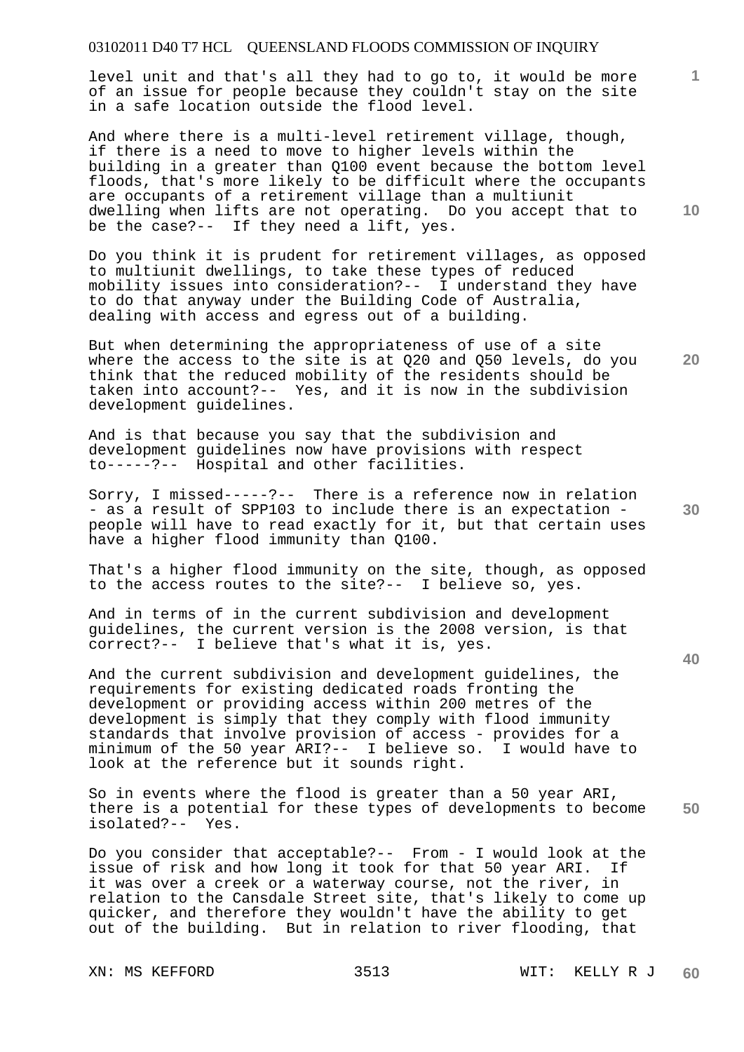level unit and that's all they had to go to, it would be more of an issue for people because they couldn't stay on the site in a safe location outside the flood level.

And where there is a multi-level retirement village, though, if there is a need to move to higher levels within the building in a greater than Q100 event because the bottom level floods, that's more likely to be difficult where the occupants are occupants of a retirement village than a multiunit dwelling when lifts are not operating. Do you accept that to be the case?-- If they need a lift, yes.

Do you think it is prudent for retirement villages, as opposed to multiunit dwellings, to take these types of reduced mobility issues into consideration?-- I understand they have to do that anyway under the Building Code of Australia, dealing with access and egress out of a building.

But when determining the appropriateness of use of a site where the access to the site is at Q20 and Q50 levels, do you think that the reduced mobility of the residents should be taken into account?-- Yes, and it is now in the subdivision development guidelines.

And is that because you say that the subdivision and development guidelines now have provisions with respect to-----?-- Hospital and other facilities.

Sorry, I missed-----?-- There is a reference now in relation - as a result of SPP103 to include there is an expectation - people will have to read exactly for it, but that certain uses have a higher flood immunity than Q100.

That's a higher flood immunity on the site, though, as opposed to the access routes to the site?-- I believe so, yes.

And in terms of in the current subdivision and development guidelines, the current version is the 2008 version, is that correct?-- I believe that's what it is, yes.

And the current subdivision and development guidelines, the requirements for existing dedicated roads fronting the development or providing access within 200 metres of the development is simply that they comply with flood immunity standards that involve provision of access - provides for a minimum of the 50 year ARI?-- I believe so. I would have to look at the reference but it sounds right.

So in events where the flood is greater than a 50 year ARI, there is a potential for these types of developments to become isolated?-- Yes.

Do you consider that acceptable?-- From - I would look at the issue of risk and how long it took for that 50 year ARI. If it was over a creek or a waterway course, not the river, in relation to the Cansdale Street site, that's likely to come up quicker, and therefore they wouldn't have the ability to get out of the building. But in relation to river flooding, that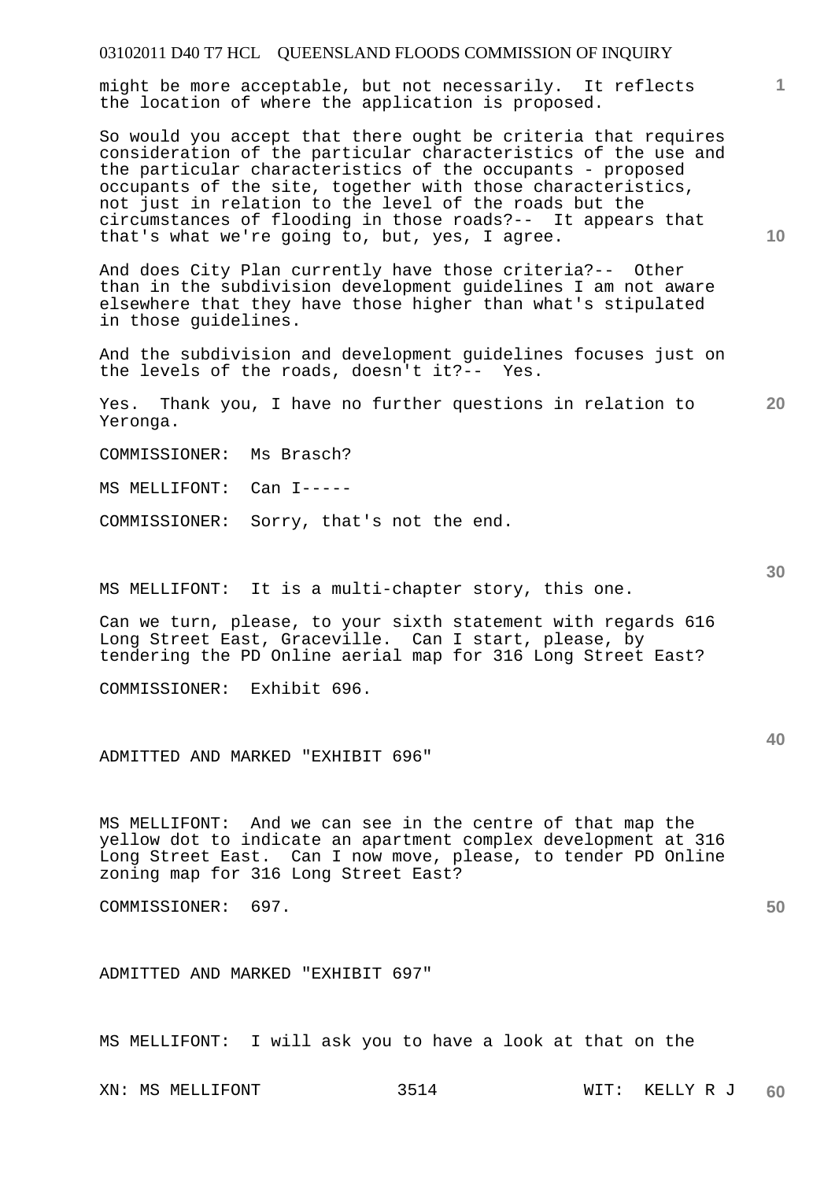might be more acceptable, but not necessarily. It reflects the location of where the application is proposed.

So would you accept that there ought be criteria that requires consideration of the particular characteristics of the use and the particular characteristics of the occupants - proposed occupants of the site, together with those characteristics, not just in relation to the level of the roads but the circumstances of flooding in those roads?-- It appears that that's what we're going to, but, yes, I agree.

And does City Plan currently have those criteria?-- Other than in the subdivision development guidelines I am not aware elsewhere that they have those higher than what's stipulated in those guidelines.

And the subdivision and development guidelines focuses just on the levels of the roads, doesn't it?-- Yes.

Yes. Thank you, I have no further questions in relation to Yeronga.

COMMISSIONER: Ms Brasch?

MS MELLIFONT: Can I-----

COMMISSIONER: Sorry, that's not the end.

MS MELLIFONT: It is a multi-chapter story, this one.

Can we turn, please, to your sixth statement with regards 616 Long Street East, Graceville. Can I start, please, by tendering the PD Online aerial map for 316 Long Street East?

COMMISSIONER: Exhibit 696.

ADMITTED AND MARKED "EXHIBIT 696"

MS MELLIFONT: And we can see in the centre of that map the yellow dot to indicate an apartment complex development at 316 Long Street East. Can I now move, please, to tender PD Online zoning map for 316 Long Street East?

COMMISSIONER: 697.

ADMITTED AND MARKED "EXHIBIT 697"

MS MELLIFONT: I will ask you to have a look at that on the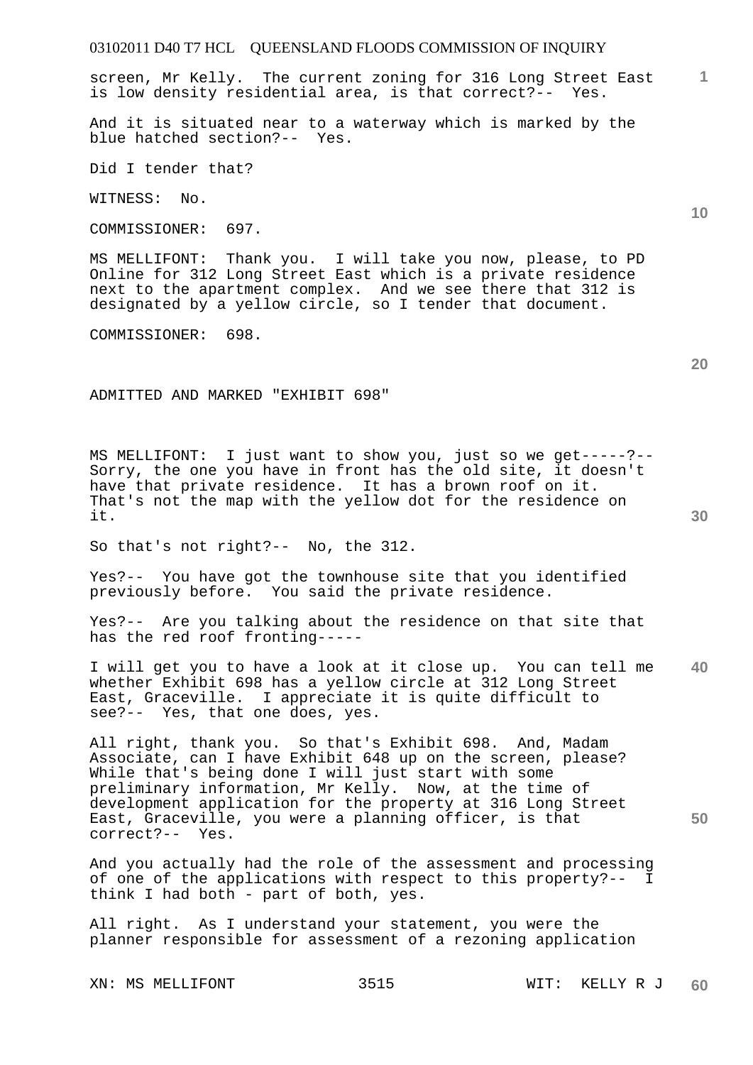screen, Mr Kelly. The current zoning for 316 Long Street East is low density residential area, is that correct?-- Yes.

And it is situated near to a waterway which is marked by the blue hatched section?-- Yes.

Did I tender that?

WITNESS: No.

COMMISSIONER: 697.

MS MELLIFONT: Thank you. I will take you now, please, to PD Online for 312 Long Street East which is a private residence next to the apartment complex. And we see there that 312 is designated by a yellow circle, so I tender that document.

COMMISSIONER: 698.

ADMITTED AND MARKED "EXHIBIT 698"

MS MELLIFONT: I just want to show you, just so we get-----?-- Sorry, the one you have in front has the old site, it doesn't have that private residence. It has a brown roof on it. That's not the map with the yellow dot for the residence on it.

So that's not right?-- No, the 312.

Yes?-- You have got the townhouse site that you identified previously before. You said the private residence.

Yes?-- Are you talking about the residence on that site that has the red roof fronting-----

I will get you to have a look at it close up. You can tell me whether Exhibit 698 has a yellow circle at 312 Long Street East, Graceville. I appreciate it is quite difficult to see?-- Yes, that one does, yes.

All right, thank you. So that's Exhibit 698. And, Madam Associate, can I have Exhibit 648 up on the screen, please? While that's being done I will just start with some preliminary information, Mr Kelly. Now, at the time of development application for the property at 316 Long Street East, Graceville, you were a planning officer, is that correct?-- Yes.

And you actually had the role of the assessment and processing of one of the applications with respect to this property?-- I think I had both - part of both, yes.

All right. As I understand your statement, you were the planner responsible for assessment of a rezoning application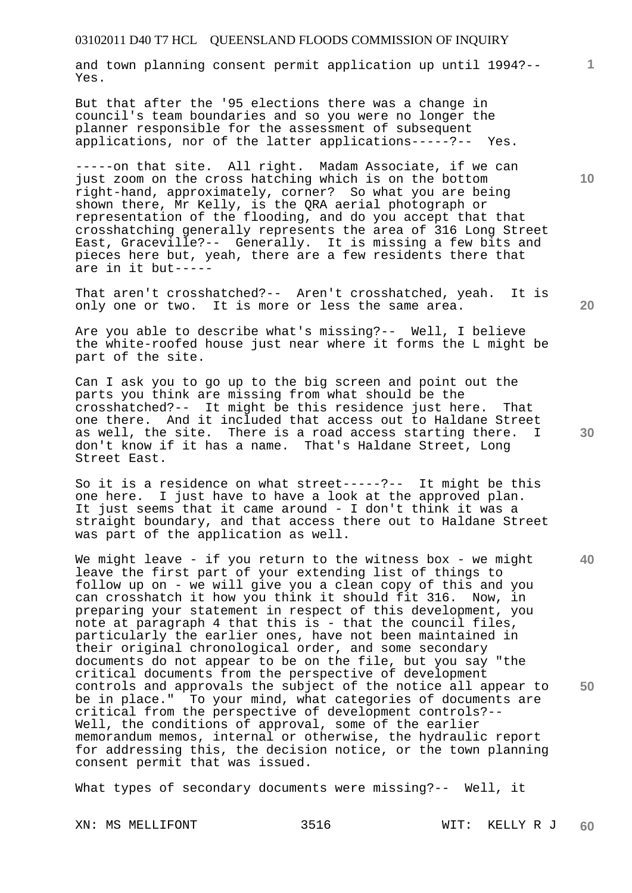and town planning consent permit application up until 1994?-- Yes.

But that after the '95 elections there was a change in council's team boundaries and so you were no longer the planner responsible for the assessment of subsequent applications, nor of the latter applications-----?-- Yes.

-----on that site. All right. Madam Associate, if we can just zoom on the cross hatching which is on the bottom right-hand, approximately, corner? So what you are being shown there, Mr Kelly, is the QRA aerial photograph or representation of the flooding, and do you accept that that crosshatching generally represents the area of 316 Long Street East, Graceville?-- Generally. It is missing a few bits and pieces here but, yeah, there are a few residents there that are in it but-----

That aren't crosshatched?-- Aren't crosshatched, yeah. It is only one or two. It is more or less the same area.

Are you able to describe what's missing?-- Well, I believe the white-roofed house just near where it forms the L might be part of the site.

Can I ask you to go up to the big screen and point out the parts you think are missing from what should be the crosshatched?-- It might be this residence just here. That one there. And it included that access out to Haldane Street as well, the site. There is a road access starting there. I don't know if it has a name. That's Haldane Street, Long Street East.

So it is a residence on what street-----?-- It might be this one here. I just have to have a look at the approved plan. It just seems that it came around - I don't think it was a straight boundary, and that access there out to Haldane Street was part of the application as well.

We might leave - if you return to the witness box - we might leave the first part of your extending list of things to follow up on - we will give you a clean copy of this and you can crosshatch it how you think it should fit 316. Now, in preparing your statement in respect of this development, you note at paragraph 4 that this is - that the council files, particularly the earlier ones, have not been maintained in their original chronological order, and some secondary documents do not appear to be on the file, but you say "the critical documents from the perspective of development controls and approvals the subject of the notice all appear to be in place." To your mind, what categories of documents are critical from the perspective of development controls?-- Well, the conditions of approval, some of the earlier memorandum memos, internal or otherwise, the hydraulic report for addressing this, the decision notice, or the town planning consent permit that was issued.

What types of secondary documents were missing?-- Well, it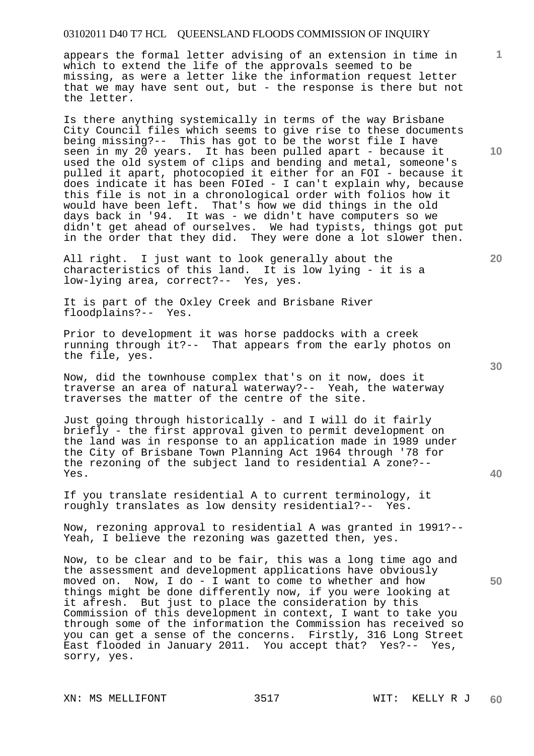appears the formal letter advising of an extension in time in which to extend the life of the approvals seemed to be missing, as were a letter like the information request letter that we may have sent out, but - the response is there but not the letter.

Is there anything systemically in terms of the way Brisbane City Council files which seems to give rise to these documents being missing?-- This has got to be the worst file I have seen in my 20 years. It has been pulled apart - because it used the old system of clips and bending and metal, someone's pulled it apart, photocopied it either for an FOI - because it does indicate it has been FOIed - I can't explain why, because this file is not in a chronological order with folios how it would have been left. That's how we did things in the old days back in '94. It was - we didn't have computers so we didn't get ahead of ourselves. We had typists, things got put in the order that they did. They were done a lot slower then.

All right. I just want to look generally about the characteristics of this land. It is low lying - it is a low-lying area, correct?-- Yes, yes.

It is part of the Oxley Creek and Brisbane River floodplains?-- Yes.

Prior to development it was horse paddocks with a creek running through it?-- That appears from the early photos on the file, yes.

Now, did the townhouse complex that's on it now, does it traverse an area of natural waterway?-- Yeah, the waterway traverses the matter of the centre of the site.

Just going through historically - and I will do it fairly briefly - the first approval given to permit development on the land was in response to an application made in 1989 under the City of Brisbane Town Planning Act 1964 through '78 for the rezoning of the subject land to residential A zone?-- Yes.

If you translate residential A to current terminology, it roughly translates as low density residential?-- Yes.

Now, rezoning approval to residential A was granted in 1991?-- Yeah, I believe the rezoning was gazetted then, yes.

Now, to be clear and to be fair, this was a long time ago and the assessment and development applications have obviously moved on. Now, I do - I want to come to whether and how things might be done differently now, if you were looking at it afresh. But just to place the consideration by this Commission of this development in context, I want to take you through some of the information the Commission has received so you can get a sense of the concerns. Firstly, 316 Long Street East flooded in January 2011. You accept that? Yes?-- Yes, sorry, yes.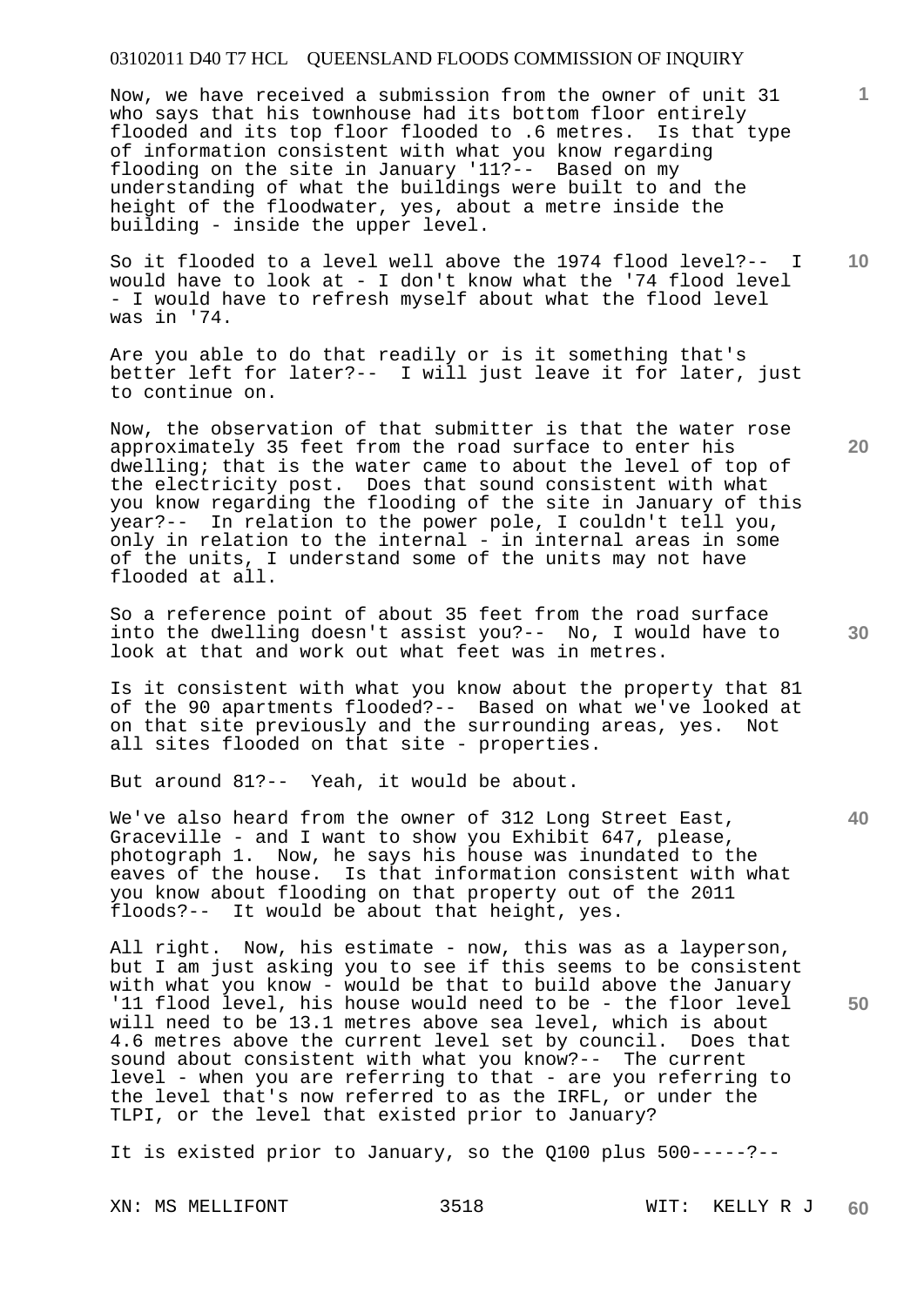Now, we have received a submission from the owner of unit 31 who says that his townhouse had its bottom floor entirely flooded and its top floor flooded to .6 metres. Is that type of information consistent with what you know regarding flooding on the site in January '11?-- Based on my understanding of what the buildings were built to and the height of the floodwater, yes, about a metre inside the building - inside the upper level.

So it flooded to a level well above the 1974 flood level?-- I would have to look at - I don't know what the '74 flood level - I would have to refresh myself about what the flood level was in '74.

Are you able to do that readily or is it something that's better left for later?-- I will just leave it for later, just to continue on.

Now, the observation of that submitter is that the water rose approximately 35 feet from the road surface to enter his dwelling; that is the water came to about the level of top of the electricity post. Does that sound consistent with what you know regarding the flooding of the site in January of this year?-- In relation to the power pole, I couldn't tell you, only in relation to the internal - in internal areas in some of the units, I understand some of the units may not have flooded at all.

So a reference point of about 35 feet from the road surface into the dwelling doesn't assist you?-- No, I would have to look at that and work out what feet was in metres.

Is it consistent with what you know about the property that 81 of the 90 apartments flooded?-- Based on what we've looked at on that site previously and the surrounding areas, yes. Not all sites flooded on that site - properties.

But around 81?-- Yeah, it would be about.

We've also heard from the owner of 312 Long Street East, Graceville - and I want to show you Exhibit 647, please, photograph 1. Now, he says his house was inundated to the eaves of the house. Is that information consistent with what you know about flooding on that property out of the 2011 floods?-- It would be about that height, yes.

All right. Now, his estimate - now, this was as a layperson, but I am just asking you to see if this seems to be consistent with what you know - would be that to build above the January '11 flood level, his house would need to be - the floor level will need to be 13.1 metres above sea level, which is about 4.6 metres above the current level set by council. Does that sound about consistent with what you know?-- The current level - when you are referring to that - are you referring to the level that's now referred to as the IRFL, or under the TLPI, or the level that existed prior to January?

It is existed prior to January, so the Q100 plus 500-----?--

XN: MS MELLIFONT WIT: KELLY R J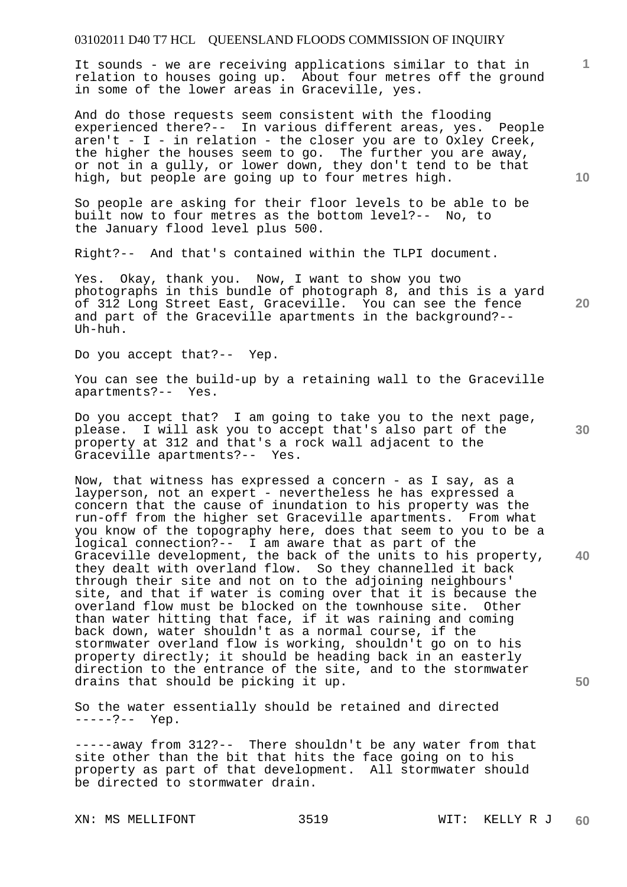It sounds - we are receiving applications similar to that in relation to houses going up. About four metres off the ground in some of the lower areas in Graceville, yes.

And do those requests seem consistent with the flooding experienced there?-- In various different areas, yes. People aren't - I - in relation - the closer you are to Oxley Creek, the higher the houses seem to go. The further you are away, or not in a gully, or lower down, they don't tend to be that high, but people are going up to four metres high.

So people are asking for their floor levels to be able to be built now to four metres as the bottom level?-- No, to the January flood level plus 500.

Right?-- And that's contained within the TLPI document.

Yes. Okay, thank you. Now, I want to show you two photographs in this bundle of photograph 8, and this is a yard of 312 Long Street East, Graceville. You can see the fence and part of the Graceville apartments in the background?-- Uh-huh.

Do you accept that?-- Yep.

You can see the build-up by a retaining wall to the Graceville apartments?-- Yes.

Do you accept that? I am going to take you to the next page, please. I will ask you to accept that's also part of the property at 312 and that's a rock wall adjacent to the Graceville apartments?-- Yes.

Now, that witness has expressed a concern - as I say, as a layperson, not an expert - nevertheless he has expressed a concern that the cause of inundation to his property was the run-off from the higher set Graceville apartments. From what you know of the topography here, does that seem to you to be a logical connection?-- I am aware that as part of the Graceville development, the back of the units to his property, they dealt with overland flow. So they channelled it back through their site and not on to the adjoining neighbours' site, and that if water is coming over that it is because the overland flow must be blocked on the townhouse site. Other than water hitting that face, if it was raining and coming back down, water shouldn't as a normal course, if the stormwater overland flow is working, shouldn't go on to his property directly; it should be heading back in an easterly direction to the entrance of the site, and to the stormwater drains that should be picking it up.

So the water essentially should be retained and directed -----?-- Yep.

-----away from 312?-- There shouldn't be any water from that site other than the bit that hits the face going on to his property as part of that development. All stormwater should be directed to stormwater drain.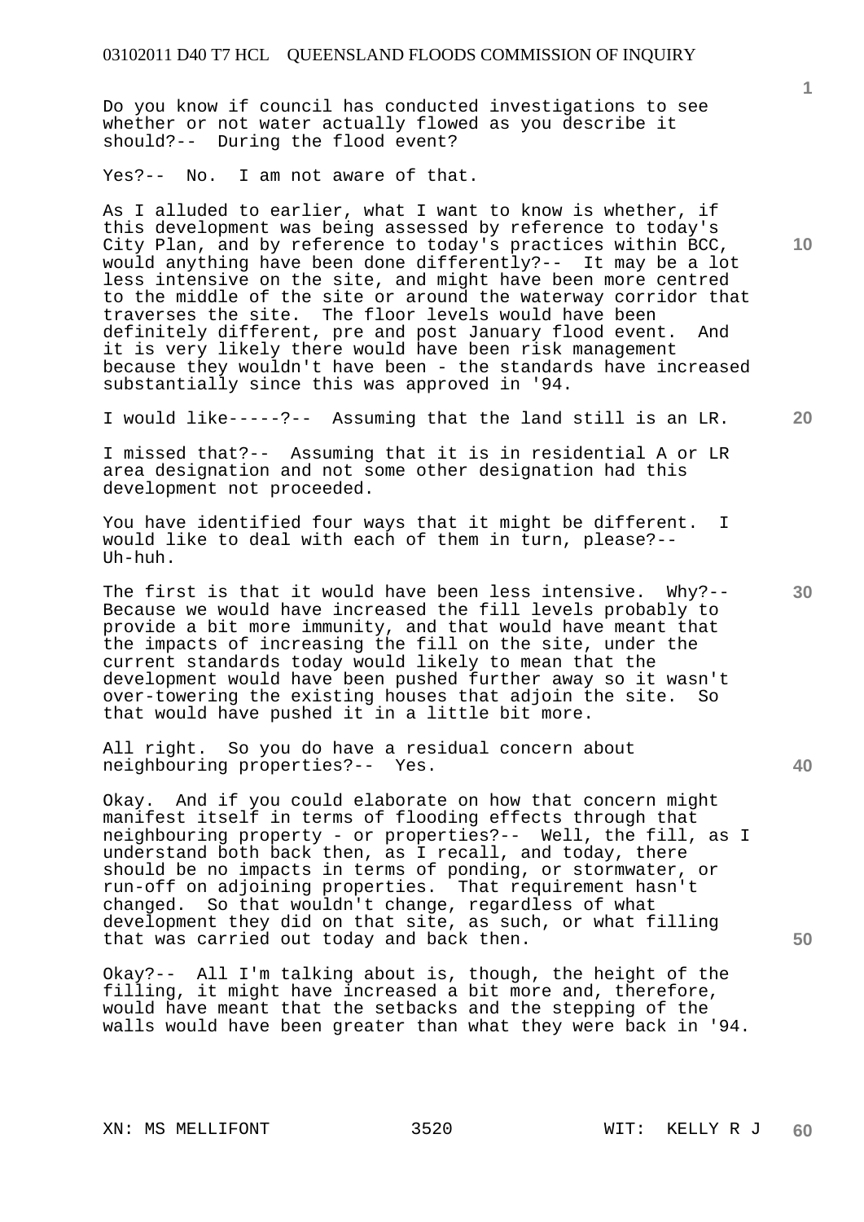Do you know if council has conducted investigations to see whether or not water actually flowed as you describe it should?-- During the flood event?

Yes?-- No. I am not aware of that.

As I alluded to earlier, what I want to know is whether, if this development was being assessed by reference to today's City Plan, and by reference to today's practices within BCC, would anything have been done differently?-- It may be a lot less intensive on the site, and might have been more centred to the middle of the site or around the waterway corridor that traverses the site. The floor levels would have been definitely different, pre and post January flood event. And it is very likely there would have been risk management because they wouldn't have been - the standards have increased substantially since this was approved in '94.

I would like-----?-- Assuming that the land still is an LR.

I missed that?-- Assuming that it is in residential A or LR area designation and not some other designation had this development not proceeded.

You have identified four ways that it might be different. I would like to deal with each of them in turn, please?-- Uh-huh.

The first is that it would have been less intensive. Why?-- Because we would have increased the fill levels probably to provide a bit more immunity, and that would have meant that the impacts of increasing the fill on the site, under the current standards today would likely to mean that the development would have been pushed further away so it wasn't over-towering the existing houses that adjoin the site. So that would have pushed it in a little bit more.

All right. So you do have a residual concern about neighbouring properties?-- Yes.

Okay. And if you could elaborate on how that concern might manifest itself in terms of flooding effects through that neighbouring property - or properties?-- Well, the fill, as I understand both back then, as I recall, and today, there should be no impacts in terms of ponding, or stormwater, or run-off on adjoining properties. That requirement hasn't changed. So that wouldn't change, regardless of what development they did on that site, as such, or what filling that was carried out today and back then.

Okay?-- All I'm talking about is, though, the height of the filling, it might have increased a bit more and, therefore, would have meant that the setbacks and the stepping of the walls would have been greater than what they were back in '94.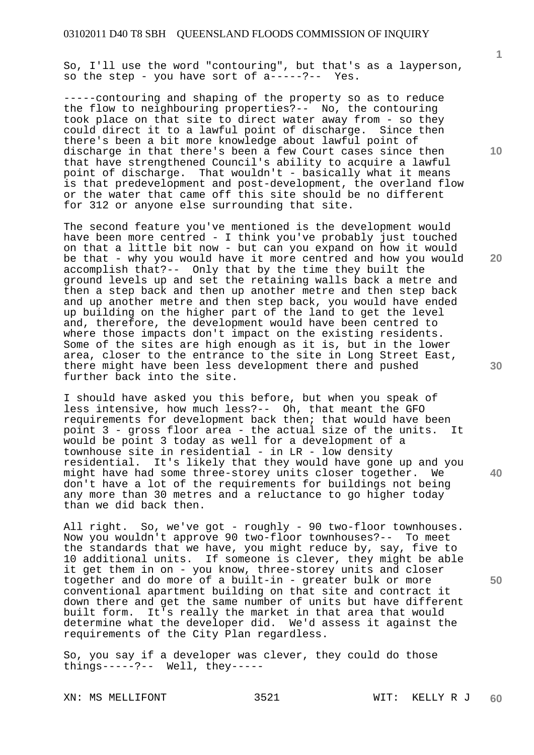So, I'll use the word "contouring", but that's as a layperson, so the step - you have sort of a-----?-- Yes.

-----contouring and shaping of the property so as to reduce the flow to neighbouring properties?-- No, the contouring took place on that site to direct water away from - so they could direct it to a lawful point of discharge. Since then there's been a bit more knowledge about lawful point of discharge in that there's been a few Court cases since then that have strengthened Council's ability to acquire a lawful point of discharge. That wouldn't - basically what it means is that predevelopment and post-development, the overland flow or the water that came off this site should be no different for 312 or anyone else surrounding that site.

The second feature you've mentioned is the development would have been more centred - I think you've probably just touched on that a little bit now - but can you expand on how it would be that - why you would have it more centred and how you would accomplish that?-- Only that by the time they built the ground levels up and set the retaining walls back a metre and then a step back and then up another metre and then step back and up another metre and then step back, you would have ended up building on the higher part of the land to get the level and, therefore, the development would have been centred to where those impacts don't impact on the existing residents. Some of the sites are high enough as it is, but in the lower area, closer to the entrance to the site in Long Street East, there might have been less development there and pushed further back into the site.

I should have asked you this before, but when you speak of less intensive, how much less?-- Oh, that meant the GFO requirements for development back then; that would have been point 3 - gross floor area - the actual size of the units. It would be point 3 today as well for a development of a townhouse site in residential - in LR - low density residential. It's likely that they would have gone up and you might have had some three-storey units closer together. We don't have a lot of the requirements for buildings not being any more than 30 metres and a reluctance to go higher today than we did back then.

All right. So, we've got - roughly - 90 two-floor townhouses. Now you wouldn't approve 90 two-floor townhouses?-- To meet the standards that we have, you might reduce by, say, five to 10 additional units. If someone is clever, they might be able it get them in on - you know, three-storey units and closer together and do more of a built-in - greater bulk or more conventional apartment building on that site and contract it down there and get the same number of units but have different built form. It's really the market in that area that would determine what the developer did. We'd assess it against the requirements of the City Plan regardless.

So, you say if a developer was clever, they could do those things-----?-- Well, they-----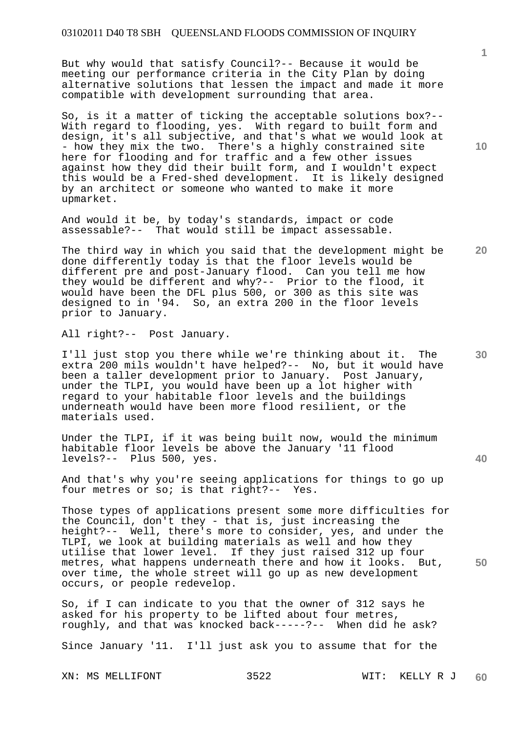But why would that satisfy Council?-- Because it would be meeting our performance criteria in the City Plan by doing alternative solutions that lessen the impact and made it more compatible with development surrounding that area.

So, is it a matter of ticking the acceptable solutions box?-- With regard to flooding, yes. With regard to built form and design, it's all subjective, and that's what we would look at - how they mix the two. There's a highly constrained site here for flooding and for traffic and a few other issues against how they did their built form, and I wouldn't expect this would be a Fred-shed development. It is likely designed by an architect or someone who wanted to make it more upmarket.

And would it be, by today's standards, impact or code assessable?-- That would still be impact assessable.

The third way in which you said that the development might be done differently today is that the floor levels would be different pre and post-January flood. Can you tell me how they would be different and why?-- Prior to the flood, it would have been the DFL plus 500, or 300 as this site was designed to in '94. So, an extra 200 in the floor levels prior to January.

All right?-- Post January.

I'll just stop you there while we're thinking about it. The extra 200 mils wouldn't have helped?-- No, but it would have been a taller development prior to January. Post January, under the TLPI, you would have been up a lot higher with regard to your habitable floor levels and the buildings underneath would have been more flood resilient, or the materials used.

Under the TLPI, if it was being built now, would the minimum habitable floor levels be above the January '11 flood levels?-- Plus 500, yes.

And that's why you're seeing applications for things to go up four metres or so; is that right?-- Yes.

Those types of applications present some more difficulties for the Council, don't they - that is, just increasing the height?-- Well, there's more to consider, yes, and under the TLPI, we look at building materials as well and how they utilise that lower level. If they just raised 312 up four metres, what happens underneath there and how it looks. But, over time, the whole street will go up as new development occurs, or people redevelop.

So, if I can indicate to you that the owner of 312 says he asked for his property to be lifted about four metres, roughly, and that was knocked back-----?-- When did he ask?

Since January '11. I'll just ask you to assume that for the

XN: MS MELLIFONT WIT: KELLY R J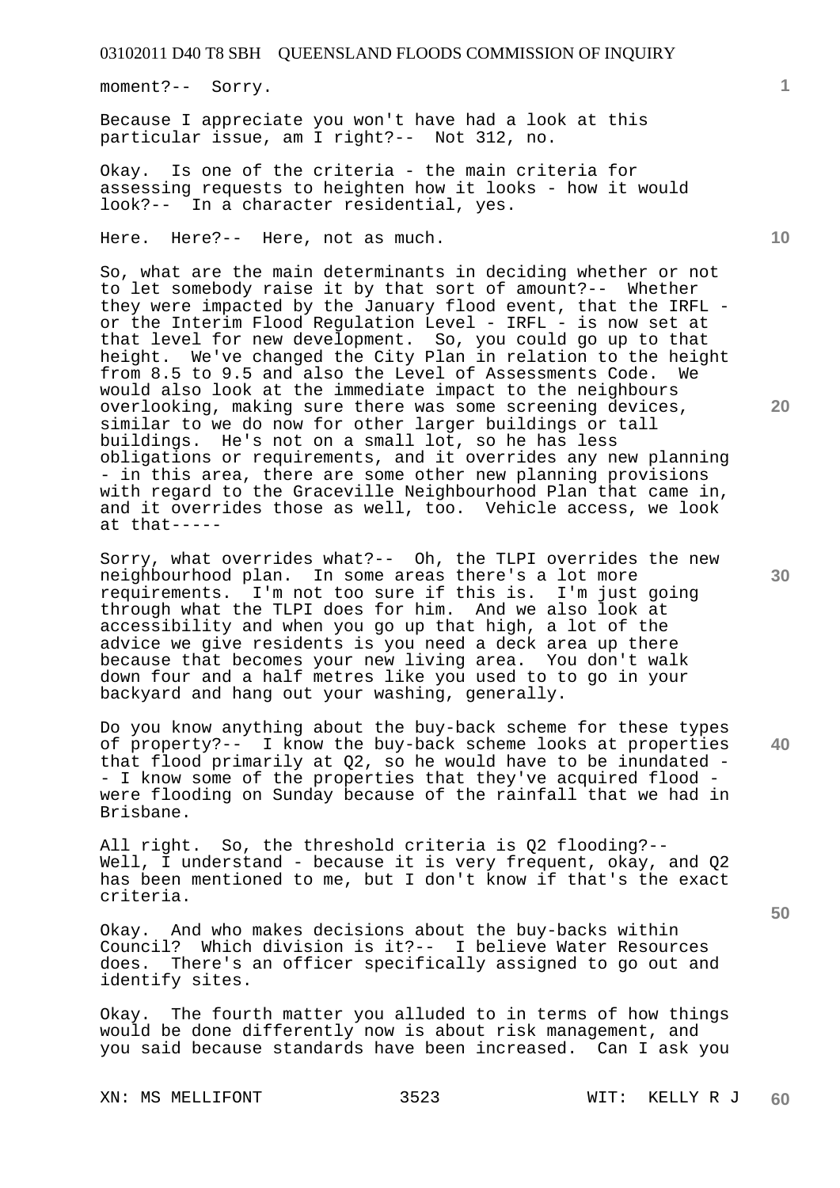moment?-- Sorry.

Because I appreciate you won't have had a look at this particular issue, am I right?-- Not 312, no.

Okay. Is one of the criteria - the main criteria for assessing requests to heighten how it looks - how it would look?-- In a character residential, yes.

Here. Here?-- Here, not as much.

So, what are the main determinants in deciding whether or not to let somebody raise it by that sort of amount?-- Whether they were impacted by the January flood event, that the IRFL - or the Interim Flood Regulation Level - IRFL - is now set at that level for new development. So, you could go up to that height. We've changed the City Plan in relation to the height from 8.5 to 9.5 and also the Level of Assessments Code. We would also look at the immediate impact to the neighbours overlooking, making sure there was some screening devices, similar to we do now for other larger buildings or tall buildings. He's not on a small lot, so he has less obligations or requirements, and it overrides any new planning - in this area, there are some other new planning provisions with regard to the Graceville Neighbourhood Plan that came in, and it overrides those as well, too. Vehicle access, we look at that-----

Sorry, what overrides what?-- Oh, the TLPI overrides the new neighbourhood plan. In some areas there's a lot more requirements. I'm not too sure if this is. I'm just going through what the TLPI does for him. And we also look at accessibility and when you go up that high, a lot of the advice we give residents is you need a deck area up there because that becomes your new living area. You don't walk down four and a half metres like you used to to go in your backyard and hang out your washing, generally.

Do you know anything about the buy-back scheme for these types of property?-- I know the buy-back scheme looks at properties that flood primarily at Q2, so he would have to be inundated - - I know some of the properties that they've acquired flood - were flooding on Sunday because of the rainfall that we had in Brisbane.

All right. So, the threshold criteria is Q2 flooding?-- Well, I understand - because it is very frequent, okay, and Q2 has been mentioned to me, but I don't know if that's the exact criteria.

Okay. And who makes decisions about the buy-backs within Council? Which division is it?-- I believe Water Resources does. There's an officer specifically assigned to go out and identify sites.

Okay. The fourth matter you alluded to in terms of how things would be done differently now is about risk management, and you said because standards have been increased. Can I ask you

XN: MS MELLIFONT WIT: KELLY R J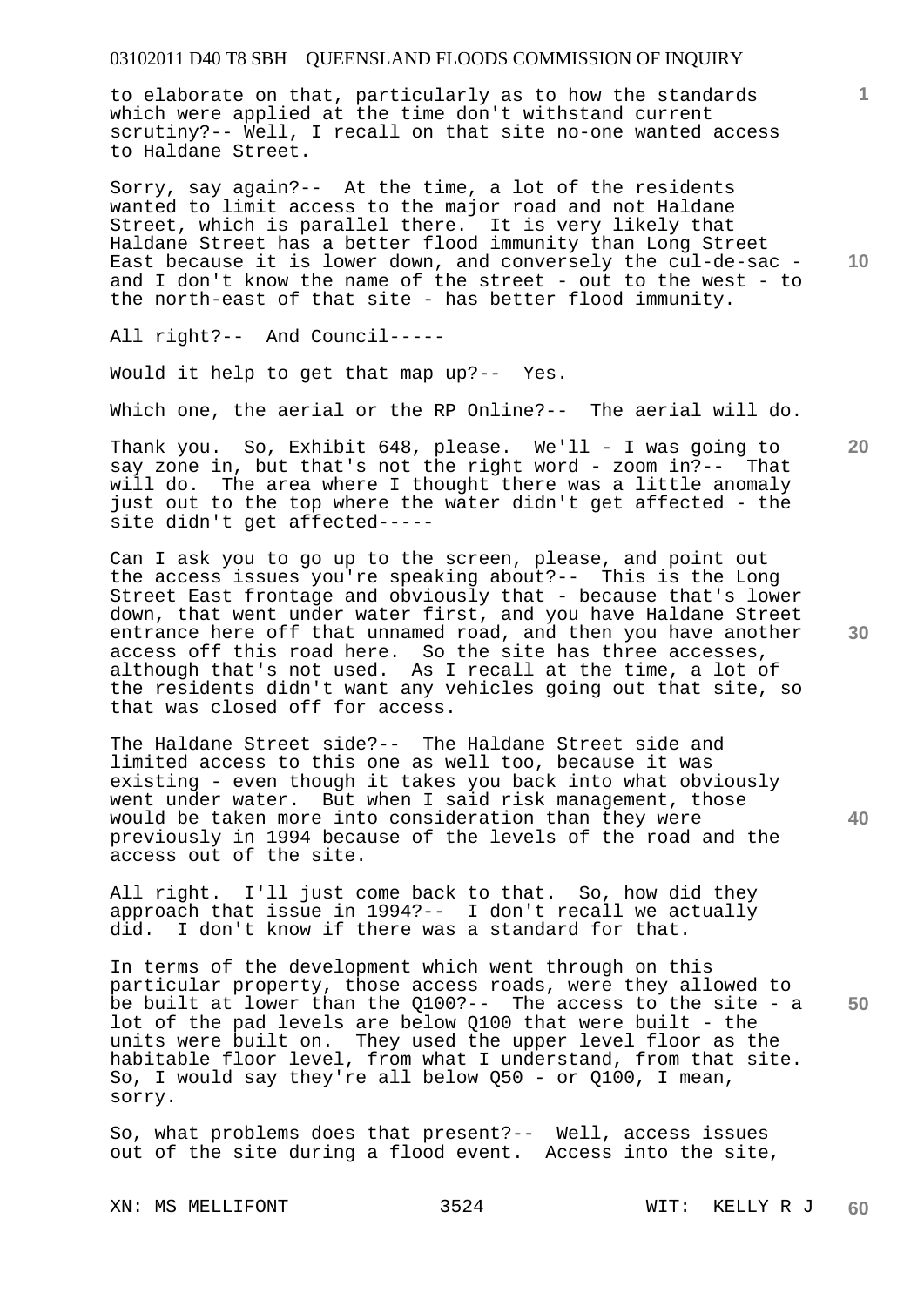to elaborate on that, particularly as to how the standards which were applied at the time don't withstand current scrutiny?-- Well, I recall on that site no-one wanted access to Haldane Street.

Sorry, say again?-- At the time, a lot of the residents wanted to limit access to the major road and not Haldane Street, which is parallel there. It is very likely that Haldane Street has a better flood immunity than Long Street East because it is lower down, and conversely the cul-de-sac - and I don't know the name of the street - out to the west - to the north-east of that site - has better flood immunity.

All right?-- And Council-----

Would it help to get that map up?-- Yes.

Which one, the aerial or the RP Online?-- The aerial will do.

Thank you. So, Exhibit 648, please. We'll - I was going to say zone in, but that's not the right word - zoom in?-- That will do. The area where I thought there was a little anomaly just out to the top where the water didn't get affected - the site didn't get affected-----

Can I ask you to go up to the screen, please, and point out the access issues you're speaking about?-- This is the Long Street East frontage and obviously that - because that's lower down, that went under water first, and you have Haldane Street entrance here off that unnamed road, and then you have another access off this road here. So the site has three accesses, although that's not used. As I recall at the time, a lot of the residents didn't want any vehicles going out that site, so that was closed off for access.

The Haldane Street side?-- The Haldane Street side and limited access to this one as well too, because it was existing - even though it takes you back into what obviously went under water. But when I said risk management, those would be taken more into consideration than they were previously in 1994 because of the levels of the road and the access out of the site.

All right. I'll just come back to that. So, how did they approach that issue in 1994?-- I don't recall we actually did. I don't know if there was a standard for that.

In terms of the development which went through on this particular property, those access roads, were they allowed to be built at lower than the Q100?-- The access to the site - a lot of the pad levels are below Q100 that were built - the units were built on. They used the upper level floor as the habitable floor level, from what I understand, from that site. So, I would say they're all below Q50 - or Q100, I mean, sorry.

So, what problems does that present?-- Well, access issues out of the site during a flood event. Access into the site,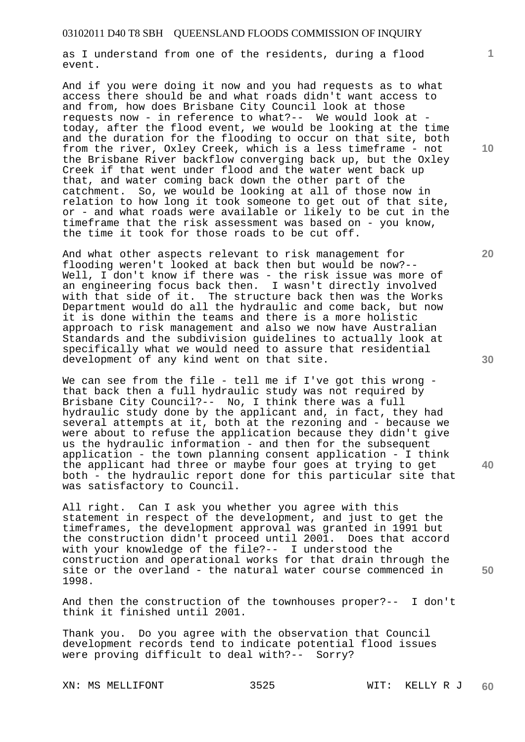as I understand from one of the residents, during a flood event.

And if you were doing it now and you had requests as to what access there should be and what roads didn't want access to and from, how does Brisbane City Council look at those requests now - in reference to what?-- We would look at - today, after the flood event, we would be looking at the time and the duration for the flooding to occur on that site, both from the river, Oxley Creek, which is a less timeframe - not the Brisbane River backflow converging back up, but the Oxley Creek if that went under flood and the water went back up that, and water coming back down the other part of the catchment. So, we would be looking at all of those now in relation to how long it took someone to get out of that site, or - and what roads were available or likely to be cut in the timeframe that the risk assessment was based on - you know, the time it took for those roads to be cut off.

And what other aspects relevant to risk management for flooding weren't looked at back then but would be now?-- Well, I don't know if there was - the risk issue was more of an engineering focus back then. I wasn't directly involved with that side of it. The structure back then was the Works Department would do all the hydraulic and come back, but now it is done within the teams and there is a more holistic approach to risk management and also we now have Australian Standards and the subdivision guidelines to actually look at specifically what we would need to assure that residential development of any kind went on that site.

We can see from the file - tell me if I've got this wrong - that back then a full hydraulic study was not required by Brisbane City Council?-- No, I think there was a full hydraulic study done by the applicant and, in fact, they had several attempts at it, both at the rezoning and - because we were about to refuse the application because they didn't give us the hydraulic information - and then for the subsequent application - the town planning consent application - I think the applicant had three or maybe four goes at trying to get both - the hydraulic report done for this particular site that was satisfactory to Council.

All right. Can I ask you whether you agree with this statement in respect of the development, and just to get the timeframes, the development approval was granted in 1991 but the construction didn't proceed until 2001. Does that accord with your knowledge of the file?-- I understood the construction and operational works for that drain through the site or the overland - the natural water course commenced in 1998.

And then the construction of the townhouses proper?-- I don't think it finished until 2001.

Thank you. Do you agree with the observation that Council development records tend to indicate potential flood issues were proving difficult to deal with?-- Sorry?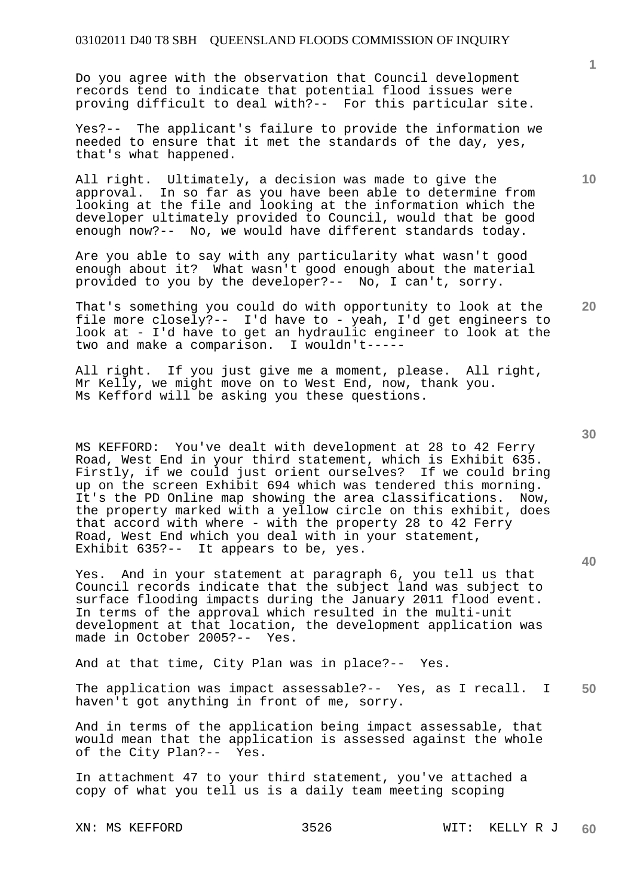Do you agree with the observation that Council development records tend to indicate that potential flood issues were proving difficult to deal with?-- For this particular site.

Yes?-- The applicant's failure to provide the information we needed to ensure that it met the standards of the day, yes, that's what happened.

All right. Ultimately, a decision was made to give the approval. In so far as you have been able to determine from looking at the file and looking at the information which the developer ultimately provided to Council, would that be good enough now?-- No, we would have different standards today.

Are you able to say with any particularity what wasn't good enough about it? What wasn't good enough about the material provided to you by the developer?-- No, I can't, sorry.

That's something you could do with opportunity to look at the file more closely?-- I'd have to - yeah, I'd get engineers to look at - I'd have to get an hydraulic engineer to look at the two and make a comparison. I wouldn't-----

All right. If you just give me a moment, please. All right, Mr Kelly, we might move on to West End, now, thank you. Ms Kefford will be asking you these questions.

MS KEFFORD: You've dealt with development at 28 to 42 Ferry Road, West End in your third statement, which is Exhibit 635. Firstly, if we could just orient ourselves? If we could bring up on the screen Exhibit 694 which was tendered this morning. It's the PD Online map showing the area classifications. Now, the property marked with a yellow circle on this exhibit, does that accord with where - with the property 28 to 42 Ferry Road, West End which you deal with in your statement, Exhibit 635?-- It appears to be, yes.

Yes. And in your statement at paragraph 6, you tell us that Council records indicate that the subject land was subject to surface flooding impacts during the January 2011 flood event. In terms of the approval which resulted in the multi-unit development at that location, the development application was made in October 2005?-- Yes.

And at that time, City Plan was in place?-- Yes.

The application was impact assessable?-- Yes, as I recall. I haven't got anything in front of me, sorry.

And in terms of the application being impact assessable, that would mean that the application is assessed against the whole of the City Plan?-- Yes.

In attachment 47 to your third statement, you've attached a copy of what you tell us is a daily team meeting scoping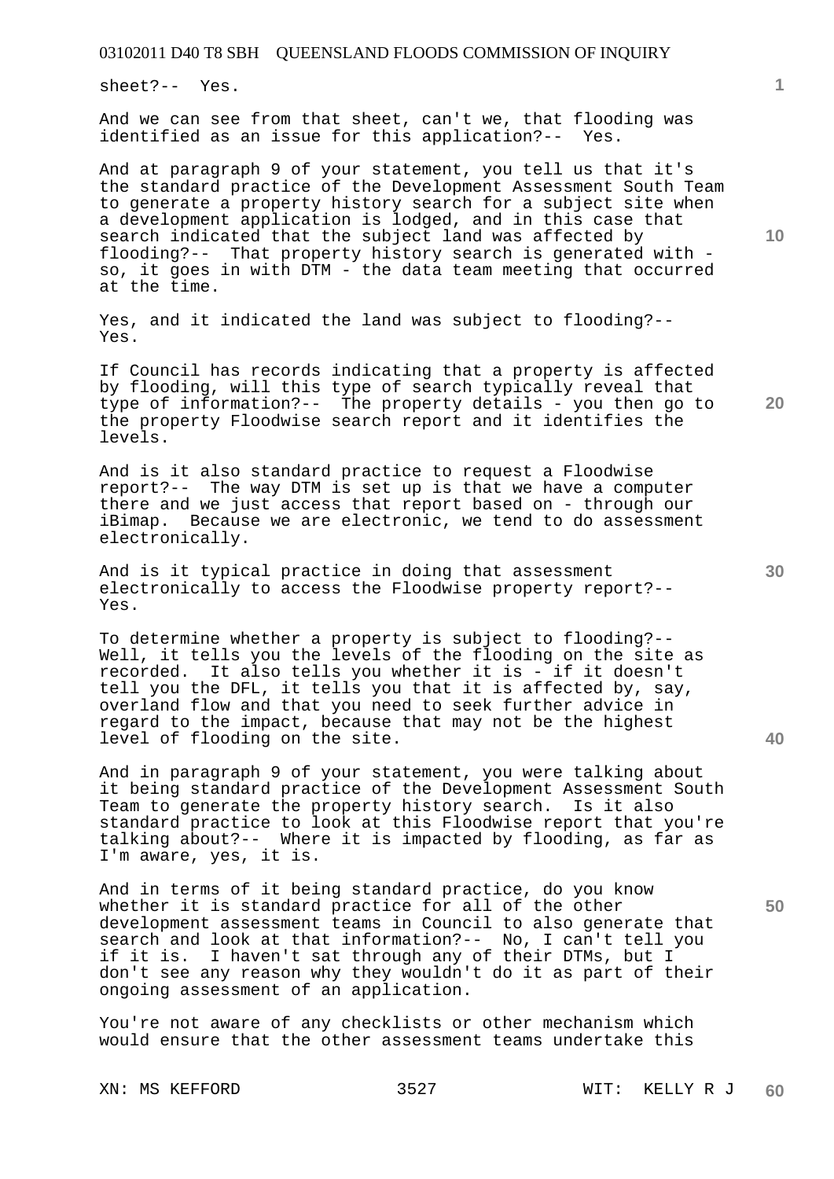sheet?-- Yes.

And we can see from that sheet, can't we, that flooding was identified as an issue for this application?-- Yes.

And at paragraph 9 of your statement, you tell us that it's the standard practice of the Development Assessment South Team to generate a property history search for a subject site when a development application is lodged, and in this case that search indicated that the subject land was affected by flooding?-- That property history search is generated with - so, it goes in with DTM - the data team meeting that occurred at the time.

Yes, and it indicated the land was subject to flooding?-- Yes.

If Council has records indicating that a property is affected by flooding, will this type of search typically reveal that type of information?-- The property details - you then go to the property Floodwise search report and it identifies the levels.

And is it also standard practice to request a Floodwise report?-- The way DTM is set up is that we have a computer there and we just access that report based on - through our iBimap. Because we are electronic, we tend to do assessment electronically.

And is it typical practice in doing that assessment electronically to access the Floodwise property report?-- Yes.

To determine whether a property is subject to flooding?-- Well, it tells you the levels of the flooding on the site as recorded. It also tells you whether it is - if it doesn't tell you the DFL, it tells you that it is affected by, say, overland flow and that you need to seek further advice in regard to the impact, because that may not be the highest level of flooding on the site.

And in paragraph 9 of your statement, you were talking about it being standard practice of the Development Assessment South Team to generate the property history search. Is it also standard practice to look at this Floodwise report that you're talking about?-- Where it is impacted by flooding, as far as I'm aware, yes, it is.

And in terms of it being standard practice, do you know whether it is standard practice for all of the other development assessment teams in Council to also generate that search and look at that information?-- No, I can't tell you if it is. I haven't sat through any of their DTMs, but I don't see any reason why they wouldn't do it as part of their ongoing assessment of an application.

You're not aware of any checklists or other mechanism which would ensure that the other assessment teams undertake this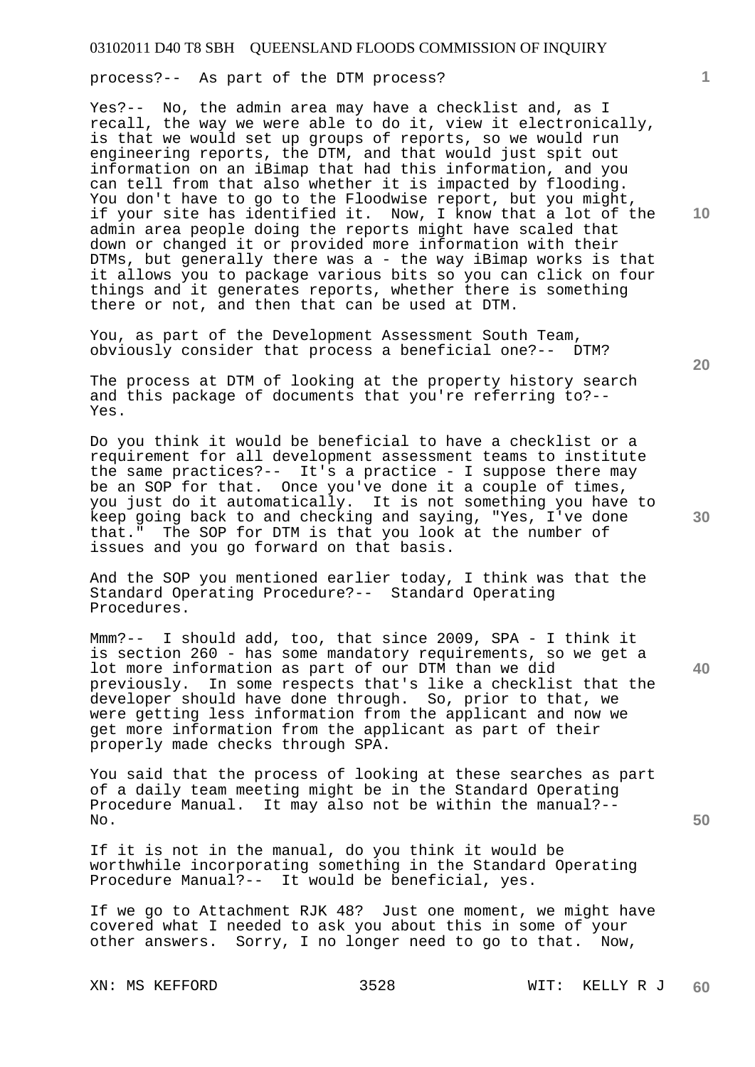process?-- As part of the DTM process?

Yes?-- No, the admin area may have a checklist and, as I recall, the way we were able to do it, view it electronically, is that we would set up groups of reports, so we would run engineering reports, the DTM, and that would just spit out information on an iBimap that had this information, and you can tell from that also whether it is impacted by flooding. You don't have to go to the Floodwise report, but you might, if your site has identified it. Now, I know that a lot of the admin area people doing the reports might have scaled that down or changed it or provided more information with their DTMs, but generally there was a - the way iBimap works is that it allows you to package various bits so you can click on four things and it generates reports, whether there is something there or not, and then that can be used at DTM.

You, as part of the Development Assessment South Team, obviously consider that process a beneficial one?-- DTM?

The process at DTM of looking at the property history search and this package of documents that you're referring to?-- Yes.

Do you think it would be beneficial to have a checklist or a requirement for all development assessment teams to institute the same practices?-- It's a practice - I suppose there may be an SOP for that. Once you've done it a couple of times, you just do it automatically. It is not something you have to keep going back to and checking and saying, "Yes, I've done that." The SOP for DTM is that you look at the number of issues and you go forward on that basis.

And the SOP you mentioned earlier today, I think was that the Standard Operating Procedure?-- Standard Operating Procedures.

Mmm?-- I should add, too, that since 2009, SPA - I think it is section 260 - has some mandatory requirements, so we get a lot more information as part of our DTM than we did previously. In some respects that's like a checklist that the developer should have done through. So, prior to that, we were getting less information from the applicant and now we get more information from the applicant as part of their properly made checks through SPA.

You said that the process of looking at these searches as part of a daily team meeting might be in the Standard Operating Procedure Manual. It may also not be within the manual?-- No.

If it is not in the manual, do you think it would be worthwhile incorporating something in the Standard Operating Procedure Manual?-- It would be beneficial, yes.

If we go to Attachment RJK 48? Just one moment, we might have covered what I needed to ask you about this in some of your other answers. Sorry, I no longer need to go to that. Now,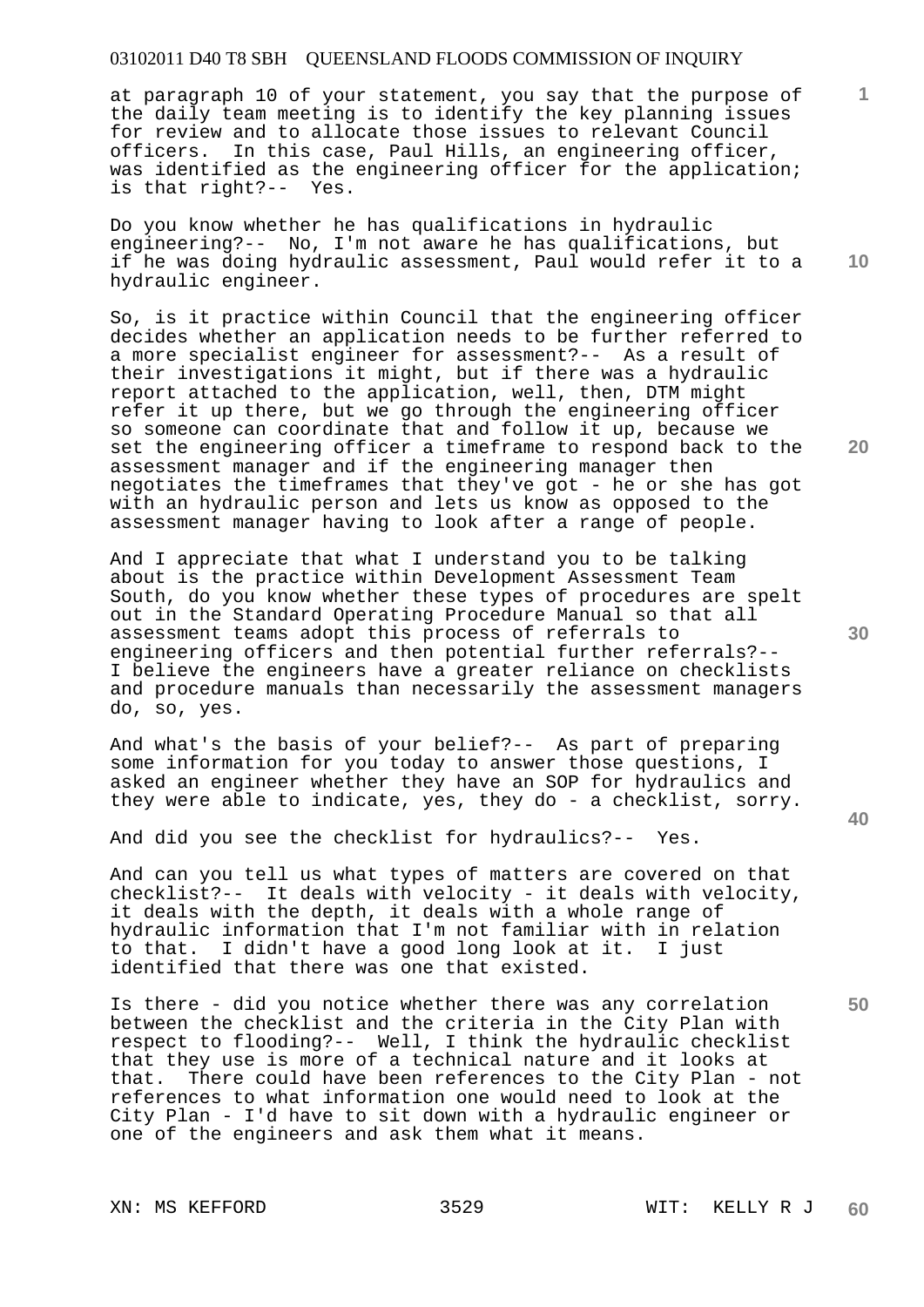at paragraph 10 of your statement, you say that the purpose of the daily team meeting is to identify the key planning issues for review and to allocate those issues to relevant Council officers. In this case, Paul Hills, an engineering officer, was identified as the engineering officer for the application; is that right?-- Yes.

Do you know whether he has qualifications in hydraulic engineering?-- No, I'm not aware he has qualifications, but if he was doing hydraulic assessment, Paul would refer it to a hydraulic engineer.

So, is it practice within Council that the engineering officer decides whether an application needs to be further referred to a more specialist engineer for assessment?-- As a result of their investigations it might, but if there was a hydraulic report attached to the application, well, then, DTM might refer it up there, but we go through the engineering officer so someone can coordinate that and follow it up, because we set the engineering officer a timeframe to respond back to the assessment manager and if the engineering manager then negotiates the timeframes that they've got - he or she has got with an hydraulic person and lets us know as opposed to the assessment manager having to look after a range of people.

And I appreciate that what I understand you to be talking about is the practice within Development Assessment Team South, do you know whether these types of procedures are spelt out in the Standard Operating Procedure Manual so that all assessment teams adopt this process of referrals to engineering officers and then potential further referrals?-- I believe the engineers have a greater reliance on checklists and procedure manuals than necessarily the assessment managers do, so, yes.

And what's the basis of your belief?-- As part of preparing some information for you today to answer those questions, I asked an engineer whether they have an SOP for hydraulics and they were able to indicate, yes, they do - a checklist, sorry.

And did you see the checklist for hydraulics?-- Yes.

And can you tell us what types of matters are covered on that checklist?-- It deals with velocity - it deals with velocity, it deals with the depth, it deals with a whole range of hydraulic information that I'm not familiar with in relation to that. I didn't have a good long look at it. I just identified that there was one that existed.

Is there - did you notice whether there was any correlation between the checklist and the criteria in the City Plan with respect to flooding?-- Well, I think the hydraulic checklist that they use is more of a technical nature and it looks at that. There could have been references to the City Plan - not references to what information one would need to look at the City Plan - I'd have to sit down with a hydraulic engineer or one of the engineers and ask them what it means.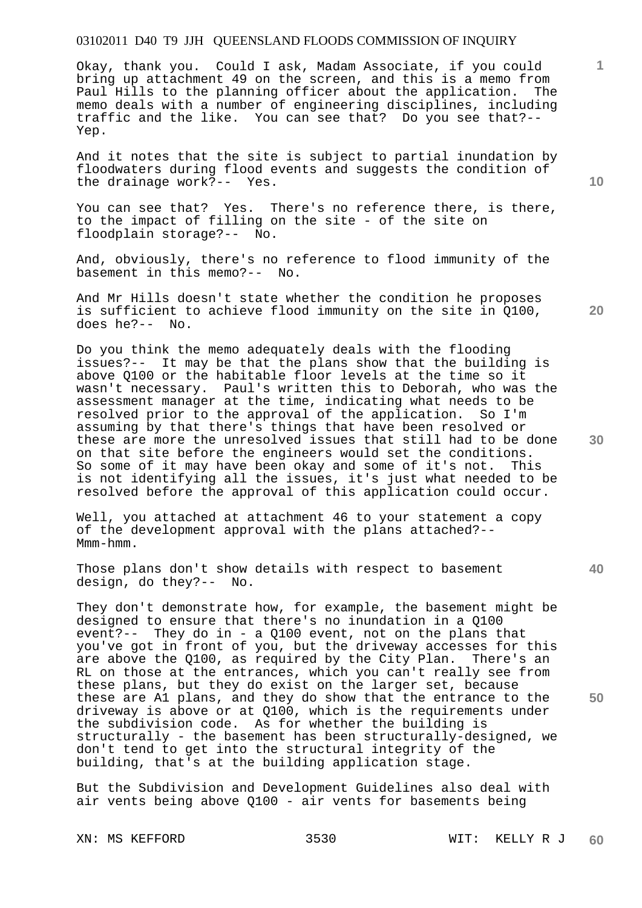Okay, thank you. Could I ask, Madam Associate, if you could bring up attachment 49 on the screen, and this is a memo from Paul Hills to the planning officer about the application. The memo deals with a number of engineering disciplines, including traffic and the like. You can see that? Do you see that?-- Yep.

And it notes that the site is subject to partial inundation by floodwaters during flood events and suggests the condition of the drainage work?-- Yes.

You can see that? Yes. There's no reference there, is there, to the impact of filling on the site - of the site on floodplain storage?-- No.

And, obviously, there's no reference to flood immunity of the basement in this memo?-- No.

And Mr Hills doesn't state whether the condition he proposes is sufficient to achieve flood immunity on the site in Q100, does he?-- No.

Do you think the memo adequately deals with the flooding issues?-- It may be that the plans show that the building is above Q100 or the habitable floor levels at the time so it wasn't necessary. Paul's written this to Deborah, who was the assessment manager at the time, indicating what needs to be resolved prior to the approval of the application. So I'm assuming by that there's things that have been resolved or these are more the unresolved issues that still had to be done on that site before the engineers would set the conditions. So some of it may have been okay and some of it's not. This is not identifying all the issues, it's just what needed to be resolved before the approval of this application could occur.

Well, you attached at attachment 46 to your statement a copy of the development approval with the plans attached?-- Mmm-hmm.

Those plans don't show details with respect to basement design, do they?-- No.

They don't demonstrate how, for example, the basement might be designed to ensure that there's no inundation in a Q100 event?-- They do in - a Q100 event, not on the plans that you've got in front of you, but the driveway accesses for this are above the Q100, as required by the City Plan. There's an RL on those at the entrances, which you can't really see from these plans, but they do exist on the larger set, because these are A1 plans, and they do show that the entrance to the driveway is above or at Q100, which is the requirements under the subdivision code. As for whether the building is structurally - the basement has been structurally-designed, we don't tend to get into the structural integrity of the building, that's at the building application stage.

But the Subdivision and Development Guidelines also deal with air vents being above Q100 - air vents for basements being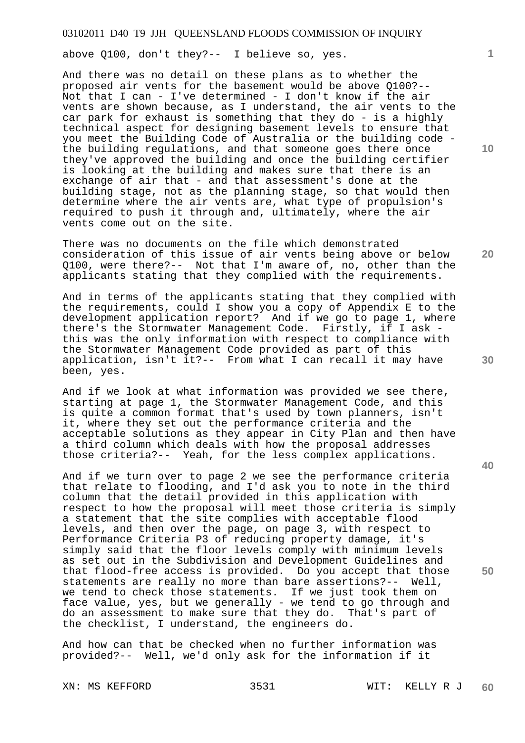above Q100, don't they?-- I believe so, yes.

And there was no detail on these plans as to whether the proposed air vents for the basement would be above Q100?-- Not that I can - I've determined - I don't know if the air vents are shown because, as I understand, the air vents to the car park for exhaust is something that they do - is a highly technical aspect for designing basement levels to ensure that you meet the Building Code of Australia or the building code - the building regulations, and that someone goes there once they've approved the building and once the building certifier is looking at the building and makes sure that there is an exchange of air that - and that assessment's done at the building stage, not as the planning stage, so that would then determine where the air vents are, what type of propulsion's required to push it through and, ultimately, where the air vents come out on the site.

There was no documents on the file which demonstrated consideration of this issue of air vents being above or below Q100, were there?-- Not that I'm aware of, no, other than the applicants stating that they complied with the requirements.

And in terms of the applicants stating that they complied with the requirements, could I show you a copy of Appendix E to the development application report? And if we go to page 1, where there's the Stormwater Management Code. Firstly, if I ask - this was the only information with respect to compliance with the Stormwater Management Code provided as part of this application, isn't it?-- From what I can recall it may have been, yes.

And if we look at what information was provided we see there, starting at page 1, the Stormwater Management Code, and this is quite a common format that's used by town planners, isn't it, where they set out the performance criteria and the acceptable solutions as they appear in City Plan and then have a third column which deals with how the proposal addresses those criteria?-- Yeah, for the less complex applications.

And if we turn over to page 2 we see the performance criteria that relate to flooding, and I'd ask you to note in the third column that the detail provided in this application with respect to how the proposal will meet those criteria is simply a statement that the site complies with acceptable flood levels, and then over the page, on page 3, with respect to Performance Criteria P3 of reducing property damage, it's simply said that the floor levels comply with minimum levels as set out in the Subdivision and Development Guidelines and that flood-free access is provided. Do you accept that those statements are really no more than bare assertions?-- Well, we tend to check those statements. If we just took them on face value, yes, but we generally - we tend to go through and do an assessment to make sure that they do. That's part of the checklist, I understand, the engineers do.

And how can that be checked when no further information was provided?-- Well, we'd only ask for the information if it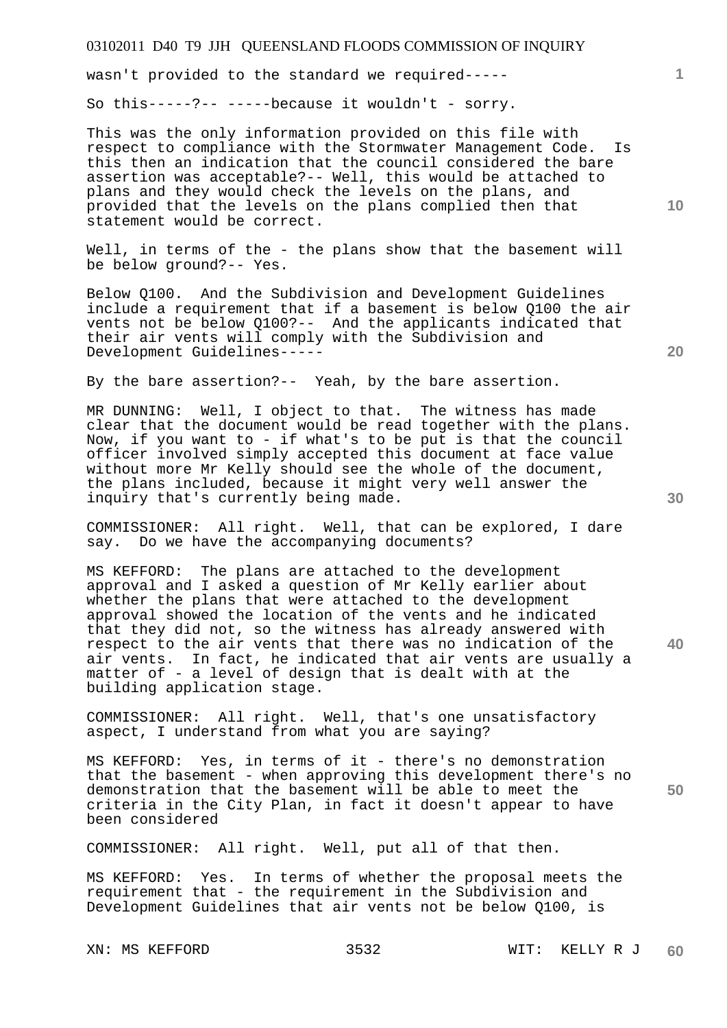wasn't provided to the standard we required-----

So this-----?-- -----because it wouldn't - sorry.

This was the only information provided on this file with respect to compliance with the Stormwater Management Code. Is this then an indication that the council considered the bare assertion was acceptable?-- Well, this would be attached to plans and they would check the levels on the plans, and provided that the levels on the plans complied then that statement would be correct.

Well, in terms of the - the plans show that the basement will be below ground?-- Yes.

Below Q100. And the Subdivision and Development Guidelines include a requirement that if a basement is below Q100 the air vents not be below Q100?-- And the applicants indicated that their air vents will comply with the Subdivision and Development Guidelines-----

By the bare assertion?-- Yeah, by the bare assertion.

MR DUNNING: Well, I object to that. The witness has made clear that the document would be read together with the plans. Now, if you want to - if what's to be put is that the council officer involved simply accepted this document at face value without more Mr Kelly should see the whole of the document, the plans included, because it might very well answer the inquiry that's currently being made.

COMMISSIONER: All right. Well, that can be explored, I dare say. Do we have the accompanying documents?

MS KEFFORD: The plans are attached to the development approval and I asked a question of Mr Kelly earlier about whether the plans that were attached to the development approval showed the location of the vents and he indicated that they did not, so the witness has already answered with respect to the air vents that there was no indication of the air vents. In fact, he indicated that air vents are usually a matter of - a level of design that is dealt with at the building application stage.

COMMISSIONER: All right. Well, that's one unsatisfactory aspect, I understand from what you are saying?

MS KEFFORD: Yes, in terms of it - there's no demonstration that the basement - when approving this development there's no demonstration that the basement will be able to meet the criteria in the City Plan, in fact it doesn't appear to have been considered

COMMISSIONER: All right. Well, put all of that then.

MS KEFFORD: Yes. In terms of whether the proposal meets the requirement that - the requirement in the Subdivision and Development Guidelines that air vents not be below Q100, is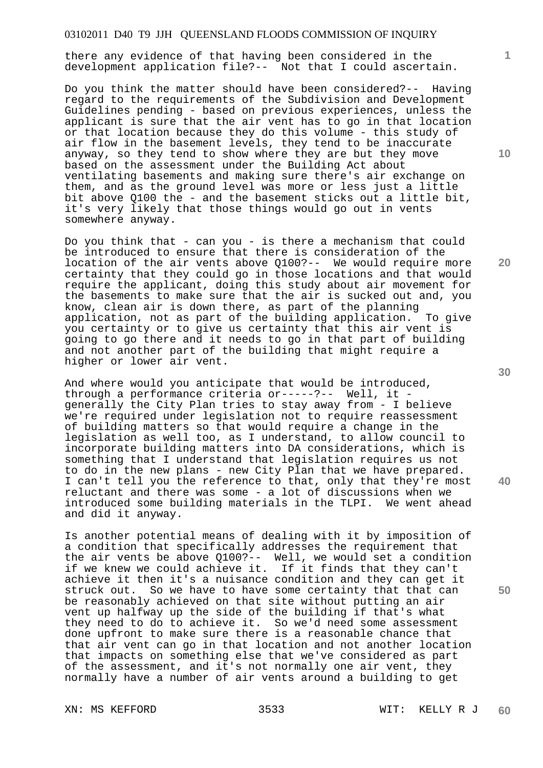there any evidence of that having been considered in the development application file?-- Not that I could ascertain.

Do you think the matter should have been considered?-- Having regard to the requirements of the Subdivision and Development Guidelines pending - based on previous experiences, unless the applicant is sure that the air vent has to go in that location or that location because they do this volume - this study of air flow in the basement levels, they tend to be inaccurate anyway, so they tend to show where they are but they move based on the assessment under the Building Act about ventilating basements and making sure there's air exchange on them, and as the ground level was more or less just a little bit above Q100 the - and the basement sticks out a little bit, it's very likely that those things would go out in vents somewhere anyway.

Do you think that - can you - is there a mechanism that could be introduced to ensure that there is consideration of the location of the air vents above Q100?-- We would require more certainty that they could go in those locations and that would require the applicant, doing this study about air movement for the basements to make sure that the air is sucked out and, you know, clean air is down there, as part of the planning application, not as part of the building application. To give you certainty or to give us certainty that this air vent is going to go there and it needs to go in that part of building and not another part of the building that might require a higher or lower air vent.

And where would you anticipate that would be introduced, through a performance criteria or-----?-- Well, it - generally the City Plan tries to stay away from - I believe we're required under legislation not to require reassessment of building matters so that would require a change in the legislation as well too, as I understand, to allow council to incorporate building matters into DA considerations, which is something that I understand that legislation requires us not to do in the new plans - new City Plan that we have prepared. I can't tell you the reference to that, only that they're most reluctant and there was some - a lot of discussions when we introduced some building materials in the TLPI. We went ahead and did it anyway.

Is another potential means of dealing with it by imposition of a condition that specifically addresses the requirement that the air vents be above Q100?-- Well, we would set a condition if we knew we could achieve it. If it finds that they can't achieve it then it's a nuisance condition and they can get it struck out. So we have to have some certainty that that can be reasonably achieved on that site without putting an air vent up halfway up the side of the building if that's what they need to do to achieve it. So we'd need some assessment done upfront to make sure there is a reasonable chance that that air vent can go in that location and not another location that impacts on something else that we've considered as part of the assessment, and it's not normally one air vent, they normally have a number of air vents around a building to get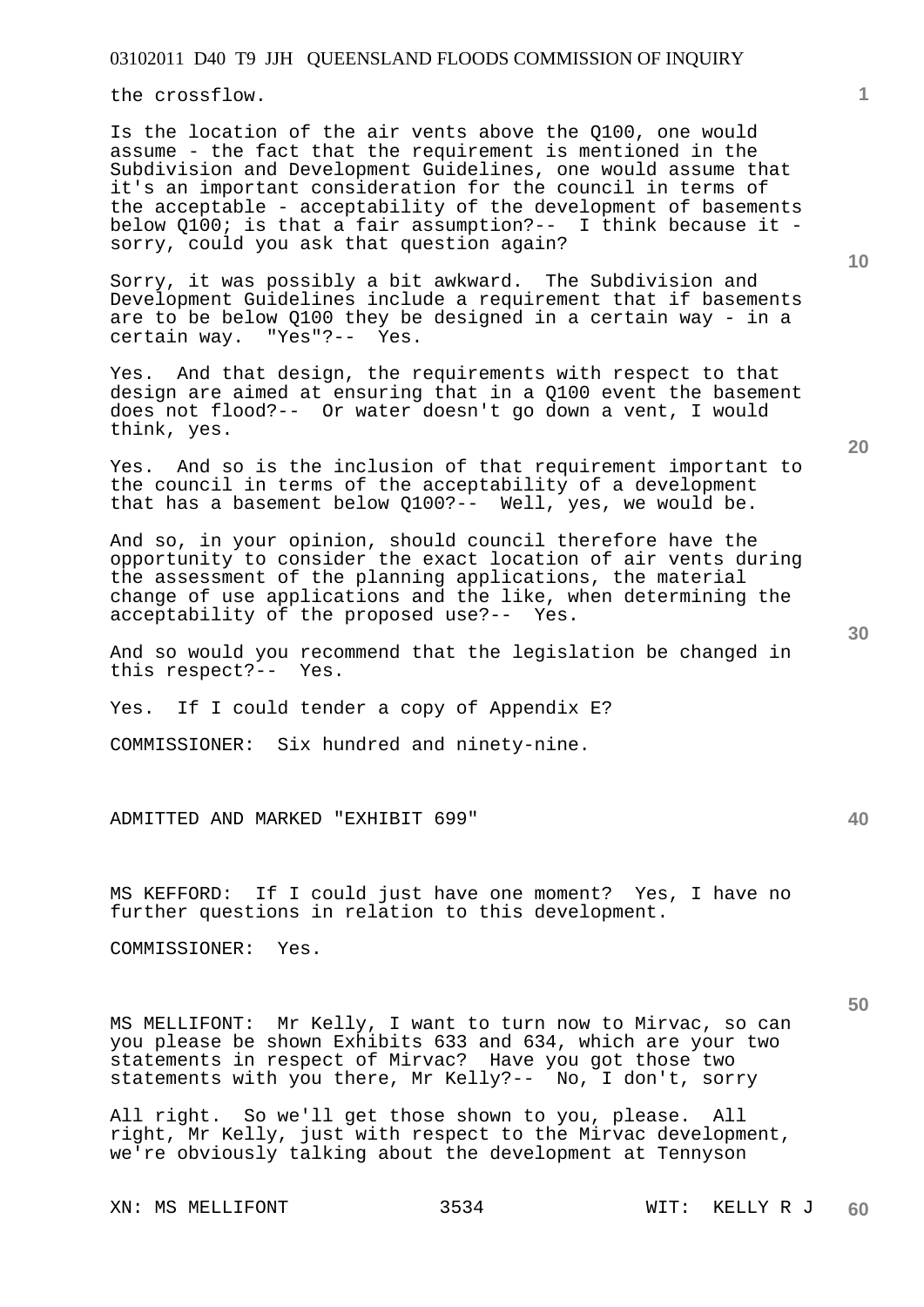the crossflow.

Is the location of the air vents above the Q100, one would assume - the fact that the requirement is mentioned in the Subdivision and Development Guidelines, one would assume that it's an important consideration for the council in terms of the acceptable - acceptability of the development of basements below Q100; is that a fair assumption?-- I think because it - sorry, could you ask that question again?

Sorry, it was possibly a bit awkward. The Subdivision and Development Guidelines include a requirement that if basements are to be below Q100 they be designed in a certain way - in a certain way. "Yes"?-- Yes.

Yes. And that design, the requirements with respect to that design are aimed at ensuring that in a Q100 event the basement does not flood?-- Or water doesn't go down a vent, I would think, yes.

Yes. And so is the inclusion of that requirement important to the council in terms of the acceptability of a development that has a basement below Q100?-- Well, yes, we would be.

And so, in your opinion, should council therefore have the opportunity to consider the exact location of air vents during the assessment of the planning applications, the material change of use applications and the like, when determining the acceptability of the proposed use?-- Yes.

And so would you recommend that the legislation be changed in this respect?-- Yes.

Yes. If I could tender a copy of Appendix E?

COMMISSIONER: Six hundred and ninety-nine.

ADMITTED AND MARKED "EXHIBIT 699"

MS KEFFORD: If I could just have one moment? Yes, I have no further questions in relation to this development.

COMMISSIONER: Yes.

MS MELLIFONT: Mr Kelly, I want to turn now to Mirvac, so can you please be shown Exhibits 633 and 634, which are your two statements in respect of Mirvac? Have you got those two statements with you there, Mr Kelly?-- No, I don't, sorry

All right. So we'll get those shown to you, please. All right, Mr Kelly, just with respect to the Mirvac development, we're obviously talking about the development at Tennyson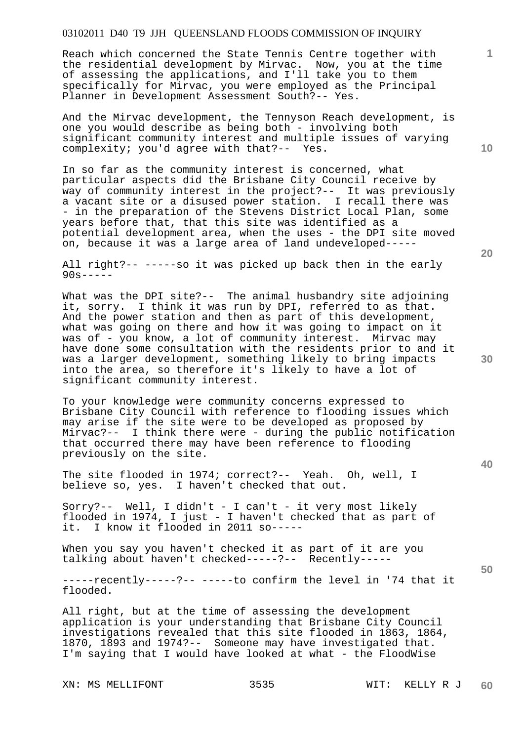Reach which concerned the State Tennis Centre together with the residential development by Mirvac. Now, you at the time of assessing the applications, and I'll take you to them specifically for Mirvac, you were employed as the Principal Planner in Development Assessment South?-- Yes.

And the Mirvac development, the Tennyson Reach development, is one you would describe as being both - involving both significant community interest and multiple issues of varying complexity; you'd agree with that?-- Yes.

In so far as the community interest is concerned, what particular aspects did the Brisbane City Council receive by way of community interest in the project?-- It was previously a vacant site or a disused power station. I recall there was - in the preparation of the Stevens District Local Plan, some years before that, that this site was identified as a potential development area, when the uses - the DPI site moved on, because it was a large area of land undeveloped-----

All right?-- -----so it was picked up back then in the early 90s-----

What was the DPI site?-- The animal husbandry site adjoining it, sorry. I think it was run by DPI, referred to as that. And the power station and then as part of this development, what was going on there and how it was going to impact on it was of - you know, a lot of community interest. Mirvac may have done some consultation with the residents prior to and it was a larger development, something likely to bring impacts into the area, so therefore it's likely to have a lot of significant community interest.

To your knowledge were community concerns expressed to Brisbane City Council with reference to flooding issues which may arise if the site were to be developed as proposed by Mirvac?-- I think there were - during the public notification that occurred there may have been reference to flooding previously on the site.

The site flooded in 1974; correct?-- Yeah. Oh, well, I believe so, yes. I haven't checked that out.

Sorry?-- Well, I didn't - I can't - it very most likely flooded in 1974, I just - I haven't checked that as part of it. I know it flooded in 2011 so-----

When you say you haven't checked it as part of it are you talking about haven't checked-----?-- Recently-----

-----recently-----?-- -----to confirm the level in '74 that it flooded.

All right, but at the time of assessing the development application is your understanding that Brisbane City Council investigations revealed that this site flooded in 1863, 1864, 1870, 1893 and 1974?-- Someone may have investigated that. I'm saying that I would have looked at what - the FloodWise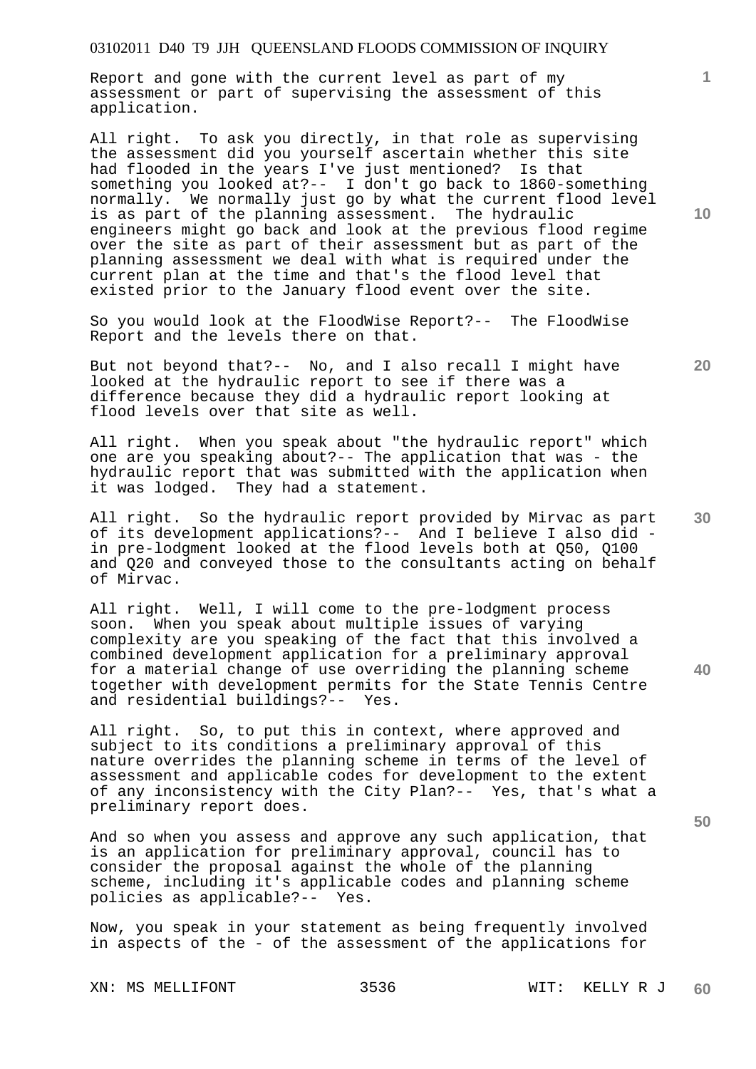Report and gone with the current level as part of my assessment or part of supervising the assessment of this application.

All right. To ask you directly, in that role as supervising the assessment did you yourself ascertain whether this site had flooded in the years I've just mentioned? Is that something you looked at?-- I don't go back to 1860-something normally. We normally just go by what the current flood level is as part of the planning assessment. The hydraulic engineers might go back and look at the previous flood regime over the site as part of their assessment but as part of the planning assessment we deal with what is required under the current plan at the time and that's the flood level that existed prior to the January flood event over the site.

So you would look at the FloodWise Report?-- The FloodWise Report and the levels there on that.

But not beyond that?-- No, and I also recall I might have looked at the hydraulic report to see if there was a difference because they did a hydraulic report looking at flood levels over that site as well.

All right. When you speak about "the hydraulic report" which one are you speaking about?-- The application that was - the hydraulic report that was submitted with the application when it was lodged. They had a statement.

All right. So the hydraulic report provided by Mirvac as part of its development applications?-- And I believe I also did - in pre-lodgment looked at the flood levels both at Q50, Q100 and Q20 and conveyed those to the consultants acting on behalf of Mirvac.

All right. Well, I will come to the pre-lodgment process soon. When you speak about multiple issues of varying complexity are you speaking of the fact that this involved a combined development application for a preliminary approval for a material change of use overriding the planning scheme together with development permits for the State Tennis Centre and residential buildings?-- Yes.

All right. So, to put this in context, where approved and subject to its conditions a preliminary approval of this nature overrides the planning scheme in terms of the level of assessment and applicable codes for development to the extent of any inconsistency with the City Plan?-- Yes, that's what a preliminary report does.

And so when you assess and approve any such application, that is an application for preliminary approval, council has to consider the proposal against the whole of the planning scheme, including it's applicable codes and planning scheme policies as applicable?-- Yes.

Now, you speak in your statement as being frequently involved in aspects of the - of the assessment of the applications for

XN: MS MELLIFONT 3536 WIT: KELLY R J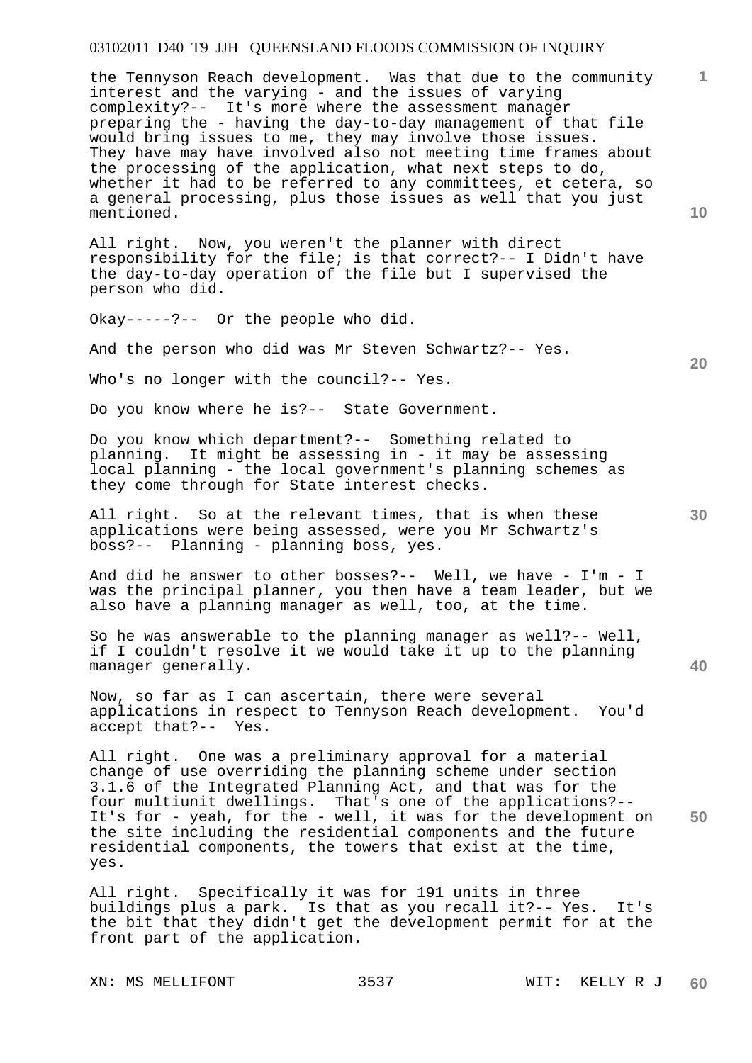the Tennyson Reach development. Was that due to the community interest and the varying - and the issues of varying complexity?-- It's more where the assessment manager preparing the - having the day-to-day management of that file would bring issues to me, they may involve those issues. They have may have involved also not meeting time frames about the processing of the application, what next steps to do, whether it had to be referred to any committees, et cetera, so a general processing, plus those issues as well that you just mentioned.

All right. Now, you weren't the planner with direct responsibility for the file; is that correct?-- I Didn't have the day-to-day operation of the file but I supervised the person who did.

Okay-----?-- Or the people who did.

And the person who did was Mr Steven Schwartz?-- Yes.

Who's no longer with the council?-- Yes.

Do you know where he is?-- State Government.

Do you know which department?-- Something related to planning. It might be assessing in - it may be assessing local planning - the local government's planning schemes as they come through for State interest checks.

All right. So at the relevant times, that is when these applications were being assessed, were you Mr Schwartz's boss?-- Planning - planning boss, yes.

And did he answer to other bosses?-- Well, we have - I'm - I was the principal planner, you then have a team leader, but we also have a planning manager as well, too, at the time.

So he was answerable to the planning manager as well?-- Well, if I couldn't resolve it we would take it up to the planning manager generally.

Now, so far as I can ascertain, there were several applications in respect to Tennyson Reach development. You'd accept that?-- Yes.

All right. One was a preliminary approval for a material change of use overriding the planning scheme under section 3.1.6 of the Integrated Planning Act, and that was for the four multiunit dwellings. That's one of the applications?-- It's for - yeah, for the - well, it was for the development on the site including the residential components and the future residential components, the towers that exist at the time, yes.

All right. Specifically it was for 191 units in three buildings plus a park. Is that as you recall it?-- Yes. It's the bit that they didn't get the development permit for at the front part of the application.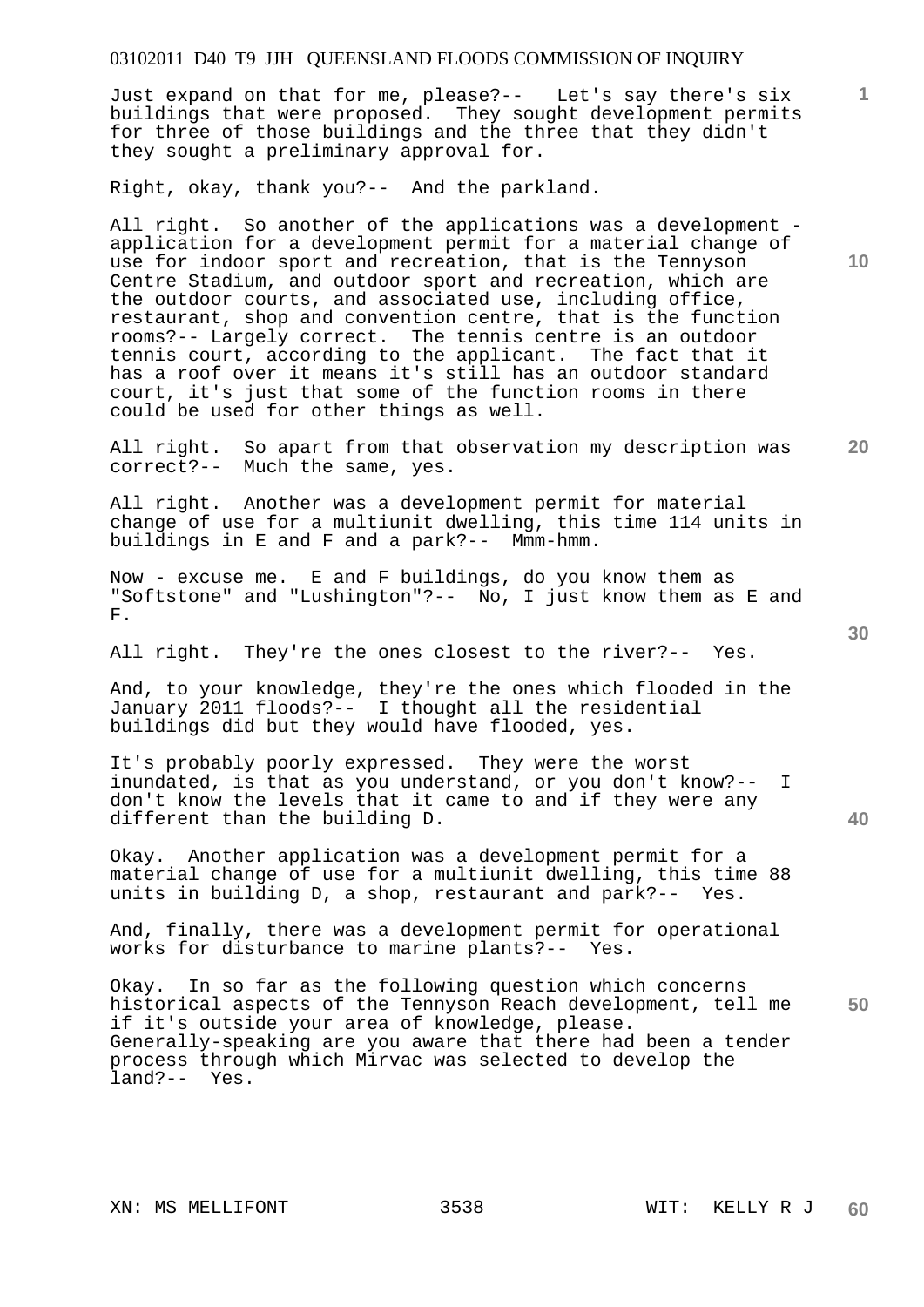Just expand on that for me, please?-- Let's say there's six buildings that were proposed. They sought development permits for three of those buildings and the three that they didn't they sought a preliminary approval for.

Right, okay, thank you?-- And the parkland.

All right. So another of the applications was a development - application for a development permit for a material change of use for indoor sport and recreation, that is the Tennyson Centre Stadium, and outdoor sport and recreation, which are the outdoor courts, and associated use, including office, restaurant, shop and convention centre, that is the function rooms?-- Largely correct. The tennis centre is an outdoor tennis court, according to the applicant. The fact that it has a roof over it means it's still has an outdoor standard court, it's just that some of the function rooms in there could be used for other things as well.

All right. So apart from that observation my description was correct?-- Much the same, yes.

All right. Another was a development permit for material change of use for a multiunit dwelling, this time 114 units in buildings in E and F and a park?-- Mmm-hmm.

Now - excuse me. E and F buildings, do you know them as "Softstone" and "Lushington"?-- No, I just know them as E and F.

All right. They're the ones closest to the river?-- Yes.

And, to your knowledge, they're the ones which flooded in the January 2011 floods?-- I thought all the residential buildings did but they would have flooded, yes.

It's probably poorly expressed. They were the worst inundated, is that as you understand, or you don't know?-- I don't know the levels that it came to and if they were any different than the building D.

Okay. Another application was a development permit for a material change of use for a multiunit dwelling, this time 88 units in building D, a shop, restaurant and park?-- Yes.

And, finally, there was a development permit for operational works for disturbance to marine plants?-- Yes.

Okay. In so far as the following question which concerns historical aspects of the Tennyson Reach development, tell me if it's outside your area of knowledge, please. Generally-speaking are you aware that there had been a tender process through which Mirvac was selected to develop the land?-- Yes.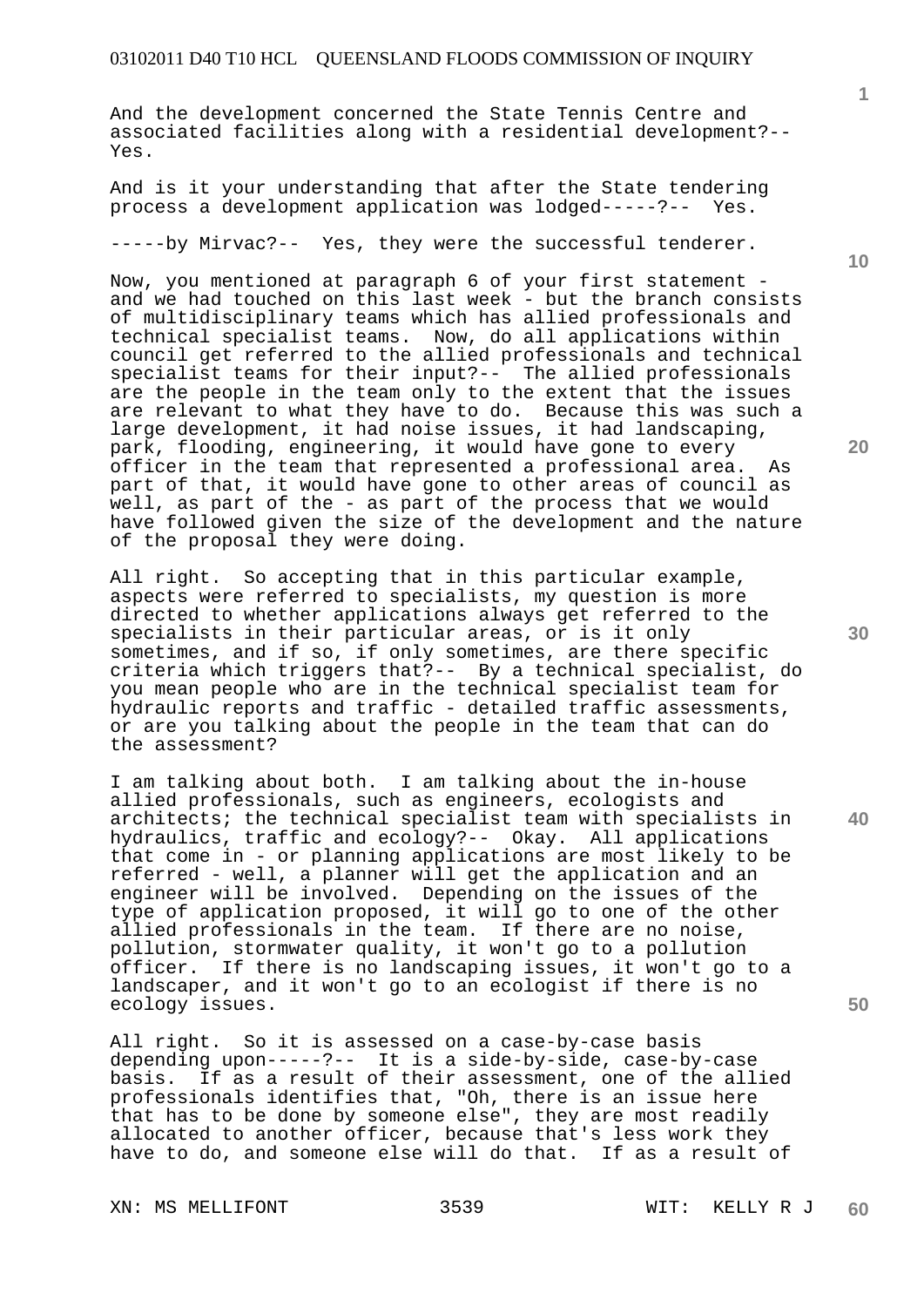And the development concerned the State Tennis Centre and associated facilities along with a residential development?-- Yes.

And is it your understanding that after the State tendering process a development application was lodged-----?-- Yes.

-----by Mirvac?-- Yes, they were the successful tenderer.

Now, you mentioned at paragraph 6 of your first statement - and we had touched on this last week - but the branch consists of multidisciplinary teams which has allied professionals and technical specialist teams. Now, do all applications within council get referred to the allied professionals and technical specialist teams for their input?-- The allied professionals are the people in the team only to the extent that the issues are relevant to what they have to do. Because this was such a large development, it had noise issues, it had landscaping, park, flooding, engineering, it would have gone to every officer in the team that represented a professional area. As part of that, it would have gone to other areas of council as well, as part of the - as part of the process that we would have followed given the size of the development and the nature of the proposal they were doing.

All right. So accepting that in this particular example, aspects were referred to specialists, my question is more directed to whether applications always get referred to the specialists in their particular areas, or is it only sometimes, and if so, if only sometimes, are there specific criteria which triggers that?-- By a technical specialist, do you mean people who are in the technical specialist team for hydraulic reports and traffic - detailed traffic assessments, or are you talking about the people in the team that can do the assessment?

I am talking about both. I am talking about the in-house allied professionals, such as engineers, ecologists and architects; the technical specialist team with specialists in hydraulics, traffic and ecology?-- Okay. All applications that come in - or planning applications are most likely to be referred - well, a planner will get the application and an engineer will be involved. Depending on the issues of the type of application proposed, it will go to one of the other allied professionals in the team. If there are no noise, pollution, stormwater quality, it won't go to a pollution officer. If there is no landscaping issues, it won't go to a landscaper, and it won't go to an ecologist if there is no ecology issues.

All right. So it is assessed on a case-by-case basis depending upon-----?-- It is a side-by-side, case-by-case basis. If as a result of their assessment, one of the allied professionals identifies that, "Oh, there is an issue here that has to be done by someone else", they are most readily allocated to another officer, because that's less work they have to do, and someone else will do that. If as a result of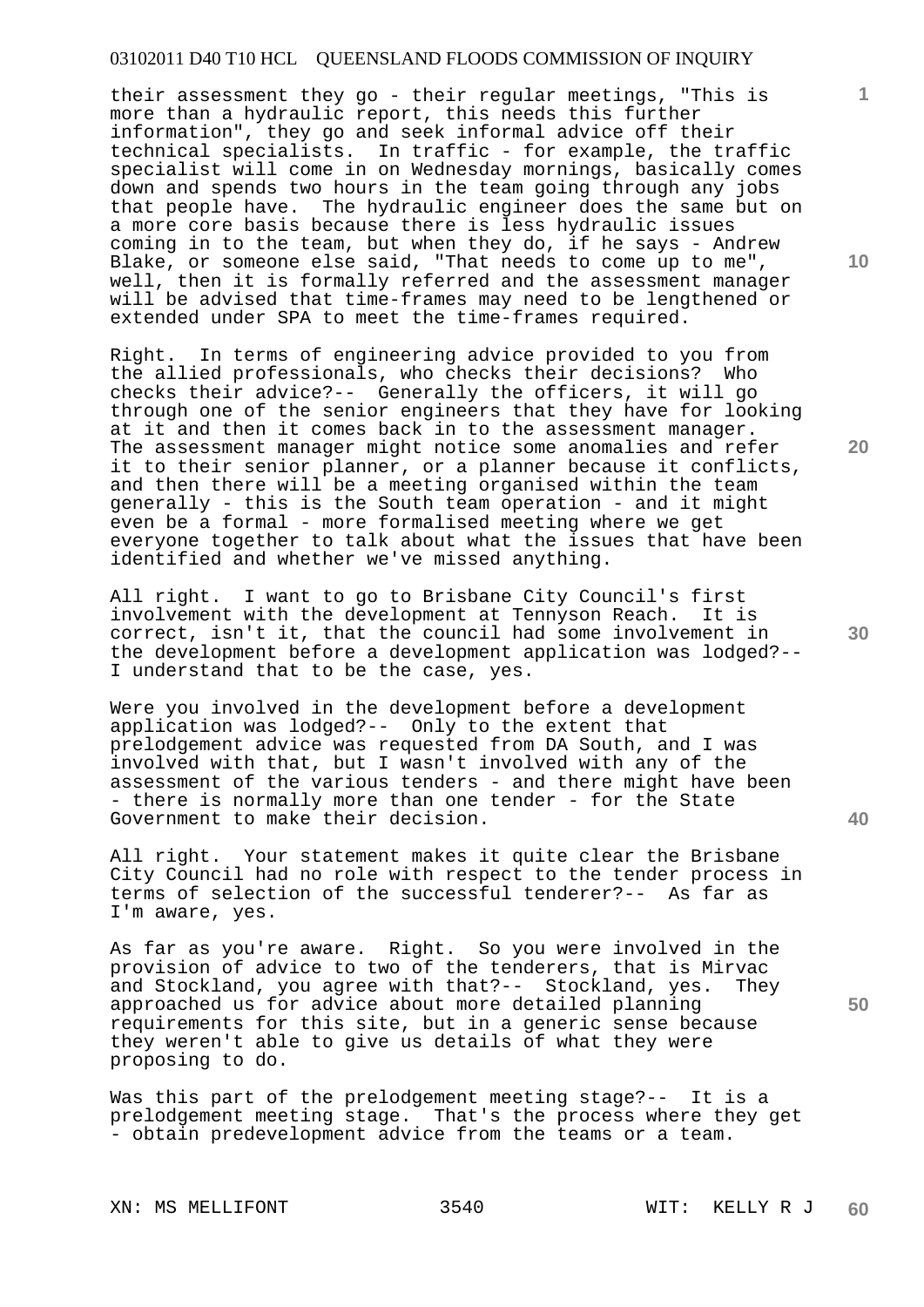their assessment they go - their regular meetings, "This is more than a hydraulic report, this needs this further information", they go and seek informal advice off their technical specialists. In traffic - for example, the traffic specialist will come in on Wednesday mornings, basically comes down and spends two hours in the team going through any jobs that people have. The hydraulic engineer does the same but on a more core basis because there is less hydraulic issues coming in to the team, but when they do, if he says - Andrew Blake, or someone else said, "That needs to come up to me", well, then it is formally referred and the assessment manager will be advised that time-frames may need to be lengthened or extended under SPA to meet the time-frames required.

Right. In terms of engineering advice provided to you from the allied professionals, who checks their decisions? Who checks their advice?-- Generally the officers, it will go through one of the senior engineers that they have for looking at it and then it comes back in to the assessment manager. The assessment manager might notice some anomalies and refer it to their senior planner, or a planner because it conflicts, and then there will be a meeting organised within the team generally - this is the South team operation - and it might even be a formal - more formalised meeting where we get everyone together to talk about what the issues that have been identified and whether we've missed anything.

All right. I want to go to Brisbane City Council's first involvement with the development at Tennyson Reach. It is correct, isn't it, that the council had some involvement in the development before a development application was lodged?-- I understand that to be the case, yes.

Were you involved in the development before a development application was lodged?-- Only to the extent that prelodgement advice was requested from DA South, and I was involved with that, but I wasn't involved with any of the assessment of the various tenders - and there might have been - there is normally more than one tender - for the State Government to make their decision.

All right. Your statement makes it quite clear the Brisbane City Council had no role with respect to the tender process in terms of selection of the successful tenderer?-- As far as I'm aware, yes.

As far as you're aware. Right. So you were involved in the provision of advice to two of the tenderers, that is Mirvac and Stockland, you agree with that?-- Stockland, yes. They approached us for advice about more detailed planning requirements for this site, but in a generic sense because they weren't able to give us details of what they were proposing to do.

Was this part of the prelodgement meeting stage?-- It is a prelodgement meeting stage. That's the process where they get - obtain predevelopment advice from the teams or a team.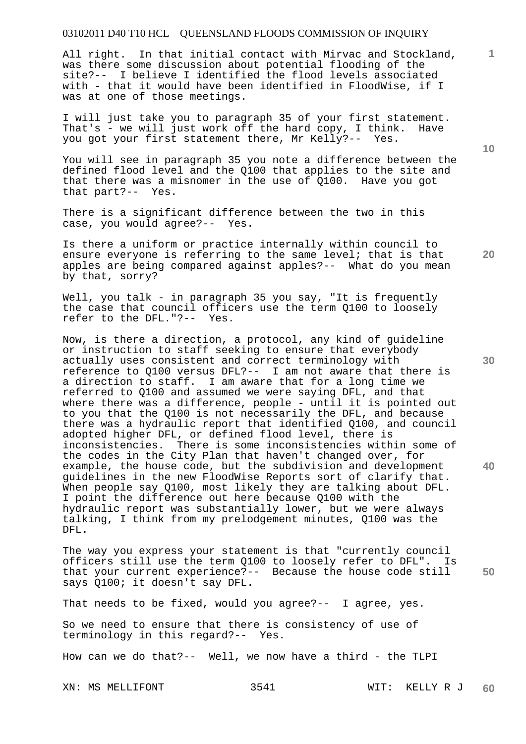All right. In that initial contact with Mirvac and Stockland, was there some discussion about potential flooding of the site?-- I believe I identified the flood levels associated with - that it would have been identified in FloodWise, if I was at one of those meetings.

I will just take you to paragraph 35 of your first statement. That's - we will just work off the hard copy, I think. Have you got your first statement there, Mr Kelly?-- Yes.

You will see in paragraph 35 you note a difference between the defined flood level and the Q100 that applies to the site and that there was a misnomer in the use of Q100. Have you got that part?-- Yes.

There is a significant difference between the two in this case, you would agree?-- Yes.

Is there a uniform or practice internally within council to ensure everyone is referring to the same level; that is that apples are being compared against apples?-- What do you mean by that, sorry?

Well, you talk - in paragraph 35 you say, "It is frequently the case that council officers use the term Q100 to loosely refer to the DFL."?-- Yes.

Now, is there a direction, a protocol, any kind of guideline or instruction to staff seeking to ensure that everybody actually uses consistent and correct terminology with reference to Q100 versus DFL?-- I am not aware that there is a direction to staff. I am aware that for a long time we referred to Q100 and assumed we were saying DFL, and that where there was a difference, people - until it is pointed out to you that the Q100 is not necessarily the DFL, and because there was a hydraulic report that identified Q100, and council adopted higher DFL, or defined flood level, there is inconsistencies. There is some inconsistencies within some of the codes in the City Plan that haven't changed over, for example, the house code, but the subdivision and development guidelines in the new FloodWise Reports sort of clarify that. When people say Q100, most likely they are talking about DFL. I point the difference out here because Q100 with the hydraulic report was substantially lower, but we were always talking, I think from my prelodgement minutes, Q100 was the DFL.

The way you express your statement is that "currently council officers still use the term Q100 to loosely refer to DFL". Is that your current experience?-- Because the house code still says Q100; it doesn't say DFL.

That needs to be fixed, would you agree?-- I agree, yes.

So we need to ensure that there is consistency of use of terminology in this regard?-- Yes.

How can we do that?-- Well, we now have a third - the TLPI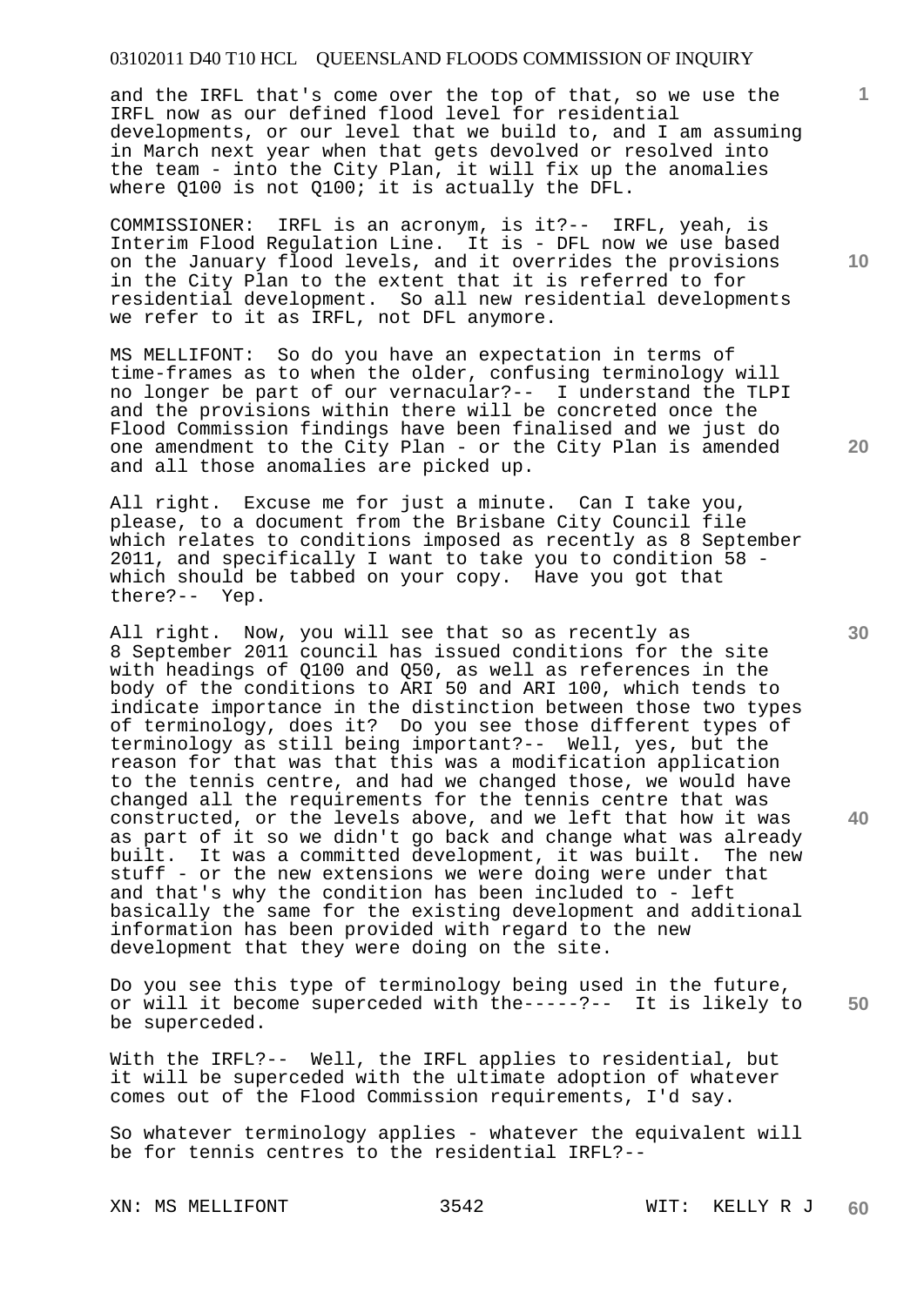and the IRFL that's come over the top of that, so we use the IRFL now as our defined flood level for residential developments, or our level that we build to, and I am assuming in March next year when that gets devolved or resolved into the team - into the City Plan, it will fix up the anomalies where Q100 is not Q100; it is actually the DFL.

COMMISSIONER: IRFL is an acronym, is it?-- IRFL, yeah, is Interim Flood Regulation Line. It is - DFL now we use based on the January flood levels, and it overrides the provisions in the City Plan to the extent that it is referred to for residential development. So all new residential developments we refer to it as IRFL, not DFL anymore.

MS MELLIFONT: So do you have an expectation in terms of time-frames as to when the older, confusing terminology will no longer be part of our vernacular?-- I understand the TLPI and the provisions within there will be concreted once the Flood Commission findings have been finalised and we just do one amendment to the City Plan - or the City Plan is amended and all those anomalies are picked up.

All right. Excuse me for just a minute. Can I take you, please, to a document from the Brisbane City Council file which relates to conditions imposed as recently as 8 September 2011, and specifically I want to take you to condition 58 - which should be tabbed on your copy. Have you got that there?-- Yep.

All right. Now, you will see that so as recently as 8 September 2011 council has issued conditions for the site with headings of Q100 and Q50, as well as references in the body of the conditions to ARI 50 and ARI 100, which tends to indicate importance in the distinction between those two types of terminology, does it? Do you see those different types of terminology as still being important?-- Well, yes, but the reason for that was that this was a modification application to the tennis centre, and had we changed those, we would have changed all the requirements for the tennis centre that was constructed, or the levels above, and we left that how it was as part of it so we didn't go back and change what was already built. It was a committed development, it was built. The new stuff - or the new extensions we were doing were under that and that's why the condition has been included to - left basically the same for the existing development and additional information has been provided with regard to the new development that they were doing on the site.

Do you see this type of terminology being used in the future, or will it become superceded with the-----?-- It is likely to be superceded.

With the IRFL?-- Well, the IRFL applies to residential, but it will be superceded with the ultimate adoption of whatever comes out of the Flood Commission requirements, I'd say.

So whatever terminology applies - whatever the equivalent will be for tennis centres to the residential IRFL?--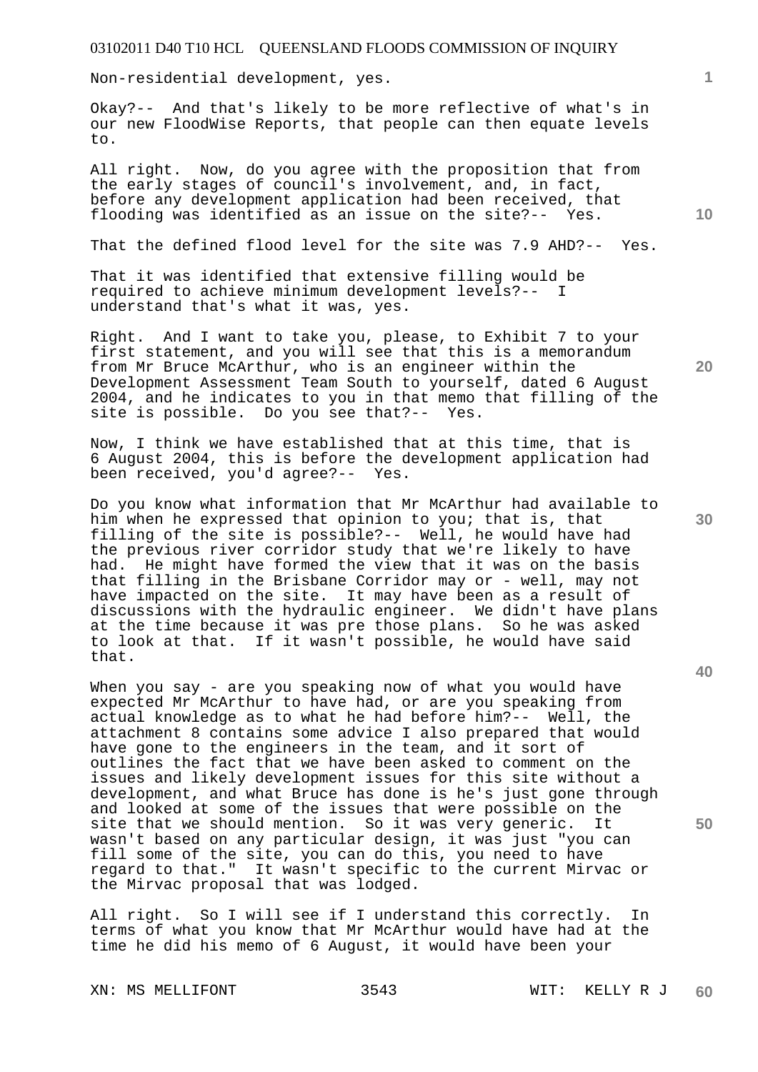Non-residential development, yes.

Okay?-- And that's likely to be more reflective of what's in our new FloodWise Reports, that people can then equate levels to.

All right. Now, do you agree with the proposition that from the early stages of council's involvement, and, in fact, before any development application had been received, that flooding was identified as an issue on the site?-- Yes.

That the defined flood level for the site was 7.9 AHD?-- Yes.

That it was identified that extensive filling would be required to achieve minimum development levels?-- I understand that's what it was, yes.

Right. And I want to take you, please, to Exhibit 7 to your first statement, and you will see that this is a memorandum from Mr Bruce McArthur, who is an engineer within the Development Assessment Team South to yourself, dated 6 August 2004, and he indicates to you in that memo that filling of the site is possible. Do you see that?-- Yes.

Now, I think we have established that at this time, that is 6 August 2004, this is before the development application had been received, you'd agree?-- Yes.

Do you know what information that Mr McArthur had available to him when he expressed that opinion to you; that is, that filling of the site is possible?-- Well, he would have had the previous river corridor study that we're likely to have had. He might have formed the view that it was on the basis that filling in the Brisbane Corridor may or - well, may not have impacted on the site. It may have been as a result of discussions with the hydraulic engineer. We didn't have plans at the time because it was pre those plans. So he was asked to look at that. If it wasn't possible, he would have said that.

When you say - are you speaking now of what you would have expected Mr McArthur to have had, or are you speaking from actual knowledge as to what he had before him?-- Well, the attachment 8 contains some advice I also prepared that would have gone to the engineers in the team, and it sort of outlines the fact that we have been asked to comment on the issues and likely development issues for this site without a development, and what Bruce has done is he's just gone through and looked at some of the issues that were possible on the site that we should mention. So it was very generic. It wasn't based on any particular design, it was just "you can fill some of the site, you can do this, you need to have regard to that." It wasn't specific to the current Mirvac or the Mirvac proposal that was lodged.

All right. So I will see if I understand this correctly. In terms of what you know that Mr McArthur would have had at the time he did his memo of 6 August, it would have been your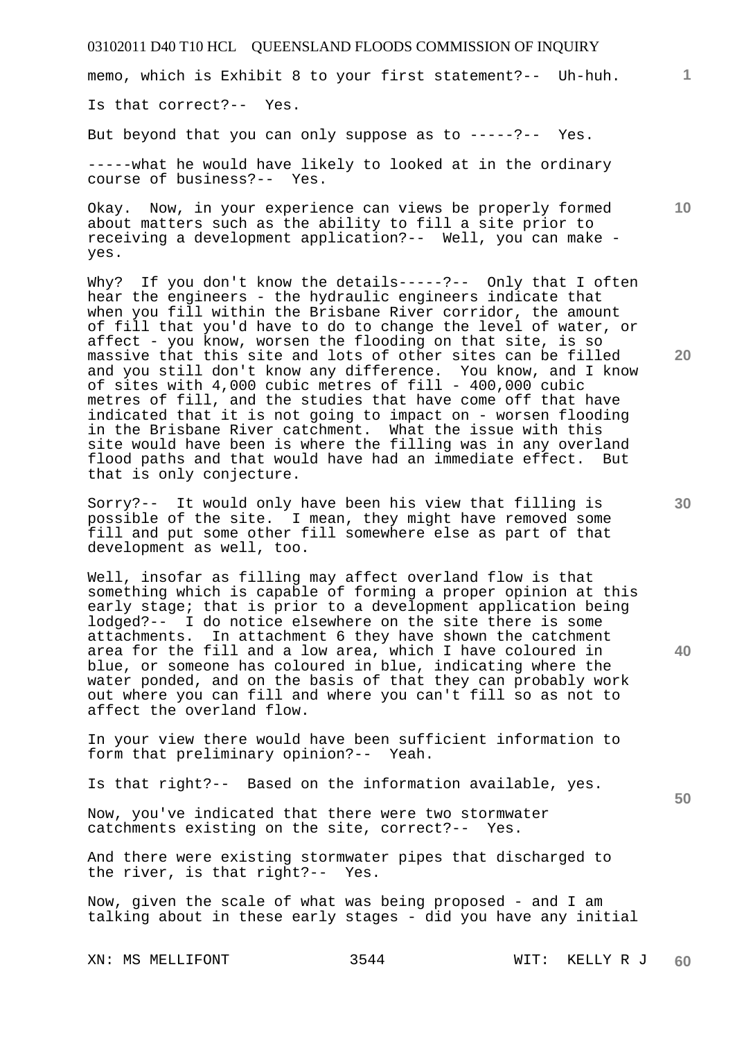memo, which is Exhibit 8 to your first statement?-- Uh-huh.

Is that correct?-- Yes.

But beyond that you can only suppose as to -----?-- Yes.

-----what he would have likely to looked at in the ordinary course of business?-- Yes.

Okay. Now, in your experience can views be properly formed about matters such as the ability to fill a site prior to receiving a development application?-- Well, you can make - yes.

Why? If you don't know the details-----?-- Only that I often hear the engineers - the hydraulic engineers indicate that when you fill within the Brisbane River corridor, the amount of fill that you'd have to do to change the level of water, or affect - you know, worsen the flooding on that site, is so massive that this site and lots of other sites can be filled and you still don't know any difference. You know, and I know of sites with 4,000 cubic metres of fill - 400,000 cubic metres of fill, and the studies that have come off that have indicated that it is not going to impact on - worsen flooding in the Brisbane River catchment. What the issue with this site would have been is where the filling was in any overland flood paths and that would have had an immediate effect. But that is only conjecture.

Sorry?-- It would only have been his view that filling is possible of the site. I mean, they might have removed some fill and put some other fill somewhere else as part of that development as well, too.

Well, insofar as filling may affect overland flow is that something which is capable of forming a proper opinion at this early stage; that is prior to a development application being lodged?-- I do notice elsewhere on the site there is some attachments. In attachment 6 they have shown the catchment area for the fill and a low area, which I have coloured in blue, or someone has coloured in blue, indicating where the water ponded, and on the basis of that they can probably work out where you can fill and where you can't fill so as not to affect the overland flow.

In your view there would have been sufficient information to form that preliminary opinion?-- Yeah.

Is that right?-- Based on the information available, yes.

Now, you've indicated that there were two stormwater catchments existing on the site, correct?-- Yes.

And there were existing stormwater pipes that discharged to the river, is that right?-- Yes.

Now, given the scale of what was being proposed - and I am talking about in these early stages - did you have any initial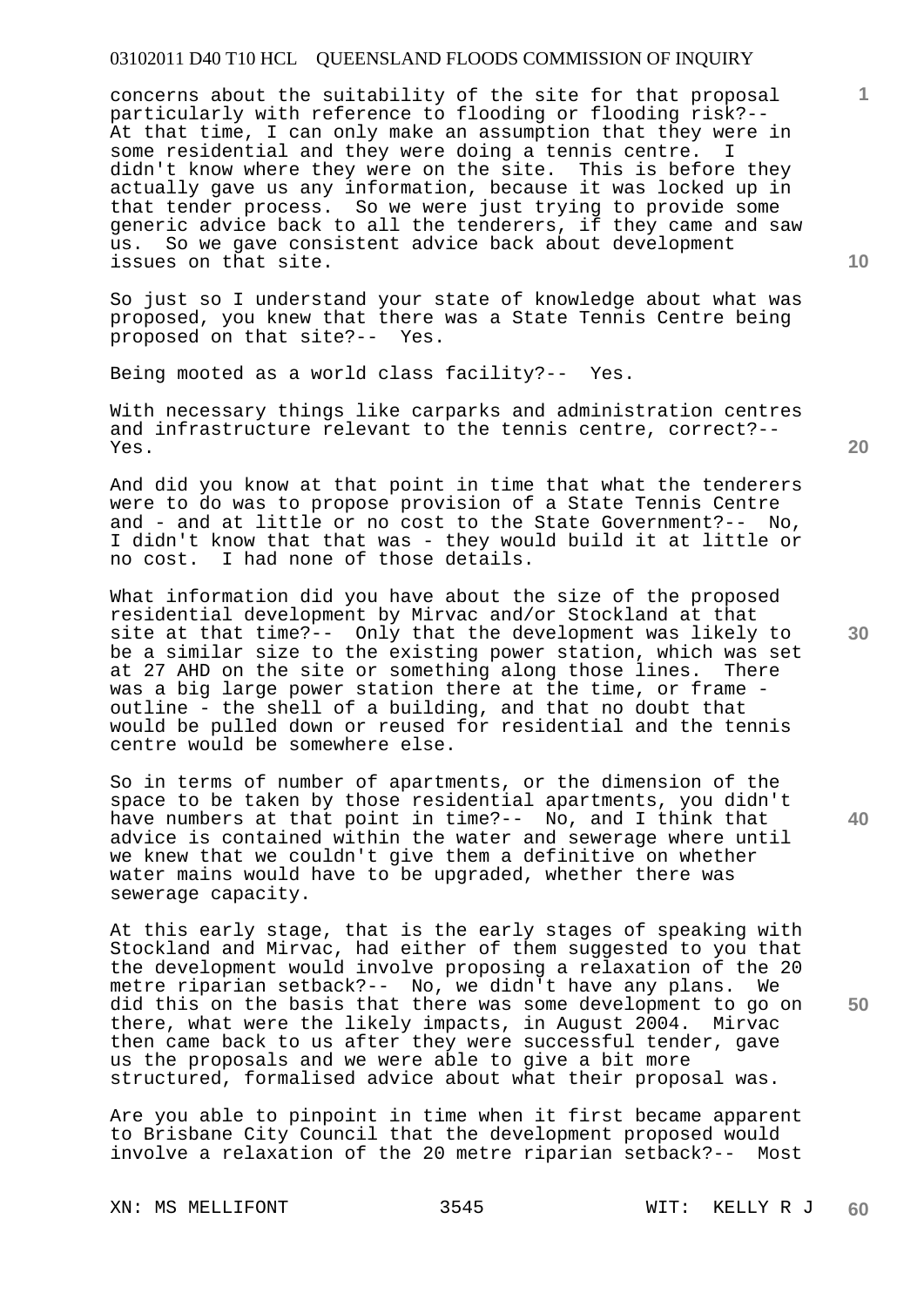concerns about the suitability of the site for that proposal particularly with reference to flooding or flooding risk?-- At that time, I can only make an assumption that they were in some residential and they were doing a tennis centre. I didn't know where they were on the site. This is before they actually gave us any information, because it was locked up in that tender process. So we were just trying to provide some generic advice back to all the tenderers, if they came and saw us. So we gave consistent advice back about development issues on that site.

So just so I understand your state of knowledge about what was proposed, you knew that there was a State Tennis Centre being proposed on that site?-- Yes.

Being mooted as a world class facility?-- Yes.

With necessary things like carparks and administration centres and infrastructure relevant to the tennis centre, correct?-- Yes.

And did you know at that point in time that what the tenderers were to do was to propose provision of a State Tennis Centre and - and at little or no cost to the State Government?-- No, I didn't know that that was - they would build it at little or no cost. I had none of those details.

What information did you have about the size of the proposed residential development by Mirvac and/or Stockland at that site at that time?-- Only that the development was likely to be a similar size to the existing power station, which was set at 27 AHD on the site or something along those lines. There was a big large power station there at the time, or frame - outline - the shell of a building, and that no doubt that would be pulled down or reused for residential and the tennis centre would be somewhere else.

So in terms of number of apartments, or the dimension of the space to be taken by those residential apartments, you didn't have numbers at that point in time?-- No, and I think that advice is contained within the water and sewerage where until we knew that we couldn't give them a definitive on whether water mains would have to be upgraded, whether there was sewerage capacity.

At this early stage, that is the early stages of speaking with Stockland and Mirvac, had either of them suggested to you that the development would involve proposing a relaxation of the 20 metre riparian setback?-- No, we didn't have any plans. We did this on the basis that there was some development to go on there, what were the likely impacts, in August 2004. Mirvac then came back to us after they were successful tender, gave us the proposals and we were able to give a bit more structured, formalised advice about what their proposal was.

Are you able to pinpoint in time when it first became apparent to Brisbane City Council that the development proposed would involve a relaxation of the 20 metre riparian setback?-- Most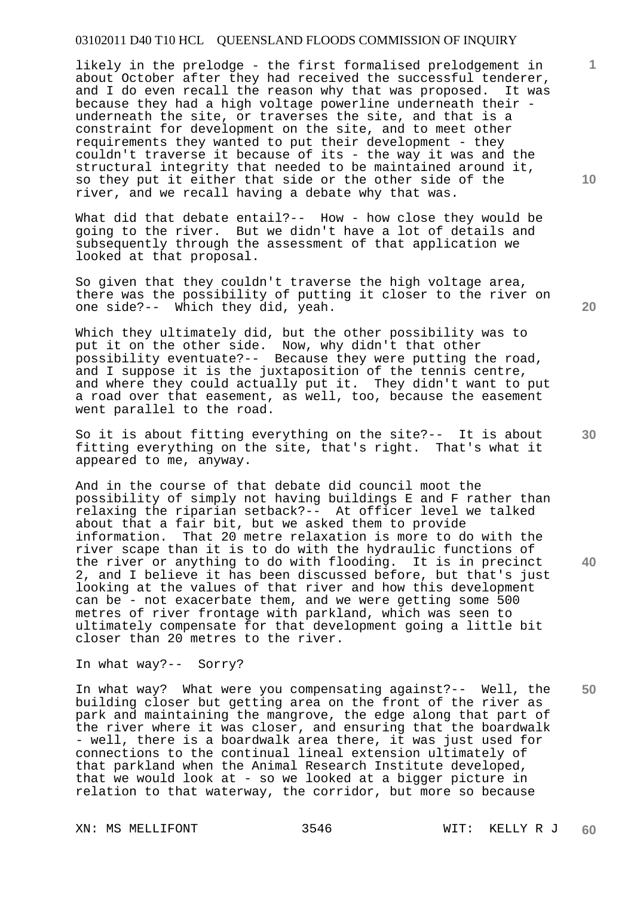likely in the prelodge - the first formalised prelodgement in about October after they had received the successful tenderer, and I do even recall the reason why that was proposed. It was because they had a high voltage powerline underneath their - underneath the site, or traverses the site, and that is a constraint for development on the site, and to meet other requirements they wanted to put their development - they couldn't traverse it because of its - the way it was and the structural integrity that needed to be maintained around it, so they put it either that side or the other side of the river, and we recall having a debate why that was.

What did that debate entail?-- How - how close they would be going to the river. But we didn't have a lot of details and subsequently through the assessment of that application we looked at that proposal.

So given that they couldn't traverse the high voltage area, there was the possibility of putting it closer to the river on one side?-- Which they did, yeah.

Which they ultimately did, but the other possibility was to put it on the other side. Now, why didn't that other possibility eventuate?-- Because they were putting the road, and I suppose it is the juxtaposition of the tennis centre, and where they could actually put it. They didn't want to put a road over that easement, as well, too, because the easement went parallel to the road.

So it is about fitting everything on the site?-- It is about fitting everything on the site, that's right. That's what it appeared to me, anyway.

And in the course of that debate did council moot the possibility of simply not having buildings E and F rather than relaxing the riparian setback?-- At officer level we talked about that a fair bit, but we asked them to provide information. That 20 metre relaxation is more to do with the river scape than it is to do with the hydraulic functions of the river or anything to do with flooding. It is in precinct 2, and I believe it has been discussed before, but that's just looking at the values of that river and how this development can be - not exacerbate them, and we were getting some 500 metres of river frontage with parkland, which was seen to ultimately compensate for that development going a little bit closer than 20 metres to the river.

In what way?-- Sorry?

In what way? What were you compensating against?-- Well, the building closer but getting area on the front of the river as park and maintaining the mangrove, the edge along that part of the river where it was closer, and ensuring that the boardwalk - well, there is a boardwalk area there, it was just used for connections to the continual lineal extension ultimately of that parkland when the Animal Research Institute developed, that we would look at - so we looked at a bigger picture in relation to that waterway, the corridor, but more so because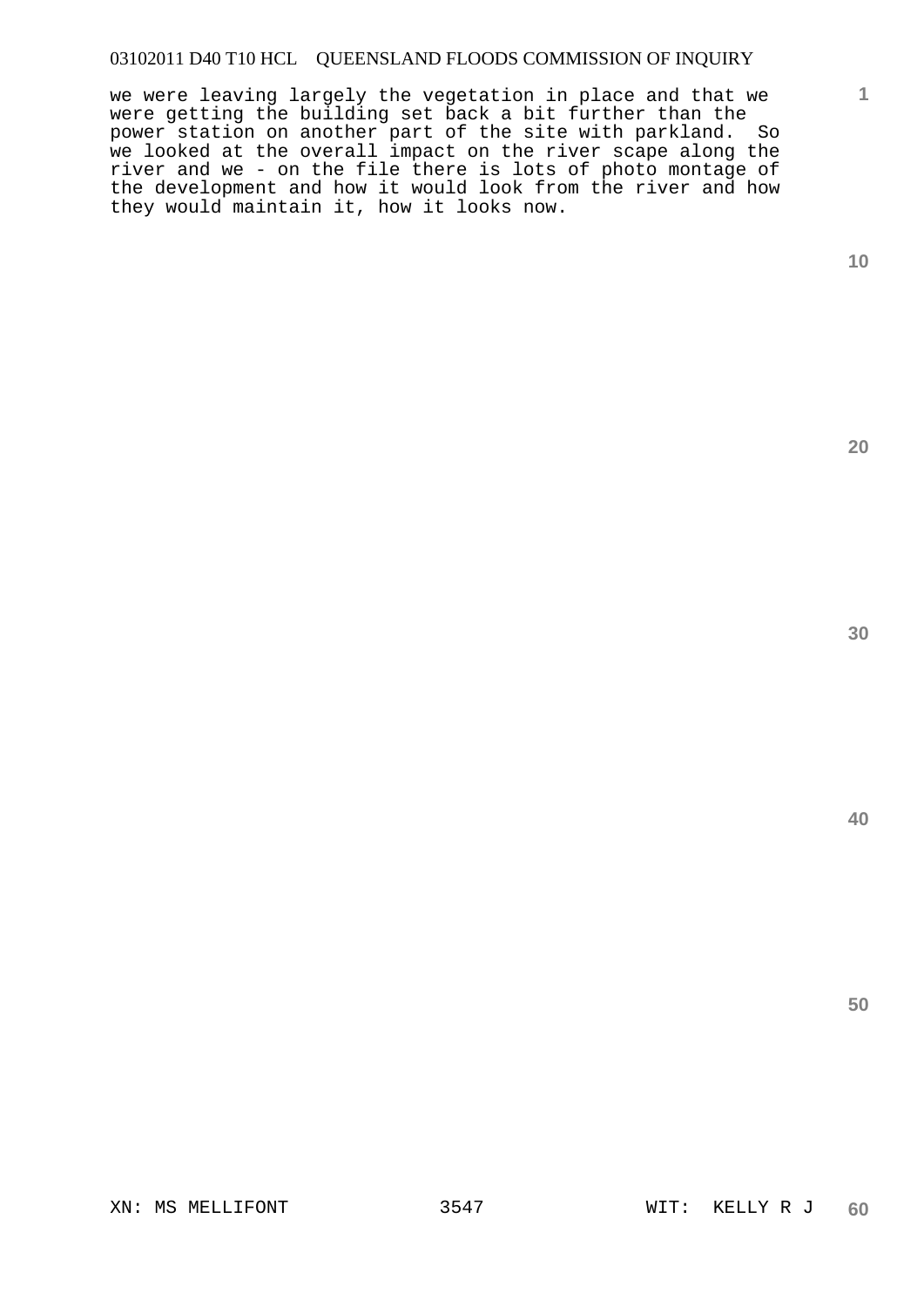we were leaving largely the vegetation in place and that we were getting the building set back a bit further than the power station on another part of the site with parkland. So we looked at the overall impact on the river scape along the river and we - on the file there is lots of photo montage of the development and how it would look from the river and how they would maintain it, how it looks now.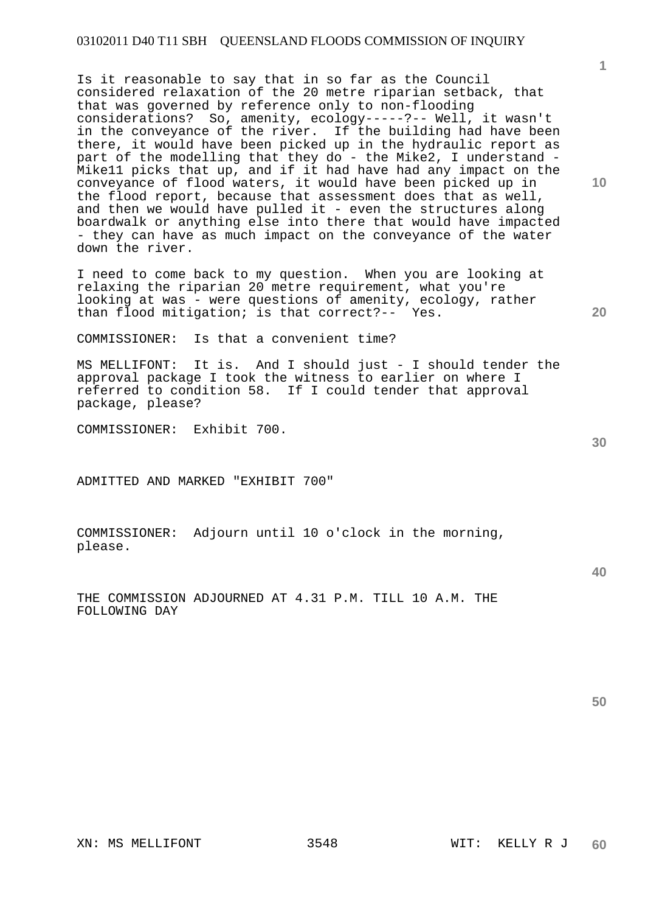Is it reasonable to say that in so far as the Council considered relaxation of the 20 metre riparian setback, that that was governed by reference only to non-flooding considerations? So, amenity, ecology-----?-- Well, it wasn't in the conveyance of the river. If the building had have been there, it would have been picked up in the hydraulic report as part of the modelling that they do - the Mike2, I understand - Mike11 picks that up, and if it had have had any impact on the conveyance of flood waters, it would have been picked up in the flood report, because that assessment does that as well, and then we would have pulled it - even the structures along boardwalk or anything else into there that would have impacted - they can have as much impact on the conveyance of the water down the river.

I need to come back to my question. When you are looking at relaxing the riparian 20 metre requirement, what you're looking at was - were questions of amenity, ecology, rather than flood mitigation; is that correct?-- Yes.

COMMISSIONER: Is that a convenient time?

MS MELLIFONT: It is. And I should just - I should tender the approval package I took the witness to earlier on where I referred to condition 58. If I could tender that approval package, please?

COMMISSIONER: Exhibit 700.

ADMITTED AND MARKED "EXHIBIT 700"

COMMISSIONER: Adjourn until 10 o'clock in the morning, please.

THE COMMISSION ADJOURNED AT 4.31 P.M. TILL 10 A.M. THE FOLLOWING DAY